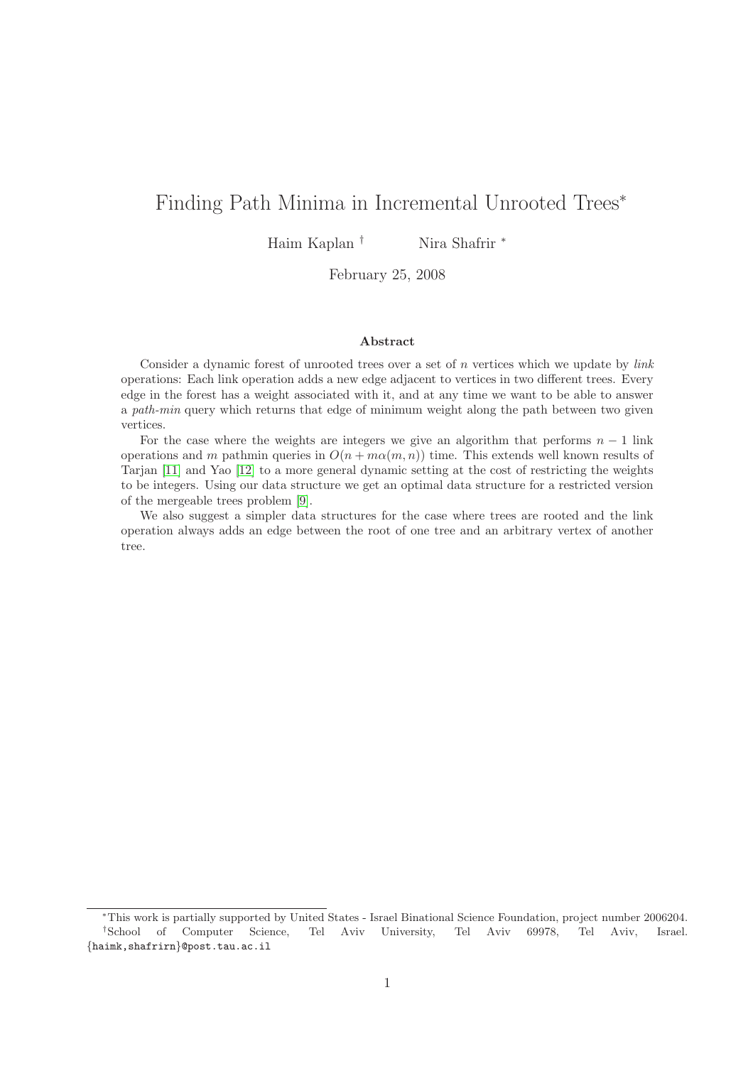# Finding Path Minima in Incremental Unrooted Trees*

Haim Kaplan †  Nira Shafrir *

February 25, 2008

### Abstract

Consider a dynamic forest of unrooted trees over a set of $n$ vertices which we update by *link* operations: Each link operation adds a new edge adjacent to vertices in two different trees. Every edge in the forest has a weight associated with it, and at any time we want to be able to answer a *path-min* query which returns that edge of minimum weight along the path between two given vertices.

For the case where the weights are integers we give an algorithm that performs $n-1$ link operations and $m$ pathmin queries in $O(n + m\alpha(m,n))$ time. This extends well known results of Tarjan [11] and Yao [12] to a more general dynamic setting at the cost of restricting the weights to be integers. Using our data structure we get an optimal data structure for a restricted version of the mergeable trees problem [9].

We also suggest a simpler data structures for the case where trees are rooted and the link operation always adds an edge between the root of one tree and an arbitrary vertex of another tree.

---

*This work is partially supported by United States - Israel Binational Science Foundation, project number 2006204.

†School of Computer Science, Tel Aviv University, Tel Aviv 69978, Tel Aviv, Israel. `{haimk,shafrirn}@post.tau.ac.il`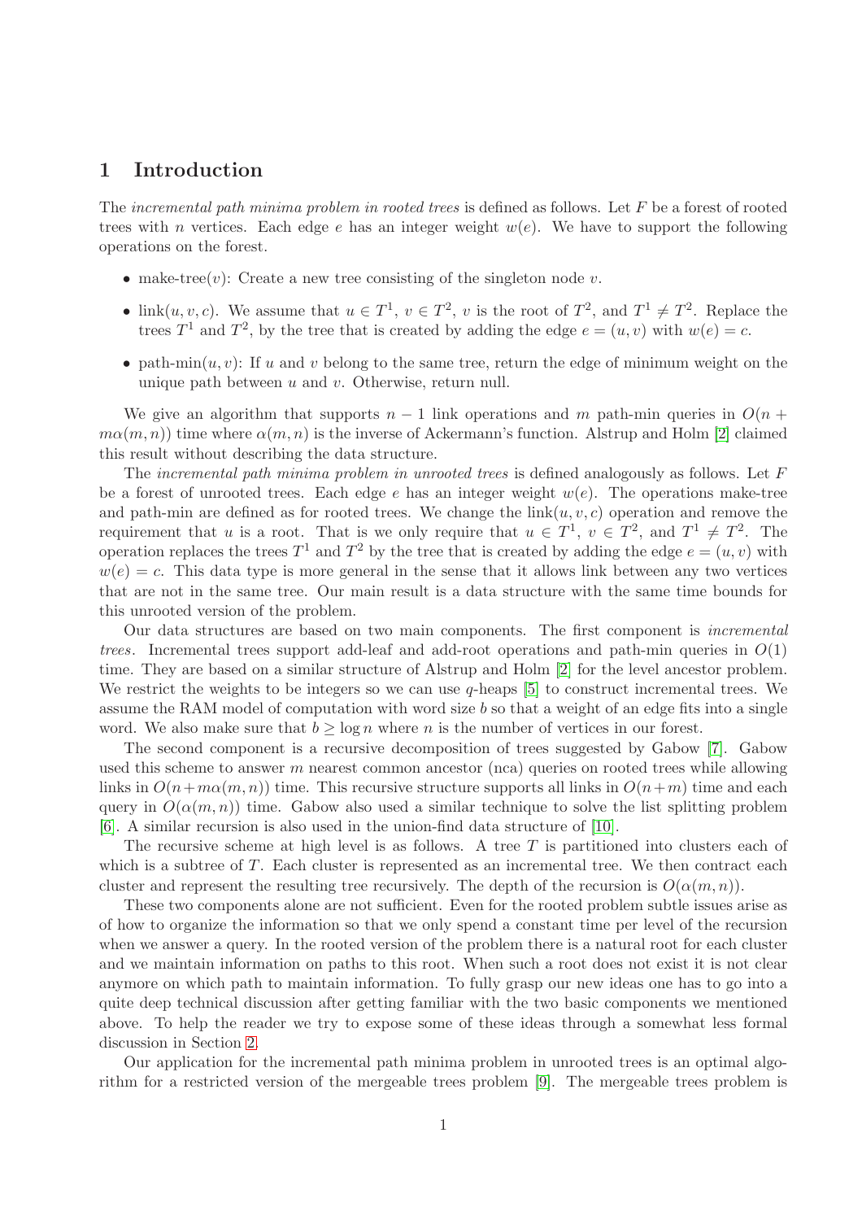# 1 Introduction

The *incremental path minima problem in rooted trees* is defined as follows. Let $F$ be a forest of rooted trees with $n$ vertices. Each edge $e$ has an integer weight $w(e)$. We have to support the following operations on the forest.

- make-tree($v$): Create a new tree consisting of the singleton node $v$.
- link($u, v, c$). We assume that $u \in T^1$, $v \in T^2$, $v$ is the root of $T^2$, and $T^1 \neq T^2$. Replace the trees $T^1$ and $T^2$, by the tree that is created by adding the edge $e = (u, v)$ with $w(e) = c$.
- path-min($u, v$): If $u$ and $v$ belong to the same tree, return the edge of minimum weight on the unique path between $u$ and $v$. Otherwise, return null.

We give an algorithm that supports $n - 1$ link operations and $m$ path-min queries in $O(n + m\alpha(m, n))$ time where $\alpha(m, n)$ is the inverse of Ackermann's function. Alstrup and Holm [2] claimed this result without describing the data structure.

The *incremental path minima problem in unrooted trees* is defined analogously as follows. Let $F$ be a forest of unrooted trees. Each edge $e$ has an integer weight $w(e)$. The operations make-tree and path-min are defined as for rooted trees. We change the link($u, v, c$) operation and remove the requirement that $u$ is a root. That is we only require that $u \in T^1$, $v \in T^2$, and $T^1 \neq T^2$. The operation replaces the trees $T^1$ and $T^2$ by the tree that is created by adding the edge $e = (u, v)$ with $w(e) = c$. This data type is more general in the sense that it allows link between any two vertices that are not in the same tree. Our main result is a data structure with the same time bounds for this unrooted version of the problem.

Our data structures are based on two main components. The first component is *incremental trees*. Incremental trees support add-leaf and add-root operations and path-min queries in $O(1)$ time. They are based on a similar structure of Alstrup and Holm [2] for the level ancestor problem. We restrict the weights to be integers so we can use $q$-heaps [5] to construct incremental trees. We assume the RAM model of computation with word size $b$ so that a weight of an edge fits into a single word. We also make sure that $b \geq \log n$ where $n$ is the number of vertices in our forest.

The second component is a recursive decomposition of trees suggested by Gabow [7]. Gabow used this scheme to answer $m$ nearest common ancestor (nca) queries on rooted trees while allowing links in $O(n+m\alpha(m, n))$ time. This recursive structure supports all links in $O(n+m)$ time and each query in $O(\alpha(m, n))$ time. Gabow also used a similar technique to solve the list splitting problem [6]. A similar recursion is also used in the union-find data structure of [10].

The recursive scheme at high level is as follows. A tree $T$ is partitioned into clusters each of which is a subtree of $T$. Each cluster is represented as an incremental tree. We then contract each cluster and represent the resulting tree recursively. The depth of the recursion is $O(\alpha(m, n))$.

These two components alone are not sufficient. Even for the rooted problem subtle issues arise as of how to organize the information so that we only spend a constant time per level of the recursion when we answer a query. In the rooted version of the problem there is a natural root for each cluster and we maintain information on paths to this root. When such a root does not exist it is not clear anymore on which path to maintain information. To fully grasp our new ideas one has to go into a quite deep technical discussion after getting familiar with the two basic components we mentioned above. To help the reader we try to expose some of these ideas through a somewhat less formal discussion in Section 2.

Our application for the incremental path minima problem in unrooted trees is an optimal algorithm for a restricted version of the mergeable trees problem [9]. The mergeable trees problem is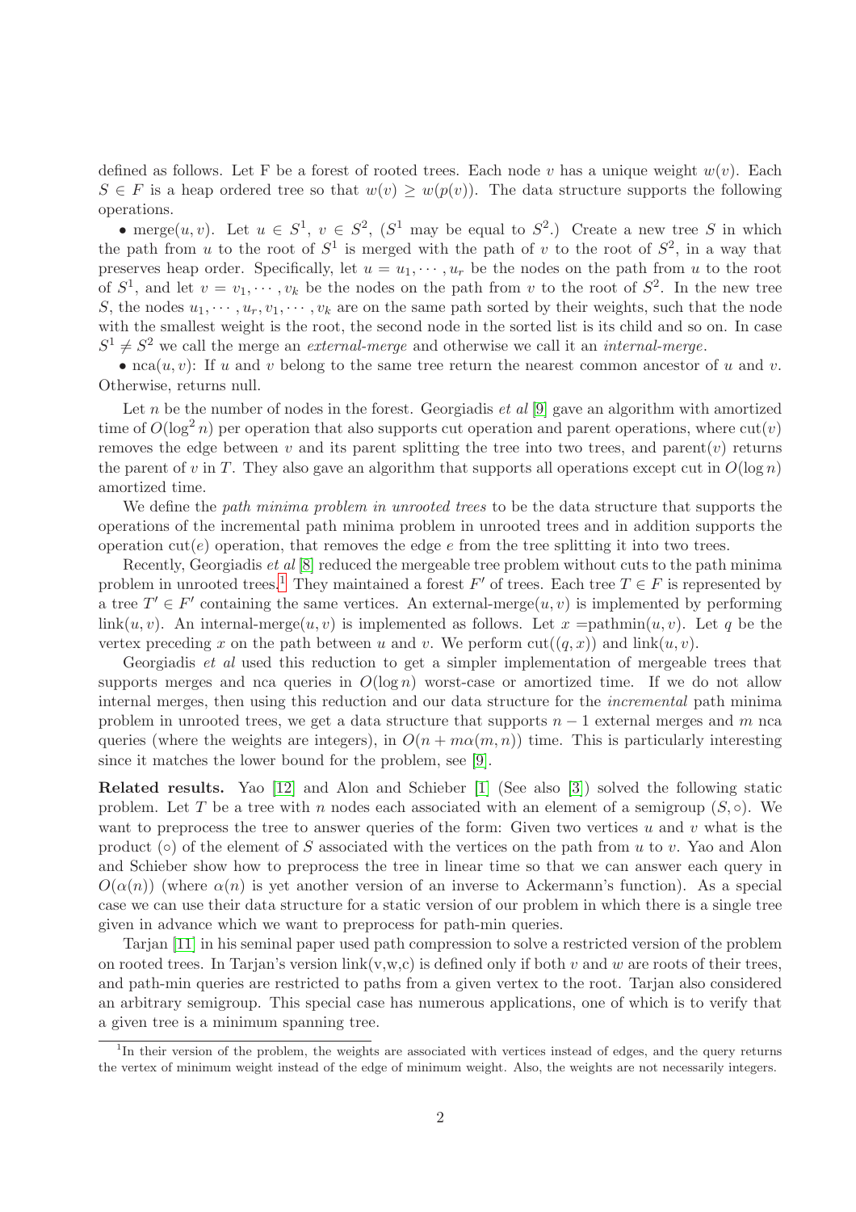defined as follows. Let F be a forest of rooted trees. Each node $v$ has a unique weight $w(v)$. Each $S \in F$ is a heap ordered tree so that $w(v) \geq w(p(v))$. The data structure supports the following operations.

• merge$(u, v)$. Let $u \in S^1$, $v \in S^2$, ($S^1$ may be equal to $S^2$.) Create a new tree $S$ in which the path from $u$ to the root of $S^1$ is merged with the path of $v$ to the root of $S^2$, in a way that preserves heap order. Specifically, let $u = u_1, \cdots, u_r$ be the nodes on the path from $u$ to the root of $S^1$, and let $v = v_1, \cdots, v_k$ be the nodes on the path from $v$ to the root of $S^2$. In the new tree $S$, the nodes $u_1, \cdots, u_r, v_1, \cdots, v_k$ are on the same path sorted by their weights, such that the node with the smallest weight is the root, the second node in the sorted list is its child and so on. In case $S^1 \neq S^2$ we call the merge an *external-merge* and otherwise we call it an *internal-merge*.

• nca$(u, v)$: If $u$ and $v$ belong to the same tree return the nearest common ancestor of $u$ and $v$. Otherwise, returns null.

Let $n$ be the number of nodes in the forest. Georgiadis *et al* [9] gave an algorithm with amortized time of $O(\log^2 n)$ per operation that also supports cut operation and parent operations, where cut$(v)$ removes the edge between $v$ and its parent splitting the tree into two trees, and parent$(v)$ returns the parent of $v$ in $T$. They also gave an algorithm that supports all operations except cut in $O(\log n)$ amortized time.

We define the *path minima problem in unrooted trees* to be the data structure that supports the operations of the incremental path minima problem in unrooted trees and in addition supports the operation cut$(e)$ operation, that removes the edge $e$ from the tree splitting it into two trees.

Recently, Georgiadis *et al* [8] reduced the mergeable tree problem without cuts to the path minima problem in unrooted trees.[1] They maintained a forest $F'$ of trees. Each tree $T \in F$ is represented by a tree $T' \in F'$ containing the same vertices. An external-merge$(u, v)$ is implemented by performing link$(u, v)$. An internal-merge$(u, v)$ is implemented as follows. Let $x =$pathmin$(u, v)$. Let $q$ be the vertex preceding $x$ on the path between $u$ and $v$. We perform cut$((q, x))$ and link$(u, v)$.

Georgiadis *et al* used this reduction to get a simpler implementation of mergeable trees that supports merges and nca queries in $O(\log n)$ worst-case or amortized time. If we do not allow internal merges, then using this reduction and our data structure for the *incremental* path minima problem in unrooted trees, we get a data structure that supports $n-1$ external merges and $m$ nca queries (where the weights are integers), in $O(n + m\alpha(m, n))$ time. This is particularly interesting since it matches the lower bound for the problem, see [9].

**Related results.** Yao [12] and Alon and Schieber [1] (See also [3]) solved the following static problem. Let $T$ be a tree with $n$ nodes each associated with an element of a semigroup $(S, \circ)$. We want to preprocess the tree to answer queries of the form: Given two vertices $u$ and $v$ what is the product ($\circ$) of the element of $S$ associated with the vertices on the path from $u$ to $v$. Yao and Alon and Schieber show how to preprocess the tree in linear time so that we can answer each query in $O(\alpha(n))$ (where $\alpha(n)$ is yet another version of an inverse to Ackermann's function). As a special case we can use their data structure for a static version of our problem in which there is a single tree given in advance which we want to preprocess for path-min queries.

Tarjan [11] in his seminal paper used path compression to solve a restricted version of the problem on rooted trees. In Tarjan's version link(v,w,c) is defined only if both $v$ and $w$ are roots of their trees, and path-min queries are restricted to paths from a given vertex to the root. Tarjan also considered an arbitrary semigroup. This special case has numerous applications, one of which is to verify that a given tree is a minimum spanning tree.

[1] In their version of the problem, the weights are associated with vertices instead of edges, and the query returns the vertex of minimum weight instead of the edge of minimum weight. Also, the weights are not necessarily integers.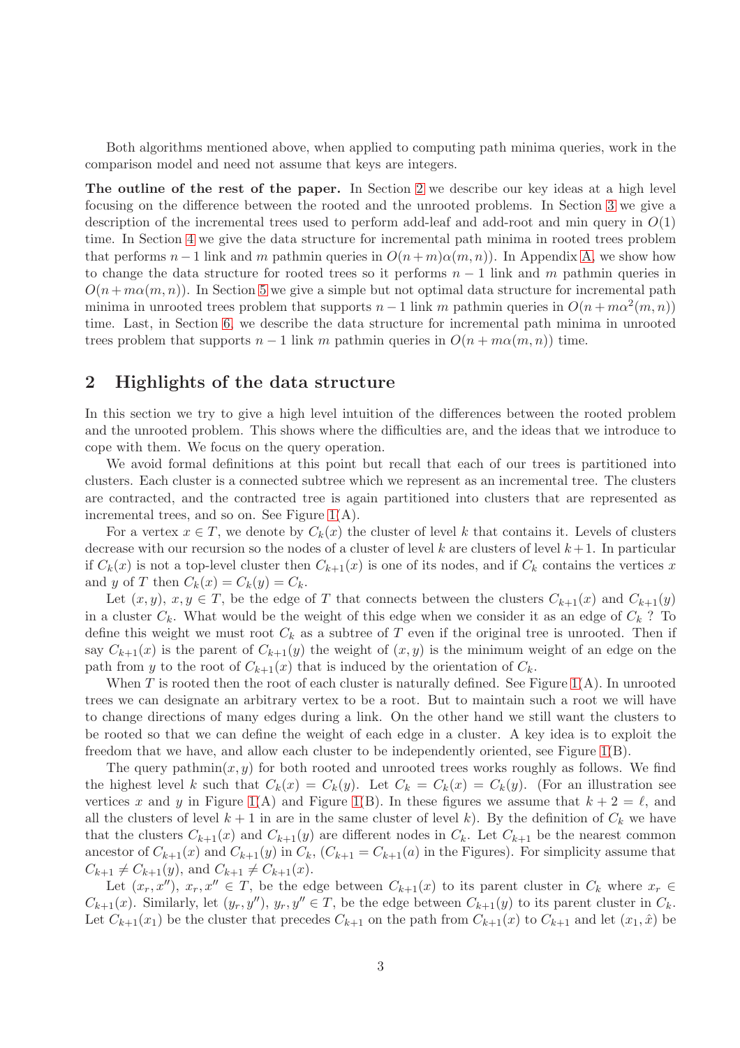Both algorithms mentioned above, when applied to computing path minima queries, work in the comparison model and need not assume that keys are integers.

**The outline of the rest of the paper.** In Section 2 we describe our key ideas at a high level focusing on the difference between the rooted and the unrooted problems. In Section 3 we give a description of the incremental trees used to perform add-leaf and add-root and min query in $O(1)$ time. In Section 4 we give the data structure for incremental path minima in rooted trees problem that performs $n-1$ link and $m$ pathmin queries in $O(n+m)\alpha(m,n))$. In Appendix A, we show how to change the data structure for rooted trees so it performs $n-1$ link and $m$ pathmin queries in $O(n+m\alpha(m,n))$. In Section 5 we give a simple but not optimal data structure for incremental path minima in unrooted trees problem that supports $n-1$ link $m$ pathmin queries in $O(n+m\alpha^2(m,n))$ time. Last, in Section 6, we describe the data structure for incremental path minima in unrooted trees problem that supports $n-1$ link $m$ pathmin queries in $O(n+m\alpha(m,n))$ time.

## 2 Highlights of the data structure

In this section we try to give a high level intuition of the differences between the rooted problem and the unrooted problem. This shows where the difficulties are, and the ideas that we introduce to cope with them. We focus on the query operation.

We avoid formal definitions at this point but recall that each of our trees is partitioned into clusters. Each cluster is a connected subtree which we represent as an incremental tree. The clusters are contracted, and the contracted tree is again partitioned into clusters that are represented as incremental trees, and so on. See Figure 1(A).

For a vertex $x \in T$, we denote by $C_k(x)$ the cluster of level $k$ that contains it. Levels of clusters decrease with our recursion so the nodes of a cluster of level $k$ are clusters of level $k+1$. In particular if $C_k(x)$ is not a top-level cluster then $C_{k+1}(x)$ is one of its nodes, and if $C_k$ contains the vertices $x$ and $y$ of $T$ then $C_k(x) = C_k(y) = C_k$.

Let $(x, y)$, $x, y \in T$, be the edge of $T$ that connects between the clusters $C_{k+1}(x)$ and $C_{k+1}(y)$ in a cluster $C_k$. What would be the weight of this edge when we consider it as an edge of $C_k$ ? To define this weight we must root $C_k$ as a subtree of $T$ even if the original tree is unrooted. Then if say $C_{k+1}(x)$ is the parent of $C_{k+1}(y)$ the weight of $(x, y)$ is the minimum weight of an edge on the path from $y$ to the root of $C_{k+1}(x)$ that is induced by the orientation of $C_k$.

When $T$ is rooted then the root of each cluster is naturally defined. See Figure 1(A). In unrooted trees we can designate an arbitrary vertex to be a root. But to maintain such a root we will have to change directions of many edges during a link. On the other hand we still want the clusters to be rooted so that we can define the weight of each edge in a cluster. A key idea is to exploit the freedom that we have, and allow each cluster to be independently oriented, see Figure 1(B).

The query pathmin$(x, y)$ for both rooted and unrooted trees works roughly as follows. We find the highest level $k$ such that $C_k(x) = C_k(y)$. Let $C_k = C_k(x) = C_k(y)$. (For an illustration see vertices $x$ and $y$ in Figure 1(A) and Figure 1(B). In these figures we assume that $k+2 = \ell$, and all the clusters of level $k+1$ in are in the same cluster of level $k$). By the definition of $C_k$ we have that the clusters $C_{k+1}(x)$ and $C_{k+1}(y)$ are different nodes in $C_k$. Let $C_{k+1}$ be the nearest common ancestor of $C_{k+1}(x)$ and $C_{k+1}(y)$ in $C_k$, ($C_{k+1} = C_{k+1}(a)$ in the Figures). For simplicity assume that $C_{k+1} \neq C_{k+1}(y)$, and $C_{k+1} \neq C_{k+1}(x)$.

Let $(x_r, x'')$, $x_r, x'' \in T$, be the edge between $C_{k+1}(x)$ to its parent cluster in $C_k$ where $x_r \in C_{k+1}(x)$. Similarly, let $(y_r, y'')$, $y_r, y'' \in T$, be the edge between $C_{k+1}(y)$ to its parent cluster in $C_k$. Let $C_{k+1}(x_1)$ be the cluster that precedes $C_{k+1}$ on the path from $C_{k+1}(x)$ to $C_{k+1}$ and let $(x_1, \hat{x})$ be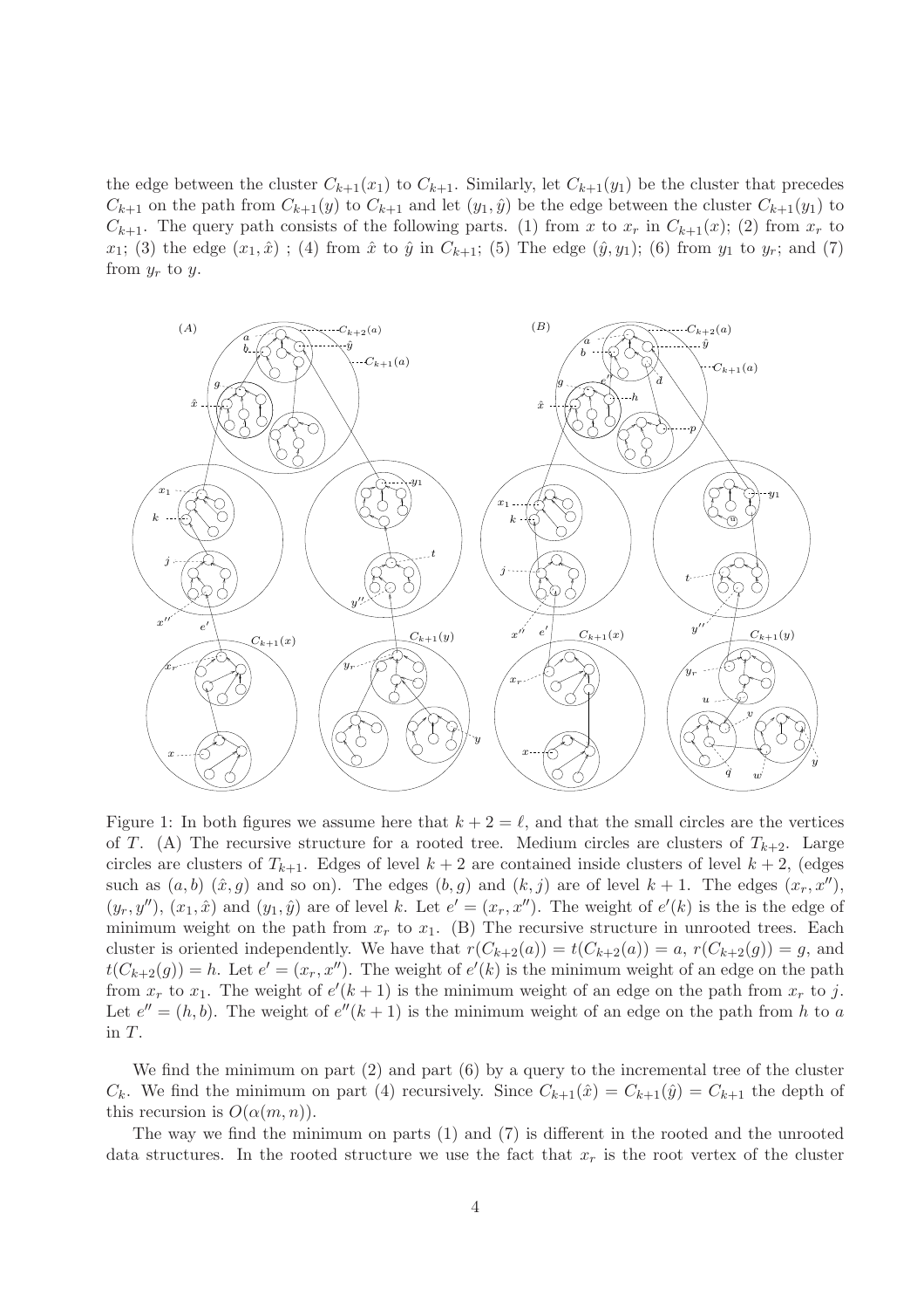the edge between the cluster $C_{k+1}(x_1)$ to $C_{k+1}$. Similarly, let $C_{k+1}(y_1)$ be the cluster that precedes $C_{k+1}$ on the path from $C_{k+1}(y)$ to $C_{k+1}$ and let $(y_1, \hat{y})$ be the edge between the cluster $C_{k+1}(y_1)$ to $C_{k+1}$. The query path consists of the following parts. (1) from $x$ to $x_r$ in $C_{k+1}(x)$; (2) from $x_r$ to $x_1$; (3) the edge $(x_1, \hat{x})$ ; (4) from $\hat{x}$ to $\hat{y}$ in $C_{k+1}$; (5) The edge $(\hat{y}, y_1)$; (6) from $y_1$ to $y_r$; and (7) from $y_r$ to $y$.

Figure 1: In both figures we assume here that $k + 2 = \ell$, and that the small circles are the vertices of $T$. (A) The recursive structure for a rooted tree. Medium circles are clusters of $T_{k+2}$. Large circles are clusters of $T_{k+1}$. Edges of level $k + 2$ are contained inside clusters of level $k + 2$, (edges such as $(a, b)$ $(\hat{x}, g)$ and so on). The edges $(b, g)$ and $(k, j)$ are of level $k + 1$. The edges $(x_r, x'')$, $(y_r, y'')$, $(x_1, \hat{x})$ and $(y_1, \hat{y})$ are of level $k$. Let $e' = (x_r, x'')$. The weight of $e'(k)$ is the is the edge of minimum weight on the path from $x_r$ to $x_1$. (B) The recursive structure in unrooted trees. Each cluster is oriented independently. We have that $r(C_{k+2}(a)) = t(C_{k+2}(a)) = a$, $r(C_{k+2}(g)) = g$, and $t(C_{k+2}(g)) = h$. Let $e' = (x_r, x'')$. The weight of $e'(k)$ is the minimum weight of an edge on the path from $x_r$ to $x_1$. The weight of $e'(k+1)$ is the minimum weight of an edge on the path from $x_r$ to $j$. Let $e'' = (h, b)$. The weight of $e''(k+1)$ is the minimum weight of an edge on the path from $h$ to $a$ in $T$.

We find the minimum on part (2) and part (6) by a query to the incremental tree of the cluster $C_k$. We find the minimum on part (4) recursively. Since $C_{k+1}(\hat{x}) = C_{k+1}(\hat{y}) = C_{k+1}$ the depth of this recursion is $O(\alpha(m, n))$.

The way we find the minimum on parts (1) and (7) is different in the rooted and the unrooted data structures. In the rooted structure we use the fact that $x_r$ is the root vertex of the cluster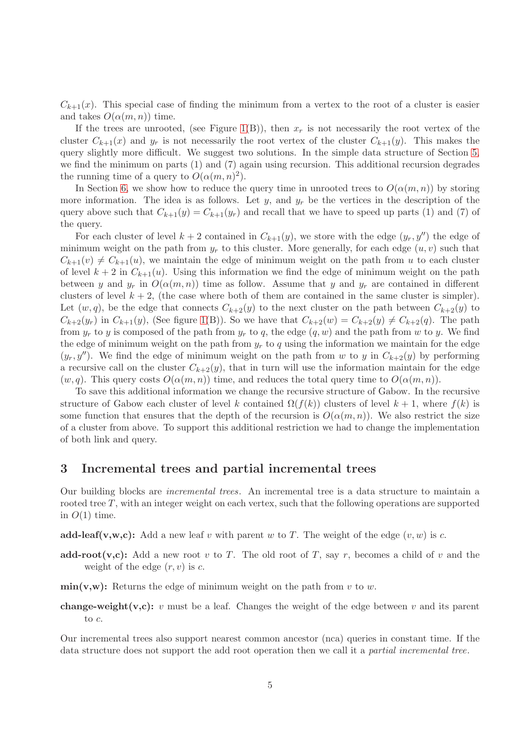$C_{k+1}(x)$. This special case of finding the minimum from a vertex to the root of a cluster is easier and takes $O(\alpha(m,n))$ time.

If the trees are unrooted, (see Figure 1(B)), then $x_r$ is not necessarily the root vertex of the cluster $C_{k+1}(x)$ and $y_r$ is not necessarily the root vertex of the cluster $C_{k+1}(y)$. This makes the query slightly more difficult. We suggest two solutions. In the simple data structure of Section 5, we find the minimum on parts (1) and (7) again using recursion. This additional recursion degrades the running time of a query to $O(\alpha(m,n)^2)$.

In Section 6, we show how to reduce the query time in unrooted trees to $O(\alpha(m,n))$ by storing more information. The idea is as follows. Let $y$, and $y_r$ be the vertices in the description of the query above such that $C_{k+1}(y) = C_{k+1}(y_r)$ and recall that we have to speed up parts (1) and (7) of the query.

For each cluster of level $k+2$ contained in $C_{k+1}(y)$, we store with the edge $(y_r, y'')$ the edge of minimum weight on the path from $y_r$ to this cluster. More generally, for each edge $(u,v)$ such that $C_{k+1}(v) \neq C_{k+1}(u)$, we maintain the edge of minimum weight on the path from $u$ to each cluster of level $k+2$ in $C_{k+1}(u)$. Using this information we find the edge of minimum weight on the path between $y$ and $y_r$ in $O(\alpha(m,n))$ time as follow. Assume that $y$ and $y_r$ are contained in different clusters of level $k+2$, (the case where both of them are contained in the same cluster is simpler). Let $(w,q)$, be the edge that connects $C_{k+2}(y)$ to the next cluster on the path between $C_{k+2}(y)$ to $C_{k+2}(y_r)$ in $C_{k+1}(y)$, (See figure 1(B)). So we have that $C_{k+2}(w) = C_{k+2}(y) \neq C_{k+2}(q)$. The path from $y_r$ to $y$ is composed of the path from $y_r$ to $q$, the edge $(q,w)$ and the path from $w$ to $y$. We find the edge of minimum weight on the path from $y_r$ to $q$ using the information we maintain for the edge $(y_r, y'')$. We find the edge of minimum weight on the path from $w$ to $y$ in $C_{k+2}(y)$ by performing a recursive call on the cluster $C_{k+2}(y)$, that in turn will use the information maintain for the edge $(w,q)$. This query costs $O(\alpha(m,n))$ time, and reduces the total query time to $O(\alpha(m,n))$.

To save this additional information we change the recursive structure of Gabow. In the recursive structure of Gabow each cluster of level $k$ contained $\Omega(f(k))$ clusters of level $k+1$, where $f(k)$ is some function that ensures that the depth of the recursion is $O(\alpha(m,n))$. We also restrict the size of a cluster from above. To support this additional restriction we had to change the implementation of both link and query.

## 3 Incremental trees and partial incremental trees

Our building blocks are *incremental trees*. An incremental tree is a data structure to maintain a rooted tree $T$, with an integer weight on each vertex, such that the following operations are supported in $O(1)$ time.

**add-leaf(v,w,c):** Add a new leaf $v$ with parent $w$ to $T$. The weight of the edge $(v,w)$ is $c$.

**add-root(v,c):** Add a new root $v$ to $T$. The old root of $T$, say $r$, becomes a child of $v$ and the weight of the edge $(r,v)$ is $c$.

**min(v,w):** Returns the edge of minimum weight on the path from $v$ to $w$.

**change-weight(v,c):** $v$ must be a leaf. Changes the weight of the edge between $v$ and its parent to $c$.

Our incremental trees also support nearest common ancestor (nca) queries in constant time. If the data structure does not support the add root operation then we call it a *partial incremental tree*.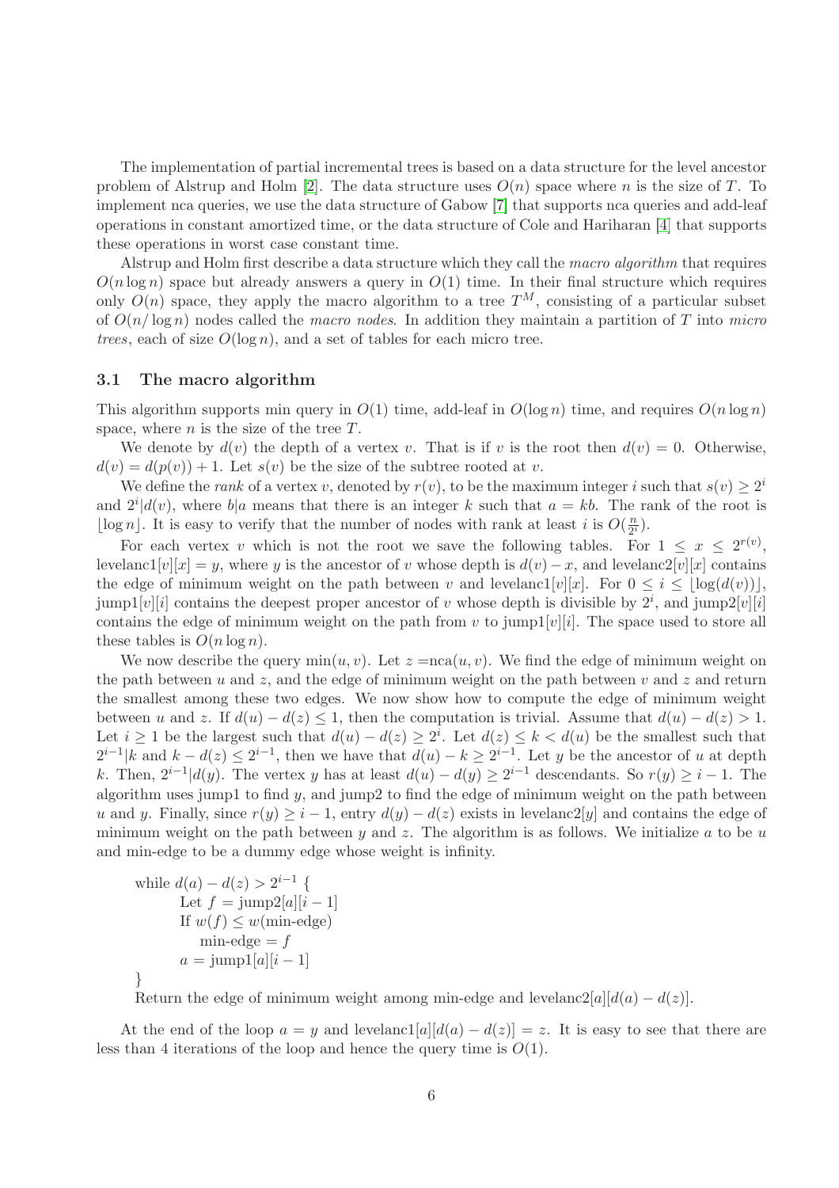The implementation of partial incremental trees is based on a data structure for the level ancestor problem of Alstrup and Holm [2]. The data structure uses $O(n)$ space where $n$ is the size of $T$. To implement nca queries, we use the data structure of Gabow [7] that supports nca queries and add-leaf operations in constant amortized time, or the data structure of Cole and Hariharan [4] that supports these operations in worst case constant time.

Alstrup and Holm first describe a data structure which they call the *macro algorithm* that requires $O(n \log n)$ space but already answers a query in $O(1)$ time. In their final structure which requires only $O(n)$ space, they apply the macro algorithm to a tree $T^M$, consisting of a particular subset of $O(n/\log n)$ nodes called the *macro nodes*. In addition they maintain a partition of $T$ into *micro trees*, each of size $O(\log n)$, and a set of tables for each micro tree.

### 3.1 The macro algorithm

This algorithm supports min query in $O(1)$ time, add-leaf in $O(\log n)$ time, and requires $O(n \log n)$ space, where $n$ is the size of the tree $T$.

We denote by $d(v)$ the depth of a vertex $v$. That is if $v$ is the root then $d(v) = 0$. Otherwise, $d(v) = d(p(v)) + 1$. Let $s(v)$ be the size of the subtree rooted at $v$.

We define the *rank* of a vertex $v$, denoted by $r(v)$, to be the maximum integer $i$ such that $s(v) \geq 2^i$ and $2^i | d(v)$, where $b|a$ means that there is an integer $k$ such that $a = kb$. The rank of the root is $\lfloor \log n \rfloor$. It is easy to verify that the number of nodes with rank at least $i$ is $O(\frac{n}{2^i})$.

For each vertex $v$ which is not the root we save the following tables. For $1 \leq x \leq 2^{r(v)}$, levelanc1$[v][x] = y$, where $y$ is the ancestor of $v$ whose depth is $d(v) - x$, and levelanc2$[v][x]$ contains the edge of minimum weight on the path between $v$ and levelanc1$[v][x]$. For $0 \leq i \leq \lfloor \log(d(v)) \rfloor$, jump1$[v][i]$ contains the deepest proper ancestor of $v$ whose depth is divisible by $2^i$, and jump2$[v][i]$ contains the edge of minimum weight on the path from $v$ to jump1$[v][i]$. The space used to store all these tables is $O(n \log n)$.

We now describe the query $\min(u, v)$. Let $z = \text{nca}(u, v)$. We find the edge of minimum weight on the path between $u$ and $z$, and the edge of minimum weight on the path between $v$ and $z$ and return the smallest among these two edges. We now show how to compute the edge of minimum weight between $u$ and $z$. If $d(u) - d(z) \leq 1$, then the computation is trivial. Assume that $d(u) - d(z) > 1$. Let $i \geq 1$ be the largest such that $d(u) - d(z) \geq 2^i$. Let $d(z) \leq k < d(u)$ be the smallest such that $2^{i-1}|k$ and $k - d(z) \leq 2^{i-1}$, then we have that $d(u) - k \geq 2^{i-1}$. Let $y$ be the ancestor of $u$ at depth $k$. Then, $2^{i-1}|d(y)$. The vertex $y$ has at least $d(u) - d(y) \geq 2^{i-1}$ descendants. So $r(y) \geq i - 1$. The algorithm uses jump1 to find $y$, and jump2 to find the edge of minimum weight on the path between $u$ and $y$. Finally, since $r(y) \geq i - 1$, entry $d(y) - d(z)$ exists in levelanc2$[y]$ and contains the edge of minimum weight on the path between $y$ and $z$. The algorithm is as follows. We initialize $a$ to be $u$ and min-edge to be a dummy edge whose weight is infinity.

```
while d(a) − d(z) > 2^{i−1} {
        Let f = jump2[a][i − 1]
        If w(f) ≤ w(min-edge)
            min-edge = f
        a = jump1[a][i − 1]
}
Return the edge of minimum weight among min-edge and levelanc2[a][d(a) − d(z)].
```

At the end of the loop $a = y$ and levelanc1$[a][d(a) - d(z)] = z$. It is easy to see that there are less than 4 iterations of the loop and hence the query time is $O(1)$.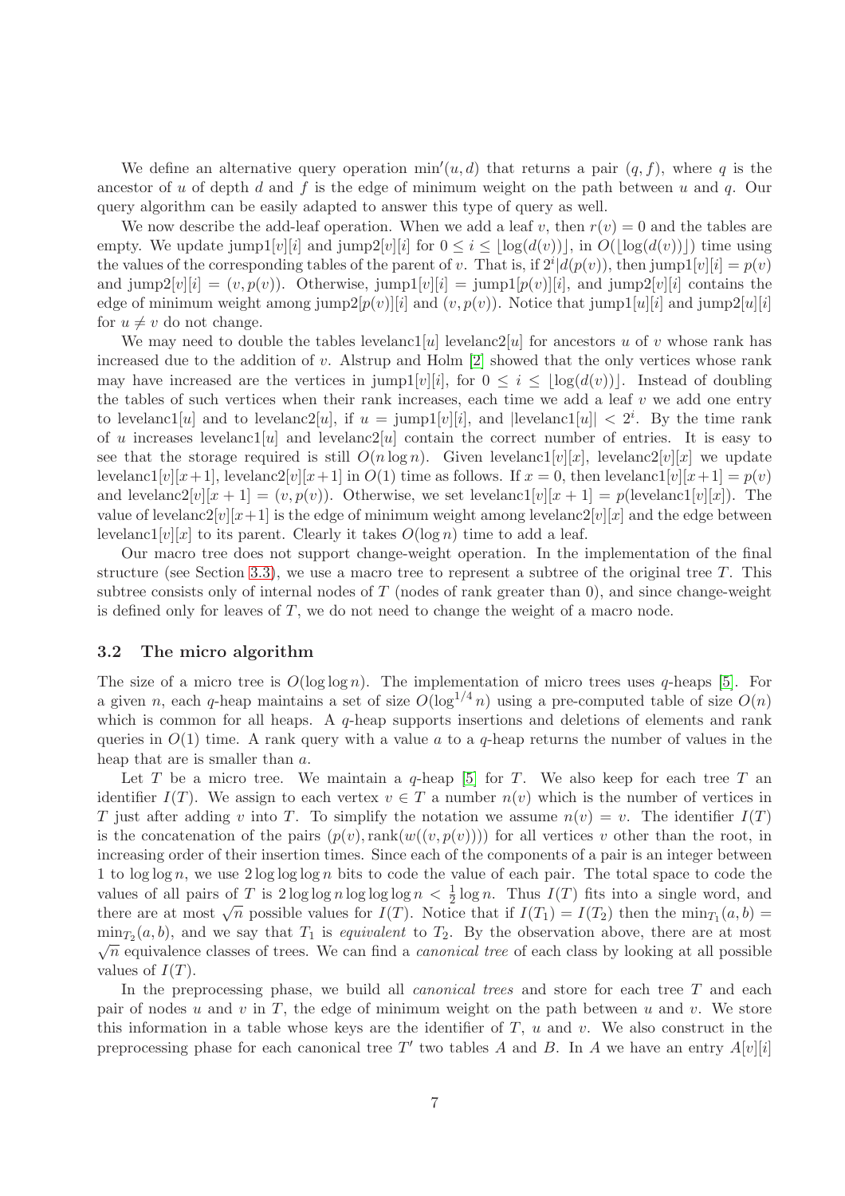We define an alternative query operation $\min'(u, d)$ that returns a pair $(q, f)$, where $q$ is the ancestor of $u$ of depth $d$ and $f$ is the edge of minimum weight on the path between $u$ and $q$. Our query algorithm can be easily adapted to answer this type of query as well.

We now describe the add-leaf operation. When we add a leaf $v$, then $r(v) = 0$ and the tables are empty. We update jump1$[v][i]$ and jump2$[v][i]$ for $0 \le i \le \lfloor \log(d(v)) \rfloor$, in $O(\lfloor \log(d(v)) \rfloor)$ time using the values of the corresponding tables of the parent of $v$. That is, if $2^i | d(p(v))$, then jump1$[v][i] = p(v)$ and jump2$[v][i] = (v, p(v))$. Otherwise, jump1$[v][i] =$ jump1$[p(v)][i]$, and jump2$[v][i]$ contains the edge of minimum weight among jump2$[p(v)][i]$ and $(v, p(v))$. Notice that jump1$[u][i]$ and jump2$[u][i]$ for $u \neq v$ do not change.

We may need to double the tables levelanc1$[u]$ levelanc2$[u]$ for ancestors $u$ of $v$ whose rank has increased due to the addition of $v$. Alstrup and Holm [2] showed that the only vertices whose rank may have increased are the vertices in jump1$[v][i]$, for $0 \le i \le \lfloor \log(d(v)) \rfloor$. Instead of doubling the tables of such vertices when their rank increases, each time we add a leaf $v$ we add one entry to levelanc1$[u]$ and to levelanc2$[u]$, if $u =$ jump1$[v][i]$, and $|$levelanc1$[u]| < 2^i$. By the time rank of $u$ increases levelanc1$[u]$ and levelanc2$[u]$ contain the correct number of entries. It is easy to see that the storage required is still $O(n \log n)$. Given levelanc1$[v][x]$, levelanc2$[v][x]$ we update levelanc1$[v][x+1]$, levelanc2$[v][x+1]$ in $O(1)$ time as follows. If $x = 0$, then levelanc1$[v][x+1] = p(v)$ and levelanc2$[v][x+1] = (v, p(v))$. Otherwise, we set levelanc1$[v][x+1] = p($levelanc1$[v][x])$. The value of levelanc2$[v][x+1]$ is the edge of minimum weight among levelanc2$[v][x]$ and the edge between levelanc1$[v][x]$ to its parent. Clearly it takes $O(\log n)$ time to add a leaf.

Our macro tree does not support change-weight operation. In the implementation of the final structure (see Section 3.3), we use a macro tree to represent a subtree of the original tree $T$. This subtree consists only of internal nodes of $T$ (nodes of rank greater than 0), and since change-weight is defined only for leaves of $T$, we do not need to change the weight of a macro node.

### 3.2 The micro algorithm

The size of a micro tree is $O(\log \log n)$. The implementation of micro trees uses $q$-heaps [5]. For a given $n$, each $q$-heap maintains a set of size $O(\log^{1/4} n)$ using a pre-computed table of size $O(n)$ which is common for all heaps. A $q$-heap supports insertions and deletions of elements and rank queries in $O(1)$ time. A rank query with a value $a$ to a $q$-heap returns the number of values in the heap that are is smaller than $a$.

Let $T$ be a micro tree. We maintain a $q$-heap [5] for $T$. We also keep for each tree $T$ an identifier $I(T)$. We assign to each vertex $v \in T$ a number $n(v)$ which is the number of vertices in $T$ just after adding $v$ into $T$. To simplify the notation we assume $n(v) = v$. The identifier $I(T)$ is the concatenation of the pairs $(p(v), \text{rank}(w((v, p(v)))))$ for all vertices $v$ other than the root, in increasing order of their insertion times. Since each of the components of a pair is an integer between 1 to $\log \log n$, we use $2 \log \log \log n$ bits to code the value of each pair. The total space to code the values of all pairs of $T$ is $2 \log \log n \log \log \log n < \frac{1}{2} \log n$. Thus $I(T)$ fits into a single word, and there are at most $\sqrt{n}$ possible values for $I(T)$. Notice that if $I(T_1) = I(T_2)$ then the $\min_{T_1}(a, b) = \min_{T_2}(a, b)$, and we say that $T_1$ is *equivalent* to $T_2$. By the observation above, there are at most $\sqrt{n}$ equivalence classes of trees. We can find a *canonical tree* of each class by looking at all possible values of $I(T)$.

In the preprocessing phase, we build all *canonical trees* and store for each tree $T$ and each pair of nodes $u$ and $v$ in $T$, the edge of minimum weight on the path between $u$ and $v$. We store this information in a table whose keys are the identifier of $T$, $u$ and $v$. We also construct in the preprocessing phase for each canonical tree $T'$ two tables $A$ and $B$. In $A$ we have an entry $A[v][i]$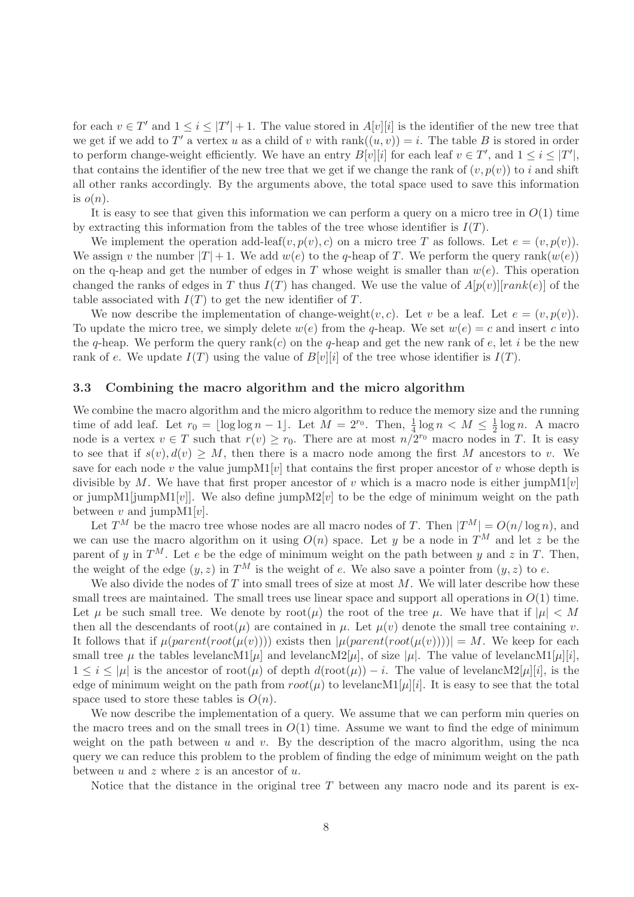for each $v \in T'$ and $1 \leq i \leq |T'|+1$. The value stored in $A[v][i]$ is the identifier of the new tree that we get if we add to $T'$ a vertex $u$ as a child of $v$ with $\text{rank}((u,v)) = i$. The table $B$ is stored in order to perform change-weight efficiently. We have an entry $B[v][i]$ for each leaf $v \in T'$, and $1 \leq i \leq |T'|$, that contains the identifier of the new tree that we get if we change the rank of $(v, p(v))$ to $i$ and shift all other ranks accordingly. By the arguments above, the total space used to save this information is $o(n)$.

It is easy to see that given this information we can perform a query on a micro tree in $O(1)$ time by extracting this information from the tables of the tree whose identifier is $I(T)$.

We implement the operation add-leaf$(v, p(v), c)$ on a micro tree $T$ as follows. Let $e = (v, p(v))$. We assign $v$ the number $|T|+1$. We add $w(e)$ to the $q$-heap of $T$. We perform the query rank$(w(e))$ on the q-heap and get the number of edges in $T$ whose weight is smaller than $w(e)$. This operation changed the ranks of edges in $T$ thus $I(T)$ has changed. We use the value of $A[p(v)][rank(e)]$ of the table associated with $I(T)$ to get the new identifier of $T$.

We now describe the implementation of change-weight$(v, c)$. Let $v$ be a leaf. Let $e = (v, p(v))$. To update the micro tree, we simply delete $w(e)$ from the $q$-heap. We set $w(e) = c$ and insert $c$ into the $q$-heap. We perform the query rank$(c)$ on the $q$-heap and get the new rank of $e$, let $i$ be the new rank of $e$. We update $I(T)$ using the value of $B[v][i]$ of the tree whose identifier is $I(T)$.

### 3.3 Combining the macro algorithm and the micro algorithm

We combine the macro algorithm and the micro algorithm to reduce the memory size and the running time of add leaf. Let $r_0 = \lfloor \log\log n - 1 \rfloor$. Let $M = 2^{r_0}$. Then, $\frac{1}{4}\log n < M \leq \frac{1}{2}\log n$. A macro node is a vertex $v \in T$ such that $r(v) \geq r_0$. There are at most $n/2^{r_0}$ macro nodes in $T$. It is easy to see that if $s(v), d(v) \geq M$, then there is a macro node among the first $M$ ancestors to $v$. We save for each node $v$ the value jumpM1$[v]$ that contains the first proper ancestor of $v$ whose depth is divisible by $M$. We have that first proper ancestor of $v$ which is a macro node is either jumpM1$[v]$ or jumpM1[jumpM1$[v]$]. We also define jumpM2$[v]$ to be the edge of minimum weight on the path between $v$ and jumpM1$[v]$.

Let $T^M$ be the macro tree whose nodes are all macro nodes of $T$. Then $|T^M| = O(n/\log n)$, and we can use the macro algorithm on it using $O(n)$ space. Let $y$ be a node in $T^M$ and let $z$ be the parent of $y$ in $T^M$. Let $e$ be the edge of minimum weight on the path between $y$ and $z$ in $T$. Then, the weight of the edge $(y, z)$ in $T^M$ is the weight of $e$. We also save a pointer from $(y, z)$ to $e$.

We also divide the nodes of $T$ into small trees of size at most $M$. We will later describe how these small trees are maintained. The small trees use linear space and support all operations in $O(1)$ time. Let $\mu$ be such small tree. We denote by root$(\mu)$ the root of the tree $\mu$. We have that if $|\mu| < M$ then all the descendants of root$(\mu)$ are contained in $\mu$. Let $\mu(v)$ denote the small tree containing $v$. It follows that if $\mu(parent(root(\mu(v))))$ exists then $|\mu(parent(root(\mu(v))))| = M$. We keep for each small tree $\mu$ the tables levelancM1$[\mu]$ and levelancM2$[\mu]$, of size $|\mu|$. The value of levelancM1$[\mu][i]$, $1 \leq i \leq |\mu|$ is the ancestor of root$(\mu)$ of depth $d(\text{root}(\mu)) - i$. The value of levelancM2$[\mu][i]$, is the edge of minimum weight on the path from $root(\mu)$ to levelancM1$[\mu][i]$. It is easy to see that the total space used to store these tables is $O(n)$.

We now describe the implementation of a query. We assume that we can perform min queries on the macro trees and on the small trees in $O(1)$ time. Assume we want to find the edge of minimum weight on the path between $u$ and $v$. By the description of the macro algorithm, using the nca query we can reduce this problem to the problem of finding the edge of minimum weight on the path between $u$ and $z$ where $z$ is an ancestor of $u$.

Notice that the distance in the original tree $T$ between any macro node and its parent is ex-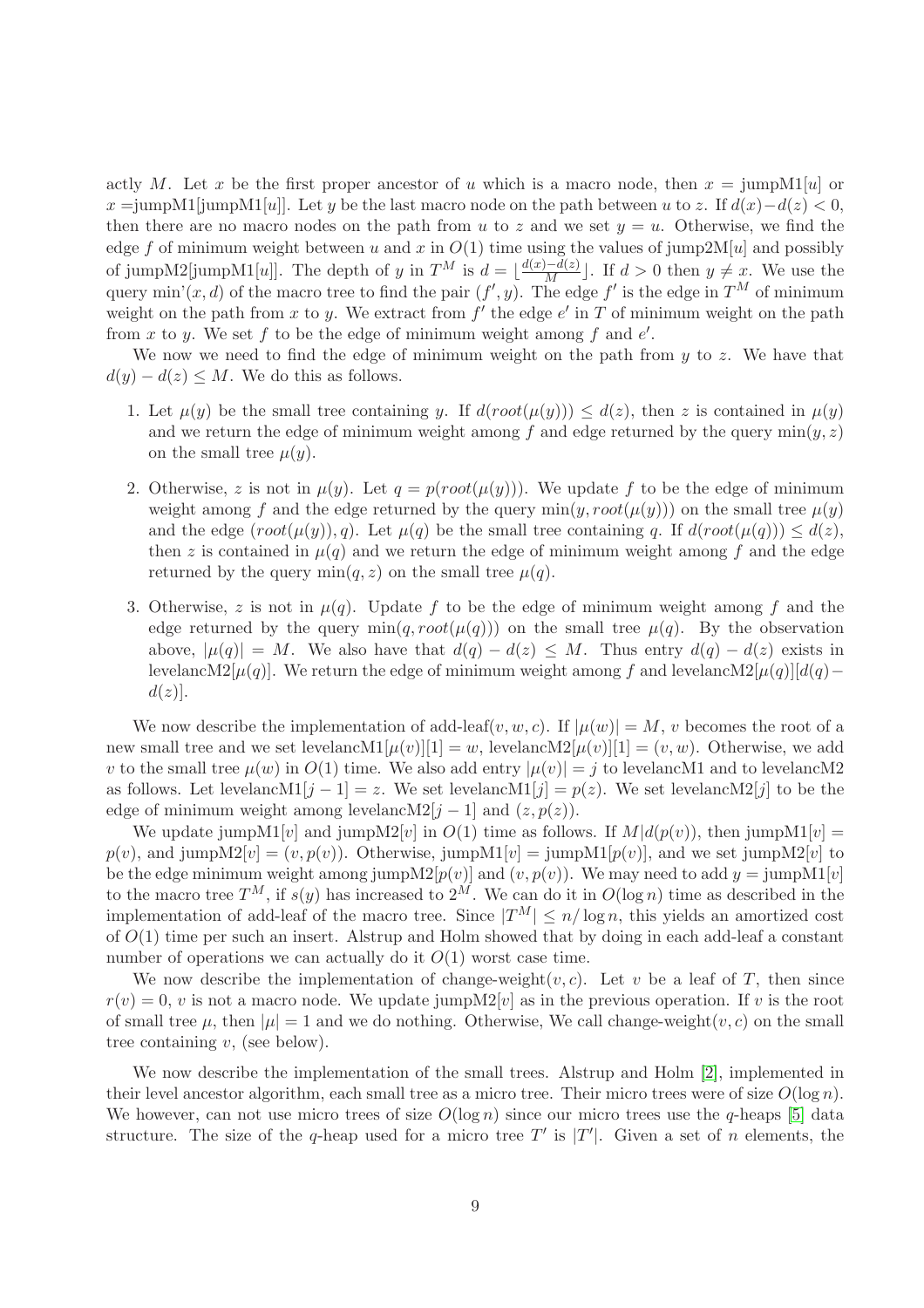actly $M$. Let $x$ be the first proper ancestor of $u$ which is a macro node, then $x = \text{jumpM1}[u]$ or $x = \text{jumpM1}[\text{jumpM1}[u]]$. Let $y$ be the last macro node on the path between $u$ to $z$. If $d(x) - d(z) < 0$, then there are no macro nodes on the path from $u$ to $z$ and we set $y = u$. Otherwise, we find the edge $f$ of minimum weight between $u$ and $x$ in $O(1)$ time using the values of jump2M$[u]$ and possibly of jumpM2[jumpM1$[u]$]. The depth of $y$ in $T^M$ is $d = \lfloor \frac{d(x)-d(z)}{M} \rfloor$. If $d > 0$ then $y \neq x$. We use the query min'$(x, d)$ of the macro tree to find the pair $(f', y)$. The edge $f'$ is the edge in $T^M$ of minimum weight on the path from $x$ to $y$. We extract from $f'$ the edge $e'$ in $T$ of minimum weight on the path from $x$ to $y$. We set $f$ to be the edge of minimum weight among $f$ and $e'$.

We now we need to find the edge of minimum weight on the path from $y$ to $z$. We have that $d(y) - d(z) \leq M$. We do this as follows.

1. Let $\mu(y)$ be the small tree containing $y$. If $d(root(\mu(y))) \leq d(z)$, then $z$ is contained in $\mu(y)$ and we return the edge of minimum weight among $f$ and edge returned by the query $\min(y, z)$ on the small tree $\mu(y)$.

2. Otherwise, $z$ is not in $\mu(y)$. Let $q = p(root(\mu(y)))$. We update $f$ to be the edge of minimum weight among $f$ and the edge returned by the query $\min(y, root(\mu(y)))$ on the small tree $\mu(y)$ and the edge $(root(\mu(y)), q)$. Let $\mu(q)$ be the small tree containing $q$. If $d(root(\mu(q))) \leq d(z)$, then $z$ is contained in $\mu(q)$ and we return the edge of minimum weight among $f$ and the edge returned by the query $\min(q, z)$ on the small tree $\mu(q)$.

3. Otherwise, $z$ is not in $\mu(q)$. Update $f$ to be the edge of minimum weight among $f$ and the edge returned by the query $\min(q, root(\mu(q)))$ on the small tree $\mu(q)$. By the observation above, $|\mu(q)| = M$. We also have that $d(q) - d(z) \leq M$. Thus entry $d(q) - d(z)$ exists in levelancM2$[\mu(q)]$. We return the edge of minimum weight among $f$ and levelancM2$[\mu(q)][d(q) - d(z)]$.

We now describe the implementation of add-leaf$(v, w, c)$. If $|\mu(w)| = M$, $v$ becomes the root of a new small tree and we set levelancM1$[\mu(v)][1] = w$, levelancM2$[\mu(v)][1] = (v, w)$. Otherwise, we add $v$ to the small tree $\mu(w)$ in $O(1)$ time. We also add entry $|\mu(v)| = j$ to levelancM1 and to levelancM2 as follows. Let levelancM1$[j-1] = z$. We set levelancM1$[j] = p(z)$. We set levelancM2$[j]$ to be the edge of minimum weight among levelancM2$[j-1]$ and $(z, p(z))$.

We update jumpM1$[v]$ and jumpM2$[v]$ in $O(1)$ time as follows. If $M | d(p(v))$, then jumpM1$[v] = p(v)$, and jumpM2$[v] = (v, p(v))$. Otherwise, jumpM1$[v]$ = jumpM1$[p(v)]$, and we set jumpM2$[v]$ to be the edge minimum weight among jumpM2$[p(v)]$ and $(v, p(v))$. We may need to add $y$ = jumpM1$[v]$ to the macro tree $T^M$, if $s(y)$ has increased to $2^M$. We can do it in $O(\log n)$ time as described in the implementation of add-leaf of the macro tree. Since $|T^M| \leq n/\log n$, this yields an amortized cost of $O(1)$ time per such an insert. Alstrup and Holm showed that by doing in each add-leaf a constant number of operations we can actually do it $O(1)$ worst case time.

We now describe the implementation of change-weight$(v, c)$. Let $v$ be a leaf of $T$, then since $r(v) = 0$, $v$ is not a macro node. We update jumpM2$[v]$ as in the previous operation. If $v$ is the root of small tree $\mu$, then $|\mu| = 1$ and we do nothing. Otherwise, We call change-weight$(v, c)$ on the small tree containing $v$, (see below).

We now describe the implementation of the small trees. Alstrup and Holm [2], implemented in their level ancestor algorithm, each small tree as a micro tree. Their micro trees were of size $O(\log n)$. We however, can not use micro trees of size $O(\log n)$ since our micro trees use the $q$-heaps [5] data structure. The size of the $q$-heap used for a micro tree $T'$ is $|T'|$. Given a set of $n$ elements, the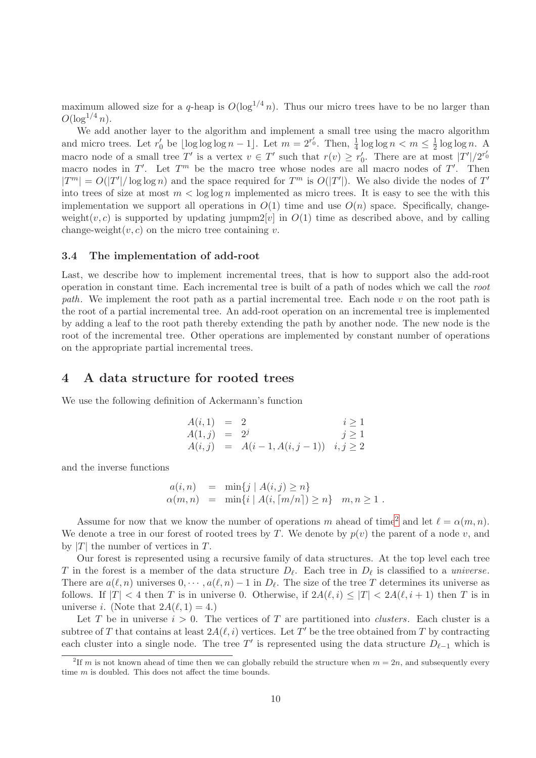maximum allowed size for a $q$-heap is $O(\log^{1/4} n)$. Thus our micro trees have to be no larger than $O(\log^{1/4} n)$.

We add another layer to the algorithm and implement a small tree using the macro algorithm and micro trees. Let $r'_0$ be $\lfloor \log \log \log n - 1 \rfloor$. Let $m = 2^{r'_0}$. Then, $\frac{1}{4} \log \log n < m \leq \frac{1}{2} \log \log n$. A macro node of a small tree $T'$ is a vertex $v \in T'$ such that $r(v) \geq r'_0$. There are at most $|T'|/2^{r'_0}$ macro nodes in $T'$. Let $T^m$ be the macro tree whose nodes are all macro nodes of $T'$. Then $|T^m| = O(|T'|/ \log \log n)$ and the space required for $T^m$ is $O(|T'|)$. We also divide the nodes of $T'$ into trees of size at most $m < \log \log n$ implemented as micro trees. It is easy to see the with this implementation we support all operations in $O(1)$ time and use $O(n)$ space. Specifically, change-weight$(v, c)$ is supported by updating jumppm2$[v]$ in $O(1)$ time as described above, and by calling change-weight$(v, c)$ on the micro tree containing $v$.

### 3.4 The implementation of add-root

Last, we describe how to implement incremental trees, that is how to support also the add-root operation in constant time. Each incremental tree is built of a path of nodes which we call the *root path*. We implement the root path as a partial incremental tree. Each node $v$ on the root path is the root of a partial incremental tree. An add-root operation on an incremental tree is implemented by adding a leaf to the root path thereby extending the path by another node. The new node is the root of the incremental tree. Other operations are implemented by constant number of operations on the appropriate partial incremental trees.

## 4 A data structure for rooted trees

We use the following definition of Ackermann's function

$$
\begin{array}{rcll}
A(i,1) & = & 2 & i \geq 1 \\
A(1,j) & = & 2^j & j \geq 1 \\
A(i,j) & = & A(i-1, A(i, j-1)) & i, j \geq 2
\end{array}
$$

and the inverse functions

$$
\begin{array}{rcll}
a(i,n) & = & \min\{j \mid A(i,j) \geq n\} & \\
\alpha(m,n) & = & \min\{i \mid A(i, \lceil m/n \rceil) \geq n\} & m, n \geq 1 \ .
\end{array}
$$

Assume for now that we know the number of operations $m$ ahead of time[2] and let $\ell = \alpha(m, n)$. We denote a tree in our forest of rooted trees by $T$. We denote by $p(v)$ the parent of a node $v$, and by $|T|$ the number of vertices in $T$.

Our forest is represented using a recursive family of data structures. At the top level each tree $T$ in the forest is a member of the data structure $D_\ell$. Each tree in $D_\ell$ is classified to a *universe*. There are $a(\ell, n)$ universes $0, \cdots, a(\ell, n) - 1$ in $D_\ell$. The size of the tree $T$ determines its universe as follows. If $|T| < 4$ then $T$ is in universe 0. Otherwise, if $2A(\ell, i) \leq |T| < 2A(\ell, i+1)$ then $T$ is in universe $i$. (Note that $2A(\ell, 1) = 4$.)

Let $T$ be in universe $i > 0$. The vertices of $T$ are partitioned into *clusters*. Each cluster is a subtree of $T$ that contains at least $2A(\ell, i)$ vertices. Let $T'$ be the tree obtained from $T$ by contracting each cluster into a single node. The tree $T'$ is represented using the data structure $D_{\ell-1}$ which is

[2] If $m$ is not known ahead of time then we can globally rebuild the structure when $m = 2n$, and subsequently every time $m$ is doubled. This does not affect the time bounds.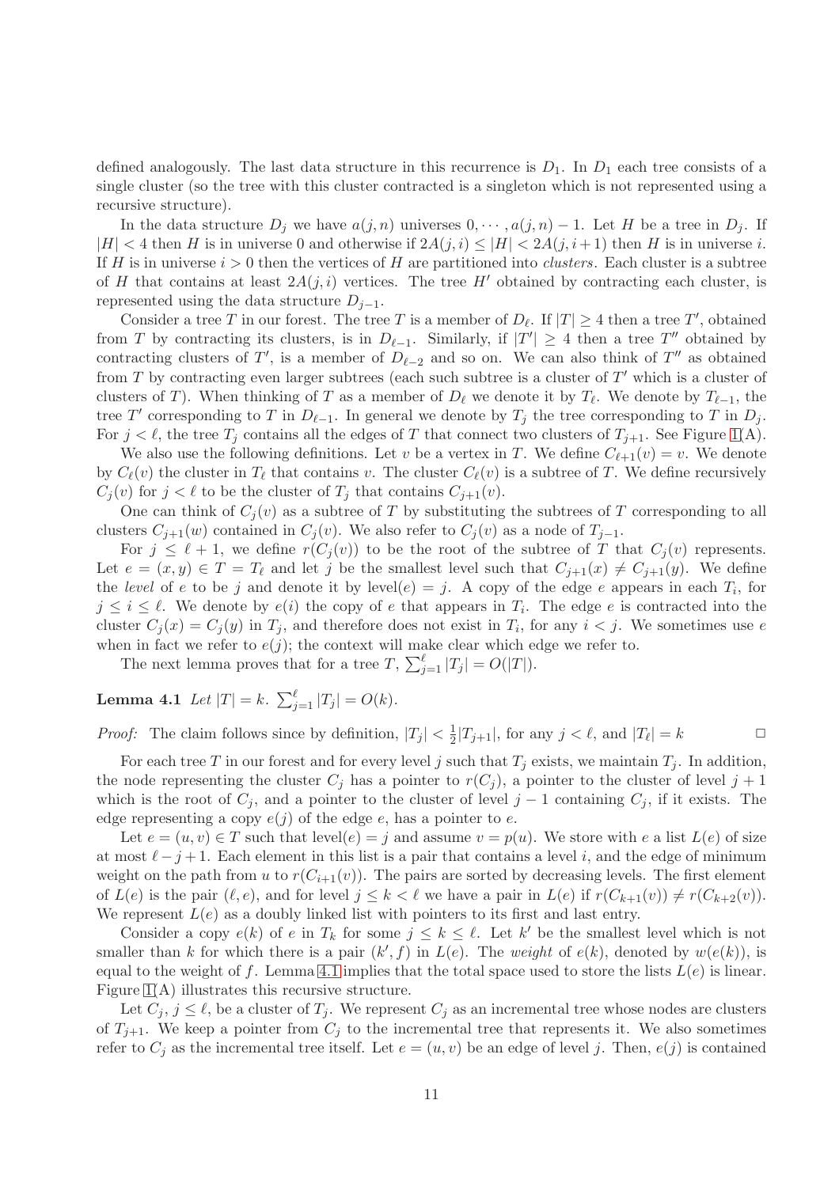defined analogously. The last data structure in this recurrence is $D_1$. In $D_1$ each tree consists of a single cluster (so the tree with this cluster contracted is a singleton which is not represented using a recursive structure).

In the data structure $D_j$ we have $a(j,n)$ universes $0, \cdots, a(j,n)-1$. Let $H$ be a tree in $D_j$. If $|H| < 4$ then $H$ is in universe 0 and otherwise if $2A(j,i) \leq |H| < 2A(j,i+1)$ then $H$ is in universe $i$. If $H$ is in universe $i > 0$ then the vertices of $H$ are partitioned into *clusters*. Each cluster is a subtree of $H$ that contains at least $2A(j,i)$ vertices. The tree $H'$ obtained by contracting each cluster, is represented using the data structure $D_{j-1}$.

Consider a tree $T$ in our forest. The tree $T$ is a member of $D_\ell$. If $|T| \geq 4$ then a tree $T'$, obtained from $T$ by contracting its clusters, is in $D_{\ell-1}$. Similarly, if $|T'| \geq 4$ then a tree $T''$ obtained by contracting clusters of $T'$, is a member of $D_{\ell-2}$ and so on. We can also think of $T''$ as obtained from $T$ by contracting even larger subtrees (each such subtree is a cluster of $T'$ which is a cluster of clusters of $T$). When thinking of $T$ as a member of $D_\ell$ we denote it by $T_\ell$. We denote by $T_{\ell-1}$, the tree $T'$ corresponding to $T$ in $D_{\ell-1}$. In general we denote by $T_j$ the tree corresponding to $T$ in $D_j$. For $j < \ell$, the tree $T_j$ contains all the edges of $T$ that connect two clusters of $T_{j+1}$. See Figure 1(A).

We also use the following definitions. Let $v$ be a vertex in $T$. We define $C_{\ell+1}(v) = v$. We denote by $C_\ell(v)$ the cluster in $T_\ell$ that contains $v$. The cluster $C_\ell(v)$ is a subtree of $T$. We define recursively $C_j(v)$ for $j < \ell$ to be the cluster of $T_j$ that contains $C_{j+1}(v)$.

One can think of $C_j(v)$ as a subtree of $T$ by substituting the subtrees of $T$ corresponding to all clusters $C_{j+1}(w)$ contained in $C_j(v)$. We also refer to $C_j(v)$ as a node of $T_{j-1}$.

For $j \leq \ell+1$, we define $r(C_j(v))$ to be the root of the subtree of $T$ that $C_j(v)$ represents. Let $e = (x,y) \in T = T_\ell$ and let $j$ be the smallest level such that $C_{j+1}(x) \neq C_{j+1}(y)$. We define the *level* of $e$ to be $j$ and denote it by $\text{level}(e) = j$. A copy of the edge $e$ appears in each $T_i$, for $j \leq i \leq \ell$. We denote by $e(i)$ the copy of $e$ that appears in $T_i$. The edge $e$ is contracted into the cluster $C_j(x) = C_j(y)$ in $T_j$, and therefore does not exist in $T_i$, for any $i < j$. We sometimes use $e$ when in fact we refer to $e(j)$; the context will make clear which edge we refer to.

The next lemma proves that for a tree $T$, $\sum_{j=1}^{\ell} |T_j| = O(|T|)$.

**Lemma 4.1** *Let $|T| = k$. $\sum_{j=1}^{\ell} |T_j| = O(k)$.*

*Proof:* The claim follows since by definition, $|T_j| < \frac{1}{2}|T_{j+1}|$, for any $j < \ell$, and $|T_\ell| = k$ □

For each tree $T$ in our forest and for every level $j$ such that $T_j$ exists, we maintain $T_j$. In addition, the node representing the cluster $C_j$ has a pointer to $r(C_j)$, a pointer to the cluster of level $j+1$ which is the root of $C_j$, and a pointer to the cluster of level $j-1$ containing $C_j$, if it exists. The edge representing a copy $e(j)$ of the edge $e$, has a pointer to $e$.

Let $e = (u,v) \in T$ such that $\text{level}(e) = j$ and assume $v = p(u)$. We store with $e$ a list $L(e)$ of size at most $\ell - j + 1$. Each element in this list is a pair that contains a level $i$, and the edge of minimum weight on the path from $u$ to $r(C_{i+1}(v))$. The pairs are sorted by decreasing levels. The first element of $L(e)$ is the pair $(\ell, e)$, and for level $j \leq k < \ell$ we have a pair in $L(e)$ if $r(C_{k+1}(v)) \neq r(C_{k+2}(v))$. We represent $L(e)$ as a doubly linked list with pointers to its first and last entry.

Consider a copy $e(k)$ of $e$ in $T_k$ for some $j \leq k \leq \ell$. Let $k'$ be the smallest level which is not smaller than $k$ for which there is a pair $(k', f)$ in $L(e)$. The *weight* of $e(k)$, denoted by $w(e(k))$, is equal to the weight of $f$. Lemma 4.1 implies that the total space used to store the lists $L(e)$ is linear. Figure 1(A) illustrates this recursive structure.

Let $C_j$, $j \leq \ell$, be a cluster of $T_j$. We represent $C_j$ as an incremental tree whose nodes are clusters of $T_{j+1}$. We keep a pointer from $C_j$ to the incremental tree that represents it. We also sometimes refer to $C_j$ as the incremental tree itself. Let $e = (u,v)$ be an edge of level $j$. Then, $e(j)$ is contained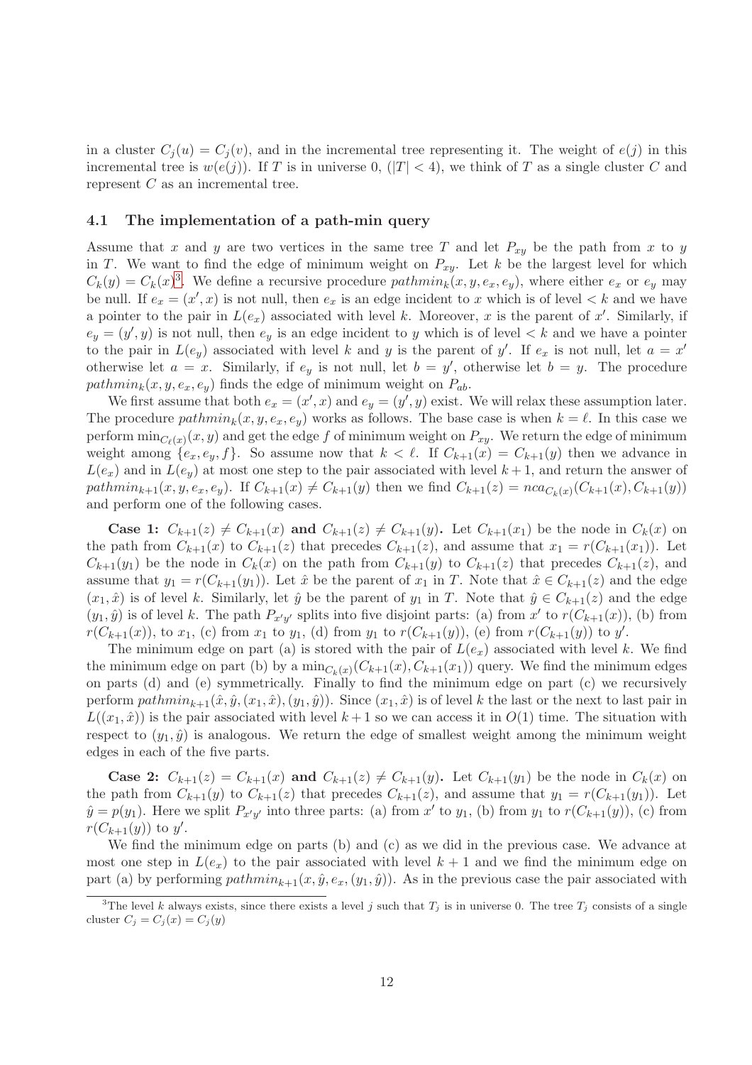in a cluster $C_j(u) = C_j(v)$, and in the incremental tree representing it. The weight of $e(j)$ in this incremental tree is $w(e(j))$. If $T$ is in universe 0, ($|T| < 4$), we think of $T$ as a single cluster $C$ and represent $C$ as an incremental tree.

### 4.1 The implementation of a path-min query

Assume that $x$ and $y$ are two vertices in the same tree $T$ and let $P_{xy}$ be the path from $x$ to $y$ in $T$. We want to find the edge of minimum weight on $P_{xy}$. Let $k$ be the largest level for which $C_k(y) = C_k(x)$[3]. We define a recursive procedure $pathmin_k(x, y, e_x, e_y)$, where either $e_x$ or $e_y$ may be null. If $e_x = (x', x)$ is not null, then $e_x$ is an edge incident to $x$ which is of level $< k$ and we have a pointer to the pair in $L(e_x)$ associated with level $k$. Moreover, $x$ is the parent of $x'$. Similarly, if $e_y = (y', y)$ is not null, then $e_y$ is an edge incident to $y$ which is of level $< k$ and we have a pointer to the pair in $L(e_y)$ associated with level $k$ and $y$ is the parent of $y'$. If $e_x$ is not null, let $a = x'$ otherwise let $a = x$. Similarly, if $e_y$ is not null, let $b = y'$, otherwise let $b = y$. The procedure $pathmin_k(x, y, e_x, e_y)$ finds the edge of minimum weight on $P_{ab}$.

We first assume that both $e_x = (x', x)$ and $e_y = (y', y)$ exist. We will relax these assumption later. The procedure $pathmin_k(x, y, e_x, e_y)$ works as follows. The base case is when $k = \ell$. In this case we perform $\min_{C_\ell(x)}(x, y)$ and get the edge $f$ of minimum weight on $P_{xy}$. We return the edge of minimum weight among $\{e_x, e_y, f\}$. So assume now that $k < \ell$. If $C_{k+1}(x) = C_{k+1}(y)$ then we advance in $L(e_x)$ and in $L(e_y)$ at most one step to the pair associated with level $k+1$, and return the answer of $pathmin_{k+1}(x, y, e_x, e_y)$. If $C_{k+1}(x) \neq C_{k+1}(y)$ then we find $C_{k+1}(z) = nca_{C_k(x)}(C_{k+1}(x), C_{k+1}(y))$ and perform one of the following cases.

**Case 1: $C_{k+1}(z) \neq C_{k+1}(x)$ and $C_{k+1}(z) \neq C_{k+1}(y)$.** Let $C_{k+1}(x_1)$ be the node in $C_k(x)$ on the path from $C_{k+1}(x)$ to $C_{k+1}(z)$ that precedes $C_{k+1}(z)$, and assume that $x_1 = r(C_{k+1}(x_1))$. Let $C_{k+1}(y_1)$ be the node in $C_k(x)$ on the path from $C_{k+1}(y)$ to $C_{k+1}(z)$ that precedes $C_{k+1}(z)$, and assume that $y_1 = r(C_{k+1}(y_1))$. Let $\hat{x}$ be the parent of $x_1$ in $T$. Note that $\hat{x} \in C_{k+1}(z)$ and the edge $(x_1, \hat{x})$ is of level $k$. Similarly, let $\hat{y}$ be the parent of $y_1$ in $T$. Note that $\hat{y} \in C_{k+1}(z)$ and the edge $(y_1, \hat{y})$ is of level $k$. The path $P_{x'y'}$ splits into five disjoint parts: (a) from $x'$ to $r(C_{k+1}(x))$, (b) from $r(C_{k+1}(x))$, to $x_1$, (c) from $x_1$ to $y_1$, (d) from $y_1$ to $r(C_{k+1}(y))$, (e) from $r(C_{k+1}(y))$ to $y'$.

The minimum edge on part (a) is stored with the pair of $L(e_x)$ associated with level $k$. We find the minimum edge on part (b) by a $\min_{C_k(x)}(C_{k+1}(x), C_{k+1}(x_1))$ query. We find the minimum edges on parts (d) and (e) symmetrically. Finally to find the minimum edge on part (c) we recursively perform $pathmin_{k+1}(\hat{x}, \hat{y}, (x_1, \hat{x}), (y_1, \hat{y}))$. Since $(x_1, \hat{x})$ is of level $k$ the last or the next to last pair in $L((x_1, \hat{x}))$ is the pair associated with level $k+1$ so we can access it in $O(1)$ time. The situation with respect to $(y_1, \hat{y})$ is analogous. We return the edge of smallest weight among the minimum weight edges in each of the five parts.

**Case 2: $C_{k+1}(z) = C_{k+1}(x)$ and $C_{k+1}(z) \neq C_{k+1}(y)$.** Let $C_{k+1}(y_1)$ be the node in $C_k(x)$ on the path from $C_{k+1}(y)$ to $C_{k+1}(z)$ that precedes $C_{k+1}(z)$, and assume that $y_1 = r(C_{k+1}(y_1))$. Let $\hat{y} = p(y_1)$. Here we split $P_{x'y'}$ into three parts: (a) from $x'$ to $y_1$, (b) from $y_1$ to $r(C_{k+1}(y))$, (c) from $r(C_{k+1}(y))$ to $y'$.

We find the minimum edge on parts (b) and (c) as we did in the previous case. We advance at most one step in $L(e_x)$ to the pair associated with level $k+1$ and we find the minimum edge on part (a) by performing $pathmin_{k+1}(x, \hat{y}, e_x, (y_1, \hat{y}))$. As in the previous case the pair associated with

[3]The level $k$ always exists, since there exists a level $j$ such that $T_j$ is in universe 0. The tree $T_j$ consists of a single cluster $C_j = C_j(x) = C_j(y)$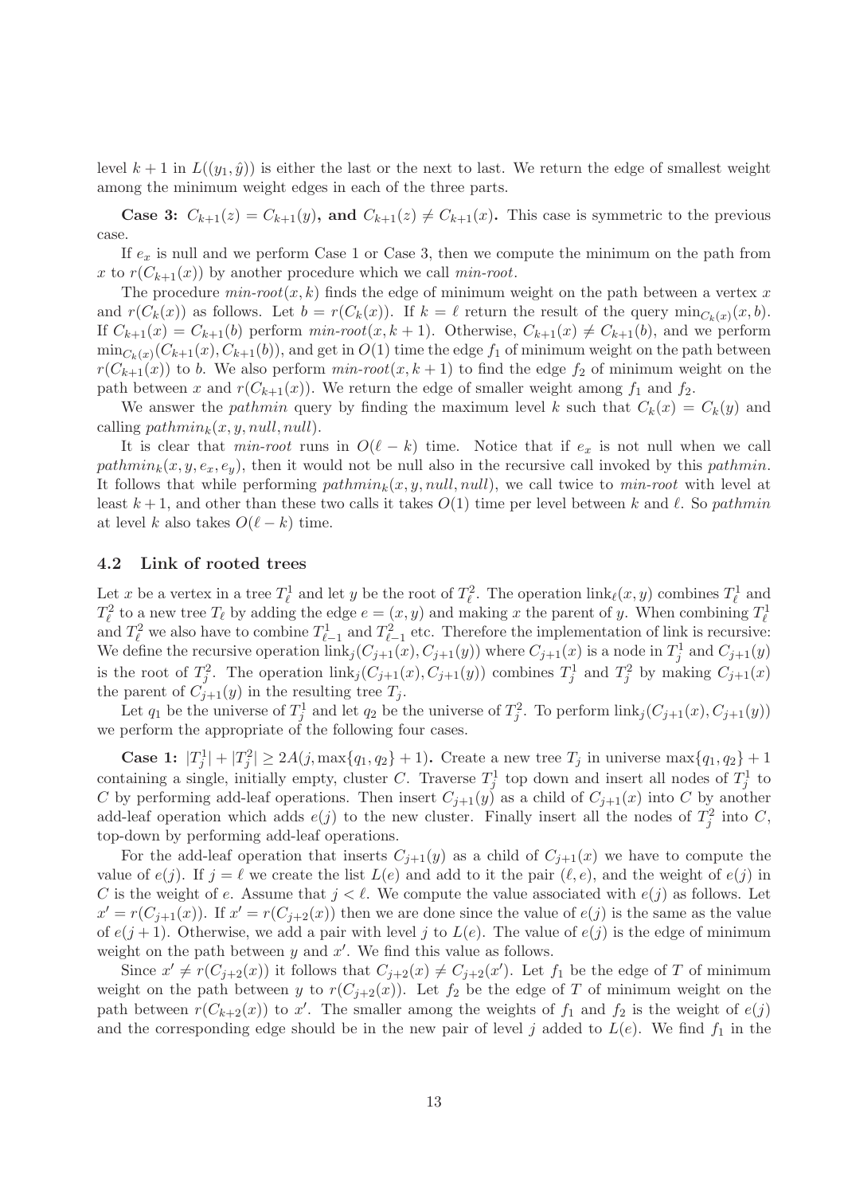level $k+1$ in $L((y_1, \hat{y}))$ is either the last or the next to last. We return the edge of smallest weight among the minimum weight edges in each of the three parts.

**Case 3: $C_{k+1}(z) = C_{k+1}(y)$, and $C_{k+1}(z) \neq C_{k+1}(x)$.** This case is symmetric to the previous case.

If $e_x$ is null and we perform Case 1 or Case 3, then we compute the minimum on the path from $x$ to $r(C_{k+1}(x))$ by another procedure which we call *min-root*.

The procedure *min-root*$(x, k)$ finds the edge of minimum weight on the path between a vertex $x$ and $r(C_k(x))$ as follows. Let $b = r(C_k(x))$. If $k = \ell$ return the result of the query $\min_{C_k(x)}(x, b)$. If $C_{k+1}(x) = C_{k+1}(b)$ perform *min-root*$(x, k+1)$. Otherwise, $C_{k+1}(x) \neq C_{k+1}(b)$, and we perform $\min_{C_k(x)}(C_{k+1}(x), C_{k+1}(b))$, and get in $O(1)$ time the edge $f_1$ of minimum weight on the path between $r(C_{k+1}(x))$ to $b$. We also perform *min-root*$(x, k+1)$ to find the edge $f_2$ of minimum weight on the path between $x$ and $r(C_{k+1}(x))$. We return the edge of smaller weight among $f_1$ and $f_2$.

We answer the *pathmin* query by finding the maximum level $k$ such that $C_k(x) = C_k(y)$ and calling $pathmin_k(x, y, null, null)$.

It is clear that *min-root* runs in $O(\ell - k)$ time. Notice that if $e_x$ is not null when we call $pathmin_k(x, y, e_x, e_y)$, then it would not be null also in the recursive call invoked by this *pathmin*. It follows that while performing $pathmin_k(x, y, null, null)$, we call twice to *min-root* with level at least $k+1$, and other than these two calls it takes $O(1)$ time per level between $k$ and $\ell$. So *pathmin* at level $k$ also takes $O(\ell - k)$ time.

### 4.2 Link of rooted trees

Let $x$ be a vertex in a tree $T^1_\ell$ and let $y$ be the root of $T^2_\ell$. The operation $\text{link}_\ell(x, y)$ combines $T^1_\ell$ and $T^2_\ell$ to a new tree $T_\ell$ by adding the edge $e = (x, y)$ and making $x$ the parent of $y$. When combining $T^1_\ell$ and $T^2_\ell$ we also have to combine $T^1_{\ell-1}$ and $T^2_{\ell-1}$ etc. Therefore the implementation of link is recursive: We define the recursive operation $\text{link}_j(C_{j+1}(x), C_{j+1}(y))$ where $C_{j+1}(x)$ is a node in $T^1_j$ and $C_{j+1}(y)$ is the root of $T^2_j$. The operation $\text{link}_j(C_{j+1}(x), C_{j+1}(y))$ combines $T^1_j$ and $T^2_j$ by making $C_{j+1}(x)$ the parent of $C_{j+1}(y)$ in the resulting tree $T_j$.

Let $q_1$ be the universe of $T^1_j$ and let $q_2$ be the universe of $T^2_j$. To perform $\text{link}_j(C_{j+1}(x), C_{j+1}(y))$ we perform the appropriate of the following four cases.

**Case 1: $|T^1_j| + |T^2_j| \geq 2A(j, \max\{q_1, q_2\} + 1)$.** Create a new tree $T_j$ in universe $\max\{q_1, q_2\} + 1$ containing a single, initially empty, cluster $C$. Traverse $T^1_j$ top down and insert all nodes of $T^1_j$ to $C$ by performing add-leaf operations. Then insert $C_{j+1}(y)$ as a child of $C_{j+1}(x)$ into $C$ by another add-leaf operation which adds $e(j)$ to the new cluster. Finally insert all the nodes of $T^2_j$ into $C$, top-down by performing add-leaf operations.

For the add-leaf operation that inserts $C_{j+1}(y)$ as a child of $C_{j+1}(x)$ we have to compute the value of $e(j)$. If $j = \ell$ we create the list $L(e)$ and add to it the pair $(\ell, e)$, and the weight of $e(j)$ in $C$ is the weight of $e$. Assume that $j < \ell$. We compute the value associated with $e(j)$ as follows. Let $x' = r(C_{j+1}(x))$. If $x' = r(C_{j+2}(x))$ then we are done since the value of $e(j)$ is the same as the value of $e(j+1)$. Otherwise, we add a pair with level $j$ to $L(e)$. The value of $e(j)$ is the edge of minimum weight on the path between $y$ and $x'$. We find this value as follows.

Since $x' \neq r(C_{j+2}(x))$ it follows that $C_{j+2}(x) \neq C_{j+2}(x')$. Let $f_1$ be the edge of $T$ of minimum weight on the path between $y$ to $r(C_{j+2}(x))$. Let $f_2$ be the edge of $T$ of minimum weight on the path between $r(C_{k+2}(x))$ to $x'$. The smaller among the weights of $f_1$ and $f_2$ is the weight of $e(j)$ and the corresponding edge should be in the new pair of level $j$ added to $L(e)$. We find $f_1$ in the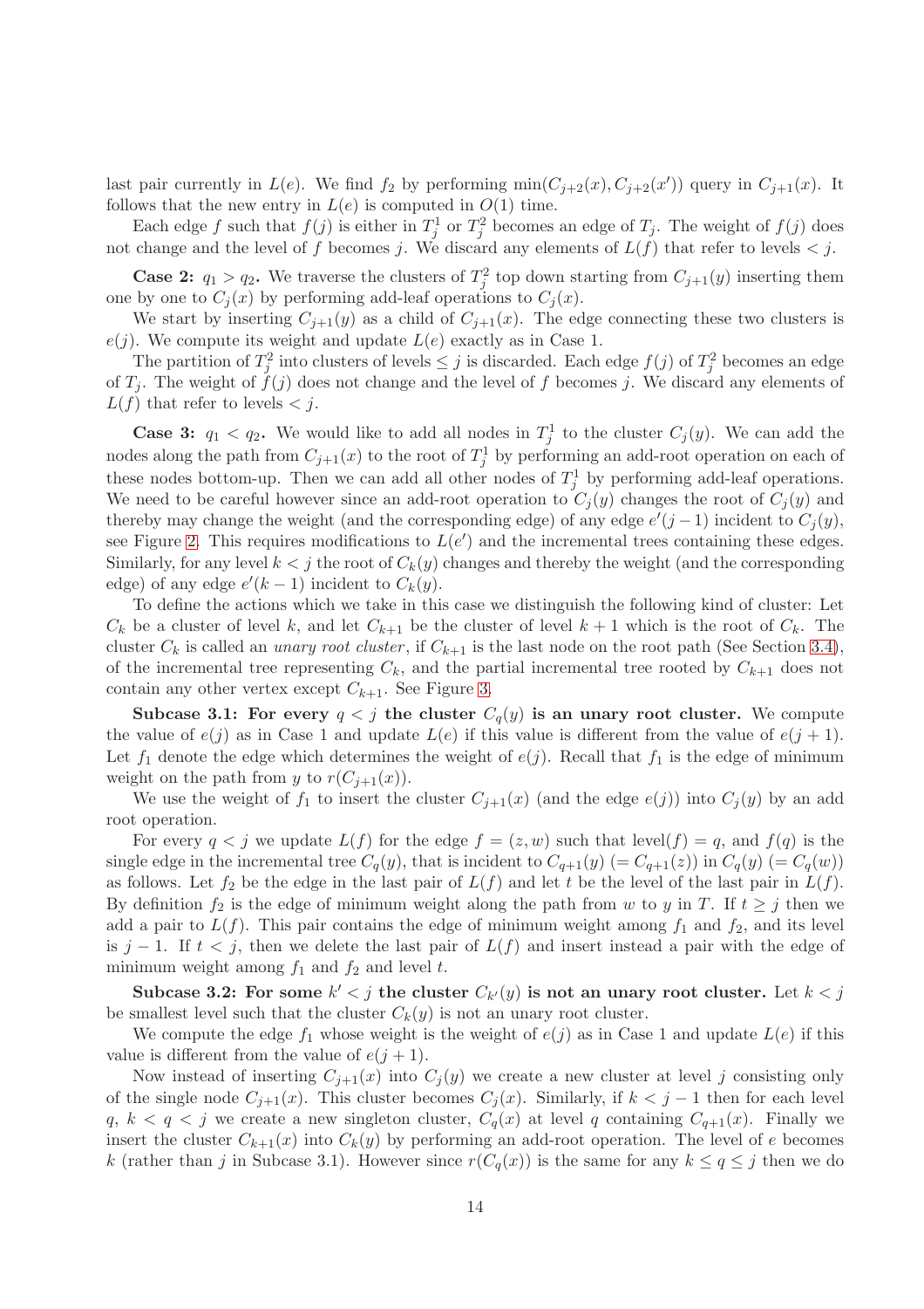last pair currently in $L(e)$. We find $f_2$ by performing $\min(C_{j+2}(x), C_{j+2}(x'))$ query in $C_{j+1}(x)$. It follows that the new entry in $L(e)$ is computed in $O(1)$ time.

Each edge $f$ such that $f(j)$ is either in $T_j^1$ or $T_j^2$ becomes an edge of $T_j$. The weight of $f(j)$ does not change and the level of $f$ becomes $j$. We discard any elements of $L(f)$ that refer to levels $< j$.

**Case 2: $q_1 > q_2$.** We traverse the clusters of $T_j^2$ top down starting from $C_{j+1}(y)$ inserting them one by one to $C_j(x)$ by performing add-leaf operations to $C_j(x)$.

We start by inserting $C_{j+1}(y)$ as a child of $C_{j+1}(x)$. The edge connecting these two clusters is $e(j)$. We compute its weight and update $L(e)$ exactly as in Case 1.

The partition of $T_j^2$ into clusters of levels $\leq j$ is discarded. Each edge $f(j)$ of $T_j^2$ becomes an edge of $T_j$. The weight of $f(j)$ does not change and the level of $f$ becomes $j$. We discard any elements of $L(f)$ that refer to levels $< j$.

**Case 3: $q_1 < q_2$.** We would like to add all nodes in $T_j^1$ to the cluster $C_j(y)$. We can add the nodes along the path from $C_{j+1}(x)$ to the root of $T_j^1$ by performing an add-root operation on each of these nodes bottom-up. Then we can add all other nodes of $T_j^1$ by performing add-leaf operations. We need to be careful however since an add-root operation to $C_j(y)$ changes the root of $C_j(y)$ and thereby may change the weight (and the corresponding edge) of any edge $e'(j-1)$ incident to $C_j(y)$, see Figure 2. This requires modifications to $L(e')$ and the incremental trees containing these edges. Similarly, for any level $k < j$ the root of $C_k(y)$ changes and thereby the weight (and the corresponding edge) of any edge $e'(k-1)$ incident to $C_k(y)$.

To define the actions which we take in this case we distinguish the following kind of cluster: Let $C_k$ be a cluster of level $k$, and let $C_{k+1}$ be the cluster of level $k+1$ which is the root of $C_k$. The cluster $C_k$ is called an *unary root cluster*, if $C_{k+1}$ is the last node on the root path (See Section 3.4), of the incremental tree representing $C_k$, and the partial incremental tree rooted by $C_{k+1}$ does not contain any other vertex except $C_{k+1}$. See Figure 3.

**Subcase 3.1: For every $q < j$ the cluster $C_q(y)$ is an unary root cluster.** We compute the value of $e(j)$ as in Case 1 and update $L(e)$ if this value is different from the value of $e(j+1)$. Let $f_1$ denote the edge which determines the weight of $e(j)$. Recall that $f_1$ is the edge of minimum weight on the path from $y$ to $r(C_{j+1}(x))$.

We use the weight of $f_1$ to insert the cluster $C_{j+1}(x)$ (and the edge $e(j)$) into $C_j(y)$ by an add root operation.

For every $q < j$ we update $L(f)$ for the edge $f = (z, w)$ such that level$(f) = q$, and $f(q)$ is the single edge in the incremental tree $C_q(y)$, that is incident to $C_{q+1}(y)$ $(= C_{q+1}(z))$ in $C_q(y)$ $(= C_q(w))$ as follows. Let $f_2$ be the edge in the last pair of $L(f)$ and let $t$ be the level of the last pair in $L(f)$. By definition $f_2$ is the edge of minimum weight along the path from $w$ to $y$ in $T$. If $t \geq j$ then we add a pair to $L(f)$. This pair contains the edge of minimum weight among $f_1$ and $f_2$, and its level is $j-1$. If $t < j$, then we delete the last pair of $L(f)$ and insert instead a pair with the edge of minimum weight among $f_1$ and $f_2$ and level $t$.

**Subcase 3.2: For some $k' < j$ the cluster $C_{k'}(y)$ is not an unary root cluster.** Let $k < j$ be smallest level such that the cluster $C_k(y)$ is not an unary root cluster.

We compute the edge $f_1$ whose weight is the weight of $e(j)$ as in Case 1 and update $L(e)$ if this value is different from the value of $e(j+1)$.

Now instead of inserting $C_{j+1}(x)$ into $C_j(y)$ we create a new cluster at level $j$ consisting only of the single node $C_{j+1}(x)$. This cluster becomes $C_j(x)$. Similarly, if $k < j-1$ then for each level $q$, $k < q < j$ we create a new singleton cluster, $C_q(x)$ at level $q$ containing $C_{q+1}(x)$. Finally we insert the cluster $C_{k+1}(x)$ into $C_k(y)$ by performing an add-root operation. The level of $e$ becomes $k$ (rather than $j$ in Subcase 3.1). However since $r(C_q(x))$ is the same for any $k \leq q \leq j$ then we do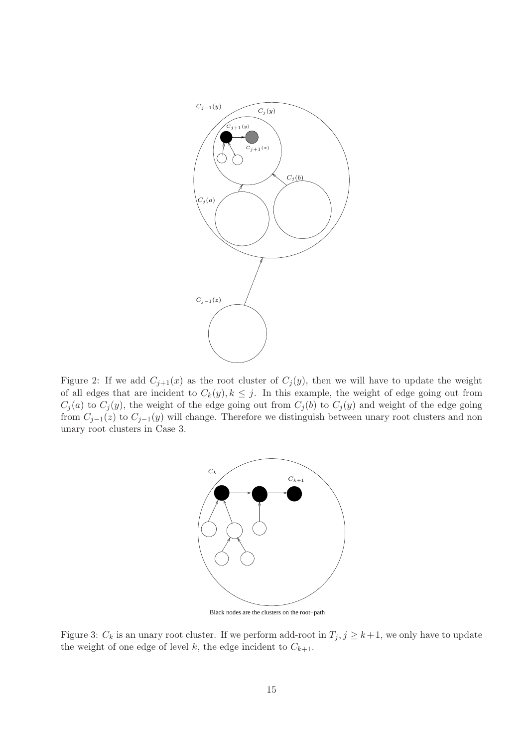Figure 2: If we add $C_{j+1}(x)$ as the root cluster of $C_j(y)$, then we will have to update the weight of all edges that are incident to $C_k(y), k \le j$. In this example, the weight of edge going out from $C_j(a)$ to $C_j(y)$, the weight of the edge going out from $C_j(b)$ to $C_j(y)$ and weight of the edge going from $C_{j-1}(z)$ to $C_{j-1}(y)$ will change. Therefore we distinguish between unary root clusters and non unary root clusters in Case 3.

Black nodes are the clusters on the root−path

Figure 3: $C_k$ is an unary root cluster. If we perform add-root in $T_j, j \ge k+1$, we only have to update the weight of one edge of level $k$, the edge incident to $C_{k+1}$.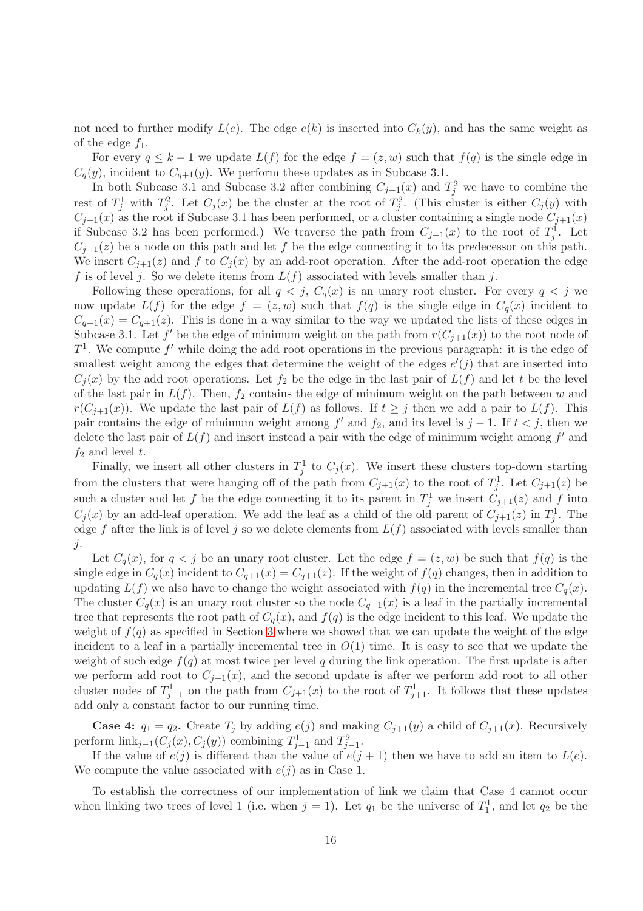not need to further modify $L(e)$. The edge $e(k)$ is inserted into $C_k(y)$, and has the same weight as of the edge $f_1$.

For every $q \leq k-1$ we update $L(f)$ for the edge $f = (z, w)$ such that $f(q)$ is the single edge in $C_q(y)$, incident to $C_{q+1}(y)$. We perform these updates as in Subcase 3.1.

In both Subcase 3.1 and Subcase 3.2 after combining $C_{j+1}(x)$ and $T_j^2$ we have to combine the rest of $T_j^1$ with $T_j^2$. Let $C_j(x)$ be the cluster at the root of $T_j^2$. (This cluster is either $C_j(y)$ with $C_{j+1}(x)$ as the root if Subcase 3.1 has been performed, or a cluster containing a single node $C_{j+1}(x)$ if Subcase 3.2 has been performed.) We traverse the path from $C_{j+1}(x)$ to the root of $T_j^1$. Let $C_{j+1}(z)$ be a node on this path and let $f$ be the edge connecting it to its predecessor on this path. We insert $C_{j+1}(z)$ and $f$ to $C_j(x)$ by an add-root operation. After the add-root operation the edge $f$ is of level $j$. So we delete items from $L(f)$ associated with levels smaller than $j$.

Following these operations, for all $q < j$, $C_q(x)$ is an unary root cluster. For every $q < j$ we now update $L(f)$ for the edge $f = (z, w)$ such that $f(q)$ is the single edge in $C_q(x)$ incident to $C_{q+1}(x) = C_{q+1}(z)$. This is done in a way similar to the way we updated the lists of these edges in Subcase 3.1. Let $f'$ be the edge of minimum weight on the path from $r(C_{j+1}(x))$ to the root node of $T^1$. We compute $f'$ while doing the add root operations in the previous paragraph: it is the edge of smallest weight among the edges that determine the weight of the edges $e'(j)$ that are inserted into $C_j(x)$ by the add root operations. Let $f_2$ be the edge in the last pair of $L(f)$ and let $t$ be the level of the last pair in $L(f)$. Then, $f_2$ contains the edge of minimum weight on the path between $w$ and $r(C_{j+1}(x))$. We update the last pair of $L(f)$ as follows. If $t \geq j$ then we add a pair to $L(f)$. This pair contains the edge of minimum weight among $f'$ and $f_2$, and its level is $j-1$. If $t < j$, then we delete the last pair of $L(f)$ and insert instead a pair with the edge of minimum weight among $f'$ and $f_2$ and level $t$.

Finally, we insert all other clusters in $T_j^1$ to $C_j(x)$. We insert these clusters top-down starting from the clusters that were hanging off of the path from $C_{j+1}(x)$ to the root of $T_j^1$. Let $C_{j+1}(z)$ be such a cluster and let $f$ be the edge connecting it to its parent in $T_j^1$ we insert $C_{j+1}(z)$ and $f$ into $C_j(x)$ by an add-leaf operation. We add the leaf as a child of the old parent of $C_{j+1}(z)$ in $T_j^1$. The edge $f$ after the link is of level $j$ so we delete elements from $L(f)$ associated with levels smaller than $j$.

Let $C_q(x)$, for $q < j$ be an unary root cluster. Let the edge $f = (z, w)$ be such that $f(q)$ is the single edge in $C_q(x)$ incident to $C_{q+1}(x) = C_{q+1}(z)$. If the weight of $f(q)$ changes, then in addition to updating $L(f)$ we also have to change the weight associated with $f(q)$ in the incremental tree $C_q(x)$. The cluster $C_q(x)$ is an unary root cluster so the node $C_{q+1}(x)$ is a leaf in the partially incremental tree that represents the root path of $C_q(x)$, and $f(q)$ is the edge incident to this leaf. We update the weight of $f(q)$ as specified in Section 3 where we showed that we can update the weight of the edge incident to a leaf in a partially incremental tree in $O(1)$ time. It is easy to see that we update the weight of such edge $f(q)$ at most twice per level $q$ during the link operation. The first update is after we perform add root to $C_{j+1}(x)$, and the second update is after we perform add root to all other cluster nodes of $T_{j+1}^1$ on the path from $C_{j+1}(x)$ to the root of $T_{j+1}^1$. It follows that these updates add only a constant factor to our running time.

**Case 4:** $q_1 = q_2$**.** Create $T_j$ by adding $e(j)$ and making $C_{j+1}(y)$ a child of $C_{j+1}(x)$. Recursively perform $\text{link}_{j-1}(C_j(x), C_j(y))$ combining $T_{j-1}^1$ and $T_{j-1}^2$.

If the value of $e(j)$ is different than the value of $e(j+1)$ then we have to add an item to $L(e)$. We compute the value associated with $e(j)$ as in Case 1.

To establish the correctness of our implementation of link we claim that Case 4 cannot occur when linking two trees of level 1 (i.e. when $j = 1$). Let $q_1$ be the universe of $T_1^1$, and let $q_2$ be the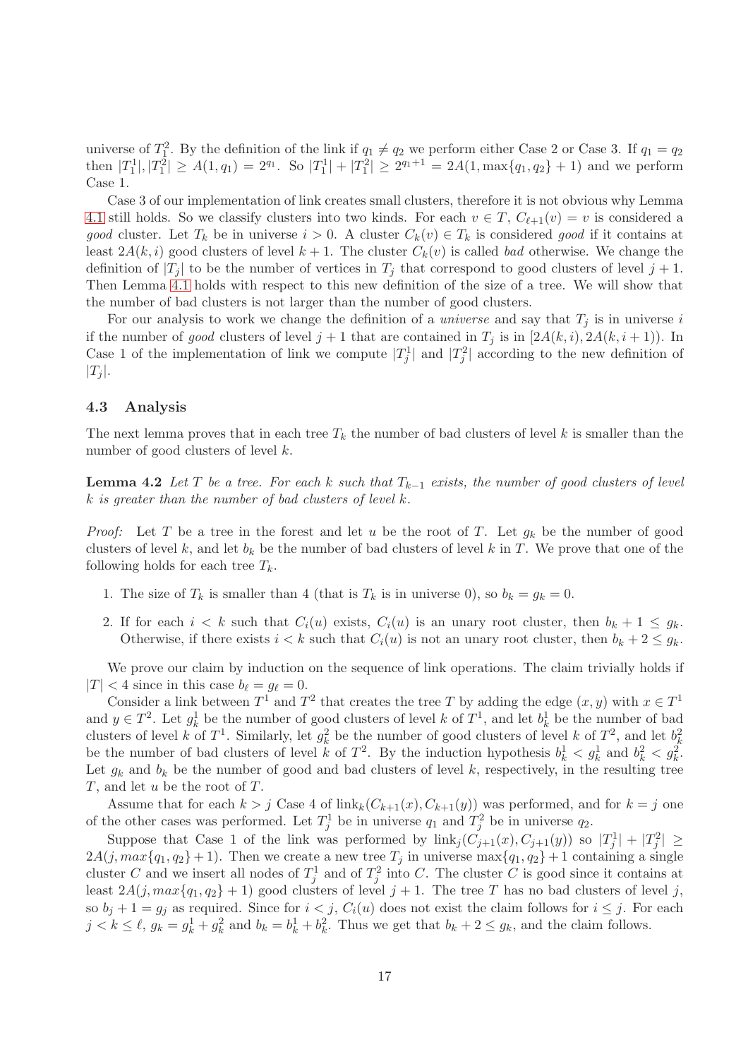universe of $T_1^2$. By the definition of the link if $q_1 \neq q_2$ we perform either Case 2 or Case 3. If $q_1 = q_2$ then $|T_1^1|, |T_1^2| \geq A(1, q_1) = 2^{q_1}$. So $|T_1^1| + |T_1^2| \geq 2^{q_1+1} = 2A(1, \max\{q_1, q_2\} + 1)$ and we perform Case 1.

Case 3 of our implementation of link creates small clusters, therefore it is not obvious why Lemma 4.1 still holds. So we classify clusters into two kinds. For each $v \in T$, $C_{\ell+1}(v) = v$ is considered a *good* cluster. Let $T_k$ be in universe $i > 0$. A cluster $C_k(v) \in T_k$ is considered *good* if it contains at least $2A(k, i)$ good clusters of level $k + 1$. The cluster $C_k(v)$ is called *bad* otherwise. We change the definition of $|T_j|$ to be the number of vertices in $T_j$ that correspond to good clusters of level $j + 1$. Then Lemma 4.1 holds with respect to this new definition of the size of a tree. We will show that the number of bad clusters is not larger than the number of good clusters.

For our analysis to work we change the definition of a *universe* and say that $T_j$ is in universe $i$ if the number of *good* clusters of level $j + 1$ that are contained in $T_j$ is in $[2A(k, i), 2A(k, i + 1))$. In Case 1 of the implementation of link we compute $|T_j^1|$ and $|T_j^2|$ according to the new definition of $|T_j|$.

### 4.3 Analysis

The next lemma proves that in each tree $T_k$ the number of bad clusters of level $k$ is smaller than the number of good clusters of level $k$.

**Lemma 4.2** *Let $T$ be a tree. For each $k$ such that $T_{k-1}$ exists, the number of good clusters of level $k$ is greater than the number of bad clusters of level $k$.*

*Proof:* Let $T$ be a tree in the forest and let $u$ be the root of $T$. Let $g_k$ be the number of good clusters of level $k$, and let $b_k$ be the number of bad clusters of level $k$ in $T$. We prove that one of the following holds for each tree $T_k$.

1. The size of $T_k$ is smaller than 4 (that is $T_k$ is in universe 0), so $b_k = g_k = 0$.
2. If for each $i < k$ such that $C_i(u)$ exists, $C_i(u)$ is an unary root cluster, then $b_k + 1 \leq g_k$. Otherwise, if there exists $i < k$ such that $C_i(u)$ is not an unary root cluster, then $b_k + 2 \leq g_k$.

We prove our claim by induction on the sequence of link operations. The claim trivially holds if $|T| < 4$ since in this case $b_\ell = g_\ell = 0$.

Consider a link between $T^1$ and $T^2$ that creates the tree $T$ by adding the edge $(x, y)$ with $x \in T^1$ and $y \in T^2$. Let $g_k^1$ be the number of good clusters of level $k$ of $T^1$, and let $b_k^1$ be the number of bad clusters of level $k$ of $T^1$. Similarly, let $g_k^2$ be the number of good clusters of level $k$ of $T^2$, and let $b_k^2$ be the number of bad clusters of level $k$ of $T^2$. By the induction hypothesis $b_k^1 < g_k^1$ and $b_k^2 < g_k^2$. Let $g_k$ and $b_k$ be the number of good and bad clusters of level $k$, respectively, in the resulting tree $T$, and let $u$ be the root of $T$.

Assume that for each $k > j$ Case 4 of $\text{link}_k(C_{k+1}(x), C_{k+1}(y))$ was performed, and for $k = j$ one of the other cases was performed. Let $T_j^1$ be in universe $q_1$ and $T_j^2$ be in universe $q_2$.

Suppose that Case 1 of the link was performed by $\text{link}_j(C_{j+1}(x), C_{j+1}(y))$ so $|T_j^1| + |T_j^2| \geq 2A(j, max\{q_1, q_2\} + 1)$. Then we create a new tree $T_j$ in universe $\max\{q_1, q_2\} + 1$ containing a single cluster $C$ and we insert all nodes of $T_j^1$ and of $T_j^2$ into $C$. The cluster $C$ is good since it contains at least $2A(j, max\{q_1, q_2\} + 1)$ good clusters of level $j + 1$. The tree $T$ has no bad clusters of level $j$, so $b_j + 1 = g_j$ as required. Since for $i < j$, $C_i(u)$ does not exist the claim follows for $i \leq j$. For each $j < k \leq \ell$, $g_k = g_k^1 + g_k^2$ and $b_k = b_k^1 + b_k^2$. Thus we get that $b_k + 2 \leq g_k$, and the claim follows.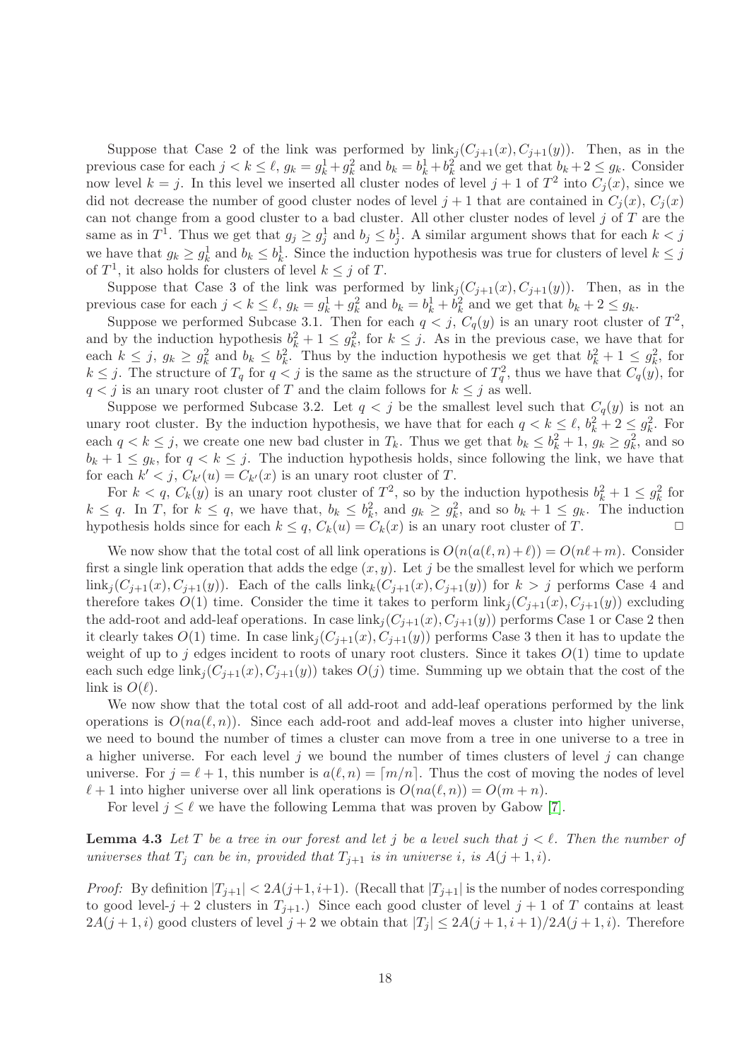Suppose that Case 2 of the link was performed by $\text{link}_j(C_{j+1}(x), C_{j+1}(y))$. Then, as in the previous case for each $j < k \leq \ell$, $g_k = g_k^1 + g_k^2$ and $b_k = b_k^1 + b_k^2$ and we get that $b_k + 2 \leq g_k$. Consider now level $k = j$. In this level we inserted all cluster nodes of level $j+1$ of $T^2$ into $C_j(x)$, since we did not decrease the number of good cluster nodes of level $j+1$ that are contained in $C_j(x)$, $C_j(x)$ can not change from a good cluster to a bad cluster. All other cluster nodes of level $j$ of $T$ are the same as in $T^1$. Thus we get that $g_j \geq g_j^1$ and $b_j \leq b_j^1$. A similar argument shows that for each $k < j$ we have that $g_k \geq g_k^1$ and $b_k \leq b_k^1$. Since the induction hypothesis was true for clusters of level $k \leq j$ of $T^1$, it also holds for clusters of level $k \leq j$ of $T$.

Suppose that Case 3 of the link was performed by $\text{link}_j(C_{j+1}(x), C_{j+1}(y))$. Then, as in the previous case for each $j < k \leq \ell$, $g_k = g_k^1 + g_k^2$ and $b_k = b_k^1 + b_k^2$ and we get that $b_k + 2 \leq g_k$.

Suppose we performed Subcase 3.1. Then for each $q < j$, $C_q(y)$ is an unary root cluster of $T^2$, and by the induction hypothesis $b_k^2 + 1 \leq g_k^2$, for $k \leq j$. As in the previous case, we have that for each $k \leq j$, $g_k \geq g_k^2$ and $b_k \leq b_k^2$. Thus by the induction hypothesis we get that $b_k^2 + 1 \leq g_k^2$, for $k \leq j$. The structure of $T_q$ for $q < j$ is the same as the structure of $T_q^2$, thus we have that $C_q(y)$, for $q < j$ is an unary root cluster of $T$ and the claim follows for $k \leq j$ as well.

Suppose we performed Subcase 3.2. Let $q < j$ be the smallest level such that $C_q(y)$ is not an unary root cluster. By the induction hypothesis, we have that for each $q < k \leq \ell$, $b_k^2 + 2 \leq g_k^2$. For each $q < k \leq j$, we create one new bad cluster in $T_k$. Thus we get that $b_k \leq b_k^2 + 1$, $g_k \geq g_k^2$, and so $b_k + 1 \leq g_k$, for $q < k \leq j$. The induction hypothesis holds, since following the link, we have that for each $k' < j$, $C_{k'}(u) = C_{k'}(x)$ is an unary root cluster of $T$.

For $k < q$, $C_k(y)$ is an unary root cluster of $T^2$, so by the induction hypothesis $b_k^2 + 1 \leq g_k^2$ for $k \leq q$. In $T$, for $k \leq q$, we have that, $b_k \leq b_k^2$, and $g_k \geq g_k^2$, and so $b_k + 1 \leq g_k$. The induction hypothesis holds since for each $k \leq q$, $C_k(u) = C_k(x)$ is an unary root cluster of $T$. $\square$

We now show that the total cost of all link operations is $O(n(a(\ell, n) + \ell)) = O(n\ell + m)$. Consider first a single link operation that adds the edge $(x, y)$. Let $j$ be the smallest level for which we perform $\text{link}_j(C_{j+1}(x), C_{j+1}(y))$. Each of the calls $\text{link}_k(C_{j+1}(x), C_{j+1}(y))$ for $k > j$ performs Case 4 and therefore takes $O(1)$ time. Consider the time it takes to perform $\text{link}_j(C_{j+1}(x), C_{j+1}(y))$ excluding the add-root and add-leaf operations. In case $\text{link}_j(C_{j+1}(x), C_{j+1}(y))$ performs Case 1 or Case 2 then it clearly takes $O(1)$ time. In case $\text{link}_j(C_{j+1}(x), C_{j+1}(y))$ performs Case 3 then it has to update the weight of up to $j$ edges incident to roots of unary root clusters. Since it takes $O(1)$ time to update each such edge $\text{link}_j(C_{j+1}(x), C_{j+1}(y))$ takes $O(j)$ time. Summing up we obtain that the cost of the link is $O(\ell)$.

We now show that the total cost of all add-root and add-leaf operations performed by the link operations is $O(na(\ell, n))$. Since each add-root and add-leaf moves a cluster into higher universe, we need to bound the number of times a cluster can move from a tree in one universe to a tree in a higher universe. For each level $j$ we bound the number of times clusters of level $j$ can change universe. For $j = \ell + 1$, this number is $a(\ell, n) = \lceil m/n \rceil$. Thus the cost of moving the nodes of level $\ell + 1$ into higher universe over all link operations is $O(na(\ell, n)) = O(m + n)$.

For level $j \leq \ell$ we have the following Lemma that was proven by Gabow [7].

**Lemma 4.3** *Let $T$ be a tree in our forest and let $j$ be a level such that $j < \ell$. Then the number of universes that $T_j$ can be in, provided that $T_{j+1}$ is in universe $i$, is $A(j+1, i)$.*

*Proof:* By definition $|T_{j+1}| < 2A(j+1, i+1)$. (Recall that $|T_{j+1}|$ is the number of nodes corresponding to good level-$j+2$ clusters in $T_{j+1}$.) Since each good cluster of level $j+1$ of $T$ contains at least $2A(j+1, i)$ good clusters of level $j+2$ we obtain that $|T_j| \leq 2A(j+1, i+1)/2A(j+1, i)$. Therefore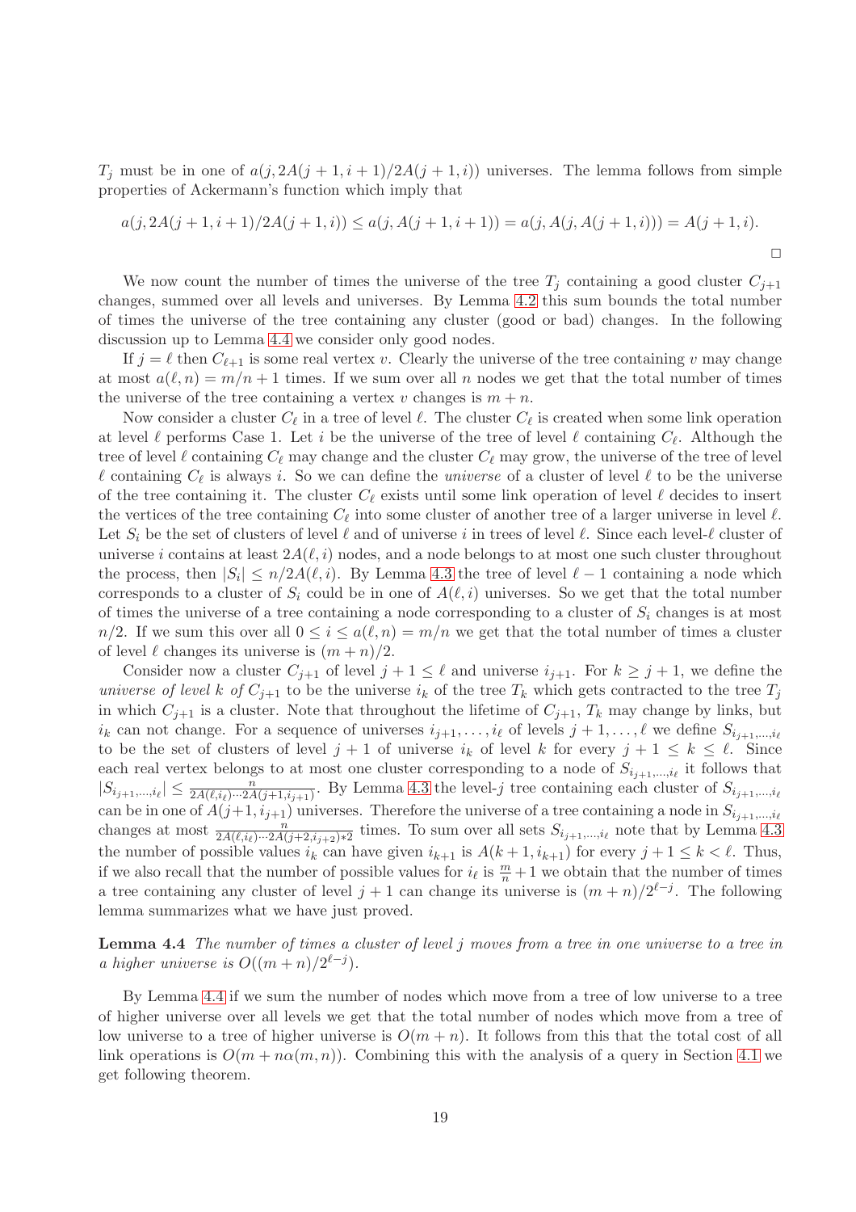$T_j$ must be in one of $a(j, 2A(j+1, i+1)/2A(j+1, i))$ universes. The lemma follows from simple properties of Ackermann's function which imply that

$$a(j, 2A(j+1, i+1)/2A(j+1, i)) \leq a(j, A(j+1, i+1)) = a(j, A(j, A(j+1, i))) = A(j+1, i).$$

□

We now count the number of times the universe of the tree $T_j$ containing a good cluster $C_{j+1}$ changes, summed over all levels and universes. By Lemma 4.2 this sum bounds the total number of times the universe of the tree containing any cluster (good or bad) changes. In the following discussion up to Lemma 4.4 we consider only good nodes.

If $j = \ell$ then $C_{\ell+1}$ is some real vertex $v$. Clearly the universe of the tree containing $v$ may change at most $a(\ell, n) = m/n + 1$ times. If we sum over all $n$ nodes we get that the total number of times the universe of the tree containing a vertex $v$ changes is $m + n$.

Now consider a cluster $C_\ell$ in a tree of level $\ell$. The cluster $C_\ell$ is created when some link operation at level $\ell$ performs Case 1. Let $i$ be the universe of the tree of level $\ell$ containing $C_\ell$. Although the tree of level $\ell$ containing $C_\ell$ may change and the cluster $C_\ell$ may grow, the universe of the tree of level $\ell$ containing $C_\ell$ is always $i$. So we can define the *universe* of a cluster of level $\ell$ to be the universe of the tree containing it. The cluster $C_\ell$ exists until some link operation of level $\ell$ decides to insert the vertices of the tree containing $C_\ell$ into some cluster of another tree of a larger universe in level $\ell$. Let $S_i$ be the set of clusters of level $\ell$ and of universe $i$ in trees of level $\ell$. Since each level-$\ell$ cluster of universe $i$ contains at least $2A(\ell, i)$ nodes, and a node belongs to at most one such cluster throughout the process, then $|S_i| \leq n/2A(\ell, i)$. By Lemma 4.3 the tree of level $\ell - 1$ containing a node which corresponds to a cluster of $S_i$ could be in one of $A(\ell, i)$ universes. So we get that the total number of times the universe of a tree containing a node corresponding to a cluster of $S_i$ changes is at most $n/2$. If we sum this over all $0 \leq i \leq a(\ell, n) = m/n$ we get that the total number of times a cluster of level $\ell$ changes its universe is $(m+n)/2$.

Consider now a cluster $C_{j+1}$ of level $j+1 \leq \ell$ and universe $i_{j+1}$. For $k \geq j+1$, we define the *universe of level* $k$ *of* $C_{j+1}$ to be the universe $i_k$ of the tree $T_k$ which gets contracted to the tree $T_j$ in which $C_{j+1}$ is a cluster. Note that throughout the lifetime of $C_{j+1}$, $T_k$ may change by links, but $i_k$ can not change. For a sequence of universes $i_{j+1}, \ldots, i_\ell$ of levels $j+1, \ldots, \ell$ we define $S_{i_{j+1},\ldots,i_\ell}$ to be the set of clusters of level $j+1$ of universe $i_k$ of level $k$ for every $j+1 \leq k \leq \ell$. Since each real vertex belongs to at most one cluster corresponding to a node of $S_{i_{j+1},\ldots,i_\ell}$ it follows that $|S_{i_{j+1},\ldots,i_\ell}| \leq \frac{n}{2A(\ell,i_\ell)\cdots 2A(j+1,i_{j+1})}$. By Lemma 4.3 the level-$j$ tree containing each cluster of $S_{i_{j+1},\ldots,i_\ell}$ can be in one of $A(j+1, i_{j+1})$ universes. Therefore the universe of a tree containing a node in $S_{i_{j+1},\ldots,i_\ell}$ changes at most $\frac{n}{2A(\ell,i_\ell)\cdots 2A(j+2,i_{j+2})*2}$ times. To sum over all sets $S_{i_{j+1},\ldots,i_\ell}$ note that by Lemma 4.3 the number of possible values $i_k$ can have given $i_{k+1}$ is $A(k+1, i_{k+1})$ for every $j+1 \leq k < \ell$. Thus, if we also recall that the number of possible values for $i_\ell$ is $\frac{m}{n} + 1$ we obtain that the number of times a tree containing any cluster of level $j+1$ can change its universe is $(m+n)/2^{\ell-j}$. The following lemma summarizes what we have just proved.

**Lemma 4.4** *The number of times a cluster of level $j$ moves from a tree in one universe to a tree in a higher universe is $O((m+n)/2^{\ell-j})$.*

By Lemma 4.4 if we sum the number of nodes which move from a tree of low universe to a tree of higher universe over all levels we get that the total number of nodes which move from a tree of low universe to a tree of higher universe is $O(m+n)$. It follows from this that the total cost of all link operations is $O(m + n\alpha(m,n))$. Combining this with the analysis of a query in Section 4.1 we get following theorem.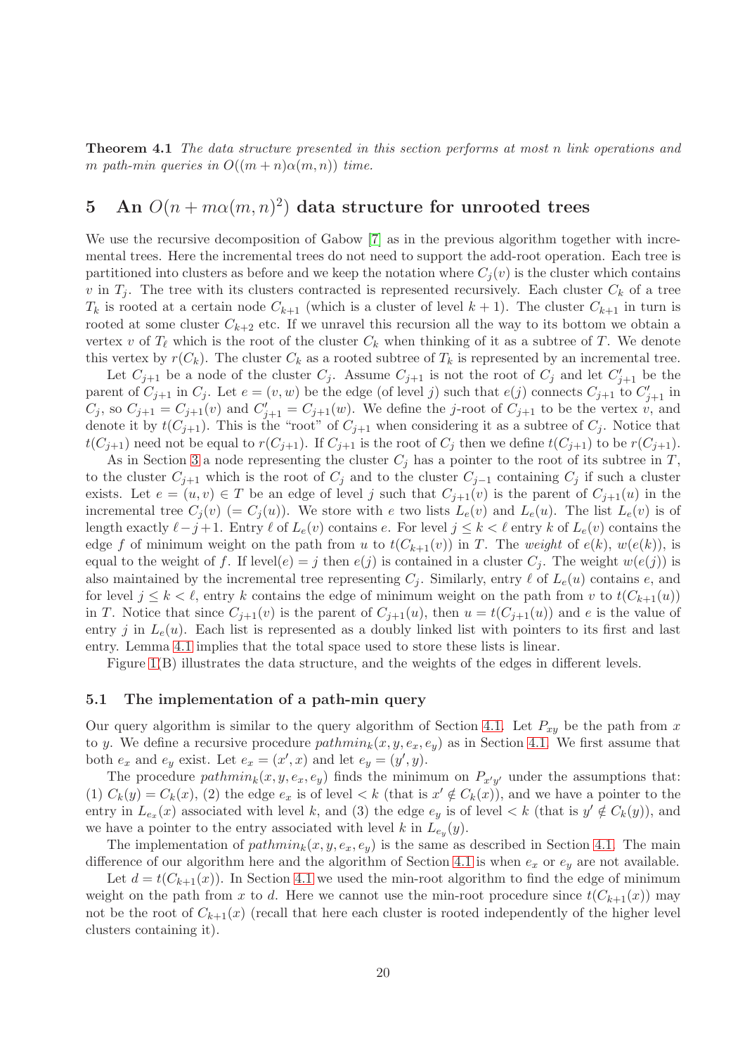**Theorem 4.1** *The data structure presented in this section performs at most n link operations and m path-min queries in $O((m+n)\alpha(m,n))$ time.*

# 5 An $O(n + m\alpha(m,n)^2)$ data structure for unrooted trees

We use the recursive decomposition of Gabow [7] as in the previous algorithm together with incremental trees. Here the incremental trees do not need to support the add-root operation. Each tree is partitioned into clusters as before and we keep the notation where $C_j(v)$ is the cluster which contains $v$ in $T_j$. The tree with its clusters contracted is represented recursively. Each cluster $C_k$ of a tree $T_k$ is rooted at a certain node $C_{k+1}$ (which is a cluster of level $k+1$). The cluster $C_{k+1}$ in turn is rooted at some cluster $C_{k+2}$ etc. If we unravel this recursion all the way to its bottom we obtain a vertex $v$ of $T_\ell$ which is the root of the cluster $C_k$ when thinking of it as a subtree of $T$. We denote this vertex by $r(C_k)$. The cluster $C_k$ as a rooted subtree of $T_k$ is represented by an incremental tree.

Let $C_{j+1}$ be a node of the cluster $C_j$. Assume $C_{j+1}$ is not the root of $C_j$ and let $C'_{j+1}$ be the parent of $C_{j+1}$ in $C_j$. Let $e = (v, w)$ be the edge (of level $j$) such that $e(j)$ connects $C_{j+1}$ to $C'_{j+1}$ in $C_j$, so $C_{j+1} = C_{j+1}(v)$ and $C'_{j+1} = C_{j+1}(w)$. We define the $j$-root of $C_{j+1}$ to be the vertex $v$, and denote it by $t(C_{j+1})$. This is the "root" of $C_{j+1}$ when considering it as a subtree of $C_j$. Notice that $t(C_{j+1})$ need not be equal to $r(C_{j+1})$. If $C_{j+1}$ is the root of $C_j$ then we define $t(C_{j+1})$ to be $r(C_{j+1})$.

As in Section 3 a node representing the cluster $C_j$ has a pointer to the root of its subtree in $T$, to the cluster $C_{j+1}$ which is the root of $C_j$ and to the cluster $C_{j-1}$ containing $C_j$ if such a cluster exists. Let $e = (u, v) \in T$ be an edge of level $j$ such that $C_{j+1}(v)$ is the parent of $C_{j+1}(u)$ in the incremental tree $C_j(v)$ $(= C_j(u))$. We store with $e$ two lists $L_e(v)$ and $L_e(u)$. The list $L_e(v)$ is of length exactly $\ell - j + 1$. Entry $\ell$ of $L_e(v)$ contains $e$. For level $j \le k < \ell$ entry $k$ of $L_e(v)$ contains the edge $f$ of minimum weight on the path from $u$ to $t(C_{k+1}(v))$ in $T$. The *weight* of $e(k)$, $w(e(k))$, is equal to the weight of $f$. If level$(e) = j$ then $e(j)$ is contained in a cluster $C_j$. The weight $w(e(j))$ is also maintained by the incremental tree representing $C_j$. Similarly, entry $\ell$ of $L_e(u)$ contains $e$, and for level $j \le k < \ell$, entry $k$ contains the edge of minimum weight on the path from $v$ to $t(C_{k+1}(u))$ in $T$. Notice that since $C_{j+1}(v)$ is the parent of $C_{j+1}(u)$, then $u = t(C_{j+1}(u))$ and $e$ is the value of entry $j$ in $L_e(u)$. Each list is represented as a doubly linked list with pointers to its first and last entry. Lemma 4.1 implies that the total space used to store these lists is linear.

Figure 1(B) illustrates the data structure, and the weights of the edges in different levels.

## 5.1 The implementation of a path-min query

Our query algorithm is similar to the query algorithm of Section 4.1. Let $P_{xy}$ be the path from $x$ to $y$. We define a recursive procedure $pathmin_k(x, y, e_x, e_y)$ as in Section 4.1. We first assume that both $e_x$ and $e_y$ exist. Let $e_x = (x', x)$ and let $e_y = (y', y)$.

The procedure $pathmin_k(x, y, e_x, e_y)$ finds the minimum on $P_{x'y'}$ under the assumptions that: (1) $C_k(y) = C_k(x)$, (2) the edge $e_x$ is of level $< k$ (that is $x' \notin C_k(x)$), and we have a pointer to the entry in $L_{e_x}(x)$ associated with level $k$, and (3) the edge $e_y$ is of level $< k$ (that is $y' \notin C_k(y)$), and we have a pointer to the entry associated with level $k$ in $L_{e_y}(y)$.

The implementation of $pathmin_k(x, y, e_x, e_y)$ is the same as described in Section 4.1. The main difference of our algorithm here and the algorithm of Section 4.1 is when $e_x$ or $e_y$ are not available.

Let $d = t(C_{k+1}(x))$. In Section 4.1 we used the min-root algorithm to find the edge of minimum weight on the path from $x$ to $d$. Here we cannot use the min-root procedure since $t(C_{k+1}(x))$ may not be the root of $C_{k+1}(x)$ (recall that here each cluster is rooted independently of the higher level clusters containing it).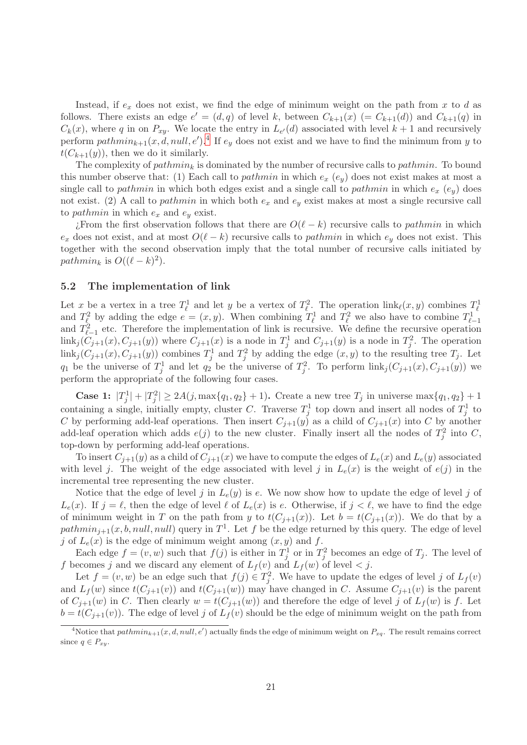Instead, if $e_x$ does not exist, we find the edge of minimum weight on the path from $x$ to $d$ as follows. There exists an edge $e' = (d, q)$ of level $k$, between $C_{k+1}(x)$ $(= C_{k+1}(d))$ and $C_{k+1}(q)$ in $C_k(x)$, where $q$ in on $P_{xy}$. We locate the entry in $L_{e'}(d)$ associated with level $k+1$ and recursively perform $pathmin_{k+1}(x, d, null, e')$.[4] If $e_y$ does not exist and we have to find the minimum from $y$ to $t(C_{k+1}(y))$, then we do it similarly.

The complexity of $pathmin_k$ is dominated by the number of recursive calls to *pathmin*. To bound this number observe that: (1) Each call to *pathmin* in which $e_x$ ($e_y$) does not exist makes at most a single call to *pathmin* in which both edges exist and a single call to *pathmin* in which $e_x$ ($e_y$) does not exist. (2) A call to *pathmin* in which both $e_x$ and $e_y$ exist makes at most a single recursive call to *pathmin* in which $e_x$ and $e_y$ exist.

¿From the first observation follows that there are $O(\ell - k)$ recursive calls to *pathmin* in which $e_x$ does not exist, and at most $O(\ell - k)$ recursive calls to *pathmin* in which $e_y$ does not exist. This together with the second observation imply that the total number of recursive calls initiated by $pathmin_k$ is $O((\ell - k)^2)$.

### 5.2 The implementation of link

Let $x$ be a vertex in a tree $T^1_\ell$ and let $y$ be a vertex of $T^2_\ell$. The operation $\text{link}_\ell(x, y)$ combines $T^1_\ell$ and $T^2_\ell$ by adding the edge $e = (x, y)$. When combining $T^1_\ell$ and $T^2_\ell$ we also have to combine $T^1_{\ell-1}$ and $T^2_{\ell-1}$ etc. Therefore the implementation of link is recursive. We define the recursive operation $\text{link}_j(C_{j+1}(x), C_{j+1}(y))$ where $C_{j+1}(x)$ is a node in $T^1_j$ and $C_{j+1}(y)$ is a node in $T^2_j$. The operation $\text{link}_j(C_{j+1}(x), C_{j+1}(y))$ combines $T^1_j$ and $T^2_j$ by adding the edge $(x, y)$ to the resulting tree $T_j$. Let $q_1$ be the universe of $T^1_j$ and let $q_2$ be the universe of $T^2_j$. To perform $\text{link}_j(C_{j+1}(x), C_{j+1}(y))$ we perform the appropriate of the following four cases.

**Case 1:** $|T^1_j| + |T^2_j| \geq 2A(j, \max\{q_1, q_2\} + 1)$**.** Create a new tree $T_j$ in universe $\max\{q_1, q_2\} + 1$ containing a single, initially empty, cluster $C$. Traverse $T^1_j$ top down and insert all nodes of $T^1_j$ to $C$ by performing add-leaf operations. Then insert $C_{j+1}(y)$ as a child of $C_{j+1}(x)$ into $C$ by another add-leaf operation which adds $e(j)$ to the new cluster. Finally insert all the nodes of $T^2_j$ into $C$, top-down by performing add-leaf operations.

To insert $C_{j+1}(y)$ as a child of $C_{j+1}(x)$ we have to compute the edges of $L_e(x)$ and $L_e(y)$ associated with level $j$. The weight of the edge associated with level $j$ in $L_e(x)$ is the weight of $e(j)$ in the incremental tree representing the new cluster.

Notice that the edge of level $j$ in $L_e(y)$ is $e$. We now show how to update the edge of level $j$ of $L_e(x)$. If $j = \ell$, then the edge of level $\ell$ of $L_e(x)$ is $e$. Otherwise, if $j < \ell$, we have to find the edge of minimum weight in $T$ on the path from $y$ to $t(C_{j+1}(x))$. Let $b = t(C_{j+1}(x))$. We do that by a $pathmin_{j+1}(x, b, null, null)$ query in $T^1$. Let $f$ be the edge returned by this query. The edge of level $j$ of $L_e(x)$ is the edge of minimum weight among $(x, y)$ and $f$.

Each edge $f = (v, w)$ such that $f(j)$ is either in $T^1_j$ or in $T^2_j$ becomes an edge of $T_j$. The level of $f$ becomes $j$ and we discard any element of $L_f(v)$ and $L_f(w)$ of level $< j$.

Let $f = (v, w)$ be an edge such that $f(j) \in T^2_j$. We have to update the edges of level $j$ of $L_f(v)$ and $L_f(w)$ since $t(C_{j+1}(v))$ and $t(C_{j+1}(w))$ may have changed in $C$. Assume $C_{j+1}(v)$ is the parent of $C_{j+1}(w)$ in $C$. Then clearly $w = t(C_{j+1}(w))$ and therefore the edge of level $j$ of $L_f(w)$ is $f$. Let $b = t(C_{j+1}(v))$. The edge of level $j$ of $L_f(v)$ should be the edge of minimum weight on the path from

[4] Notice that $pathmin_{k+1}(x, d, null, e')$ actually finds the edge of minimum weight on $P_{xq}$. The result remains correct since $q \in P_{xy}$.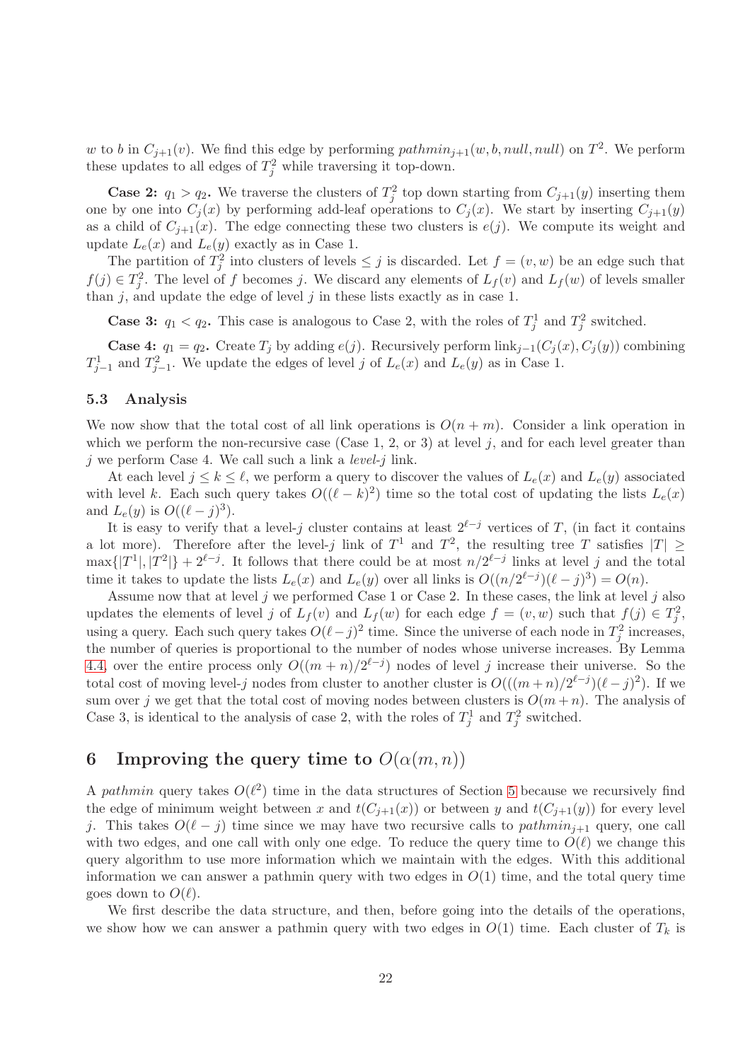$w$ to $b$ in $C_{j+1}(v)$. We find this edge by performing $pathmin_{j+1}(w, b, null, null)$ on $T^2$. We perform these updates to all edges of $T_j^2$ while traversing it top-down.

**Case 2:** $q_1 > q_2$**.** We traverse the clusters of $T_j^2$ top down starting from $C_{j+1}(y)$ inserting them one by one into $C_j(x)$ by performing add-leaf operations to $C_j(x)$. We start by inserting $C_{j+1}(y)$ as a child of $C_{j+1}(x)$. The edge connecting these two clusters is $e(j)$. We compute its weight and update $L_e(x)$ and $L_e(y)$ exactly as in Case 1.

The partition of $T_j^2$ into clusters of levels $\leq j$ is discarded. Let $f = (v, w)$ be an edge such that $f(j) \in T_j^2$. The level of $f$ becomes $j$. We discard any elements of $L_f(v)$ and $L_f(w)$ of levels smaller than $j$, and update the edge of level $j$ in these lists exactly as in case 1.

**Case 3:** $q_1 < q_2$**.** This case is analogous to Case 2, with the roles of $T_j^1$ and $T_j^2$ switched.

**Case 4:** $q_1 = q_2$**.** Create $T_j$ by adding $e(j)$. Recursively perform $\text{link}_{j-1}(C_j(x), C_j(y))$ combining $T_{j-1}^1$ and $T_{j-1}^2$. We update the edges of level $j$ of $L_e(x)$ and $L_e(y)$ as in Case 1.

### 5.3 Analysis

We now show that the total cost of all link operations is $O(n + m)$. Consider a link operation in which we perform the non-recursive case (Case 1, 2, or 3) at level $j$, and for each level greater than $j$ we perform Case 4. We call such a link a *level-$j$* link.

At each level $j \leq k \leq \ell$, we perform a query to discover the values of $L_e(x)$ and $L_e(y)$ associated with level $k$. Each such query takes $O((\ell - k)^2)$ time so the total cost of updating the lists $L_e(x)$ and $L_e(y)$ is $O((\ell - j)^3)$.

It is easy to verify that a level-$j$ cluster contains at least $2^{\ell-j}$ vertices of $T$, (in fact it contains a lot more). Therefore after the level-$j$ link of $T^1$ and $T^2$, the resulting tree $T$ satisfies $|T| \geq \max\{|T^1|, |T^2|\} + 2^{\ell-j}$. It follows that there could be at most $n/2^{\ell-j}$ links at level $j$ and the total time it takes to update the lists $L_e(x)$ and $L_e(y)$ over all links is $O((n/2^{\ell-j})(\ell - j)^3) = O(n)$.

Assume now that at level $j$ we performed Case 1 or Case 2. In these cases, the link at level $j$ also updates the elements of level $j$ of $L_f(v)$ and $L_f(w)$ for each edge $f = (v, w)$ such that $f(j) \in T_j^2$, using a query. Each such query takes $O(\ell - j)^2$ time. Since the universe of each node in $T_j^2$ increases, the number of queries is proportional to the number of nodes whose universe increases. By Lemma 4.4, over the entire process only $O((m + n)/2^{\ell-j})$ nodes of level $j$ increase their universe. So the total cost of moving level-$j$ nodes from cluster to another cluster is $O(((m + n)/2^{\ell-j})(\ell - j)^2)$. If we sum over $j$ we get that the total cost of moving nodes between clusters is $O(m + n)$. The analysis of Case 3, is identical to the analysis of case 2, with the roles of $T_j^1$ and $T_j^2$ switched.

## 6 Improving the query time to $O(\alpha(m, n))$

A *pathmin* query takes $O(\ell^2)$ time in the data structures of Section 5 because we recursively find the edge of minimum weight between $x$ and $t(C_{j+1}(x))$ or between $y$ and $t(C_{j+1}(y))$ for every level $j$. This takes $O(\ell - j)$ time since we may have two recursive calls to $pathmin_{j+1}$ query, one call with two edges, and one call with only one edge. To reduce the query time to $O(\ell)$ we change this query algorithm to use more information which we maintain with the edges. With this additional information we can answer a pathmin query with two edges in $O(1)$ time, and the total query time goes down to $O(\ell)$.

We first describe the data structure, and then, before going into the details of the operations, we show how we can answer a pathmin query with two edges in $O(1)$ time. Each cluster of $T_k$ is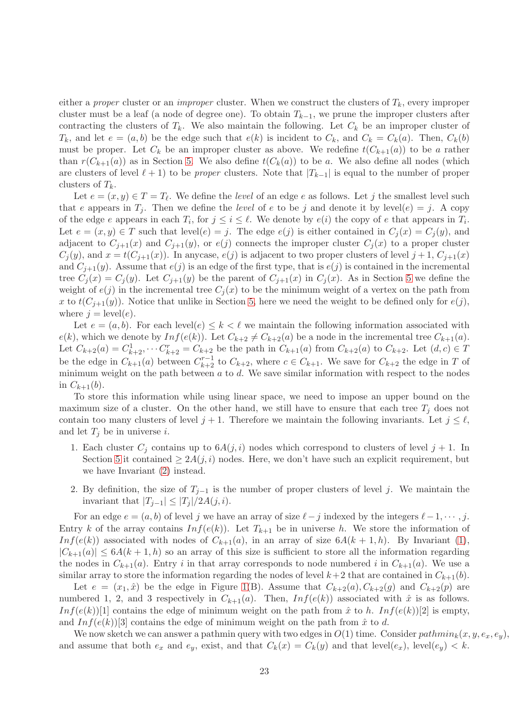either a *proper* cluster or an *improper* cluster. When we construct the clusters of $T_k$, every improper cluster must be a leaf (a node of degree one). To obtain $T_{k-1}$, we prune the improper clusters after contracting the clusters of $T_k$. We also maintain the following. Let $C_k$ be an improper cluster of $T_k$, and let $e = (a, b)$ be the edge such that $e(k)$ is incident to $C_k$, and $C_k = C_k(a)$. Then, $C_k(b)$ must be proper. Let $C_k$ be an improper cluster as above. We redefine $t(C_{k+1}(a))$ to be $a$ rather than $r(C_{k+1}(a))$ as in Section 5. We also define $t(C_k(a))$ to be $a$. We also define all nodes (which are clusters of level $\ell + 1$) to be *proper* clusters. Note that $|T_{k-1}|$ is equal to the number of proper clusters of $T_k$.

Let $e = (x, y) \in T = T_\ell$. We define the *level* of an edge $e$ as follows. Let $j$ the smallest level such that $e$ appears in $T_j$. Then we define the *level* of $e$ to be $j$ and denote it by level$(e) = j$. A copy of the edge $e$ appears in each $T_i$, for $j \leq i \leq \ell$. We denote by $e(i)$ the copy of $e$ that appears in $T_i$. Let $e = (x, y) \in T$ such that level$(e) = j$. The edge $e(j)$ is either contained in $C_j(x) = C_j(y)$, and adjacent to $C_{j+1}(x)$ and $C_{j+1}(y)$, or $e(j)$ connects the improper cluster $C_j(x)$ to a proper cluster $C_j(y)$, and $x = t(C_{j+1}(x))$. In anycase, $e(j)$ is adjacent to two proper clusters of level $j + 1$, $C_{j+1}(x)$ and $C_{j+1}(y)$. Assume that $e(j)$ is an edge of the first type, that is $e(j)$ is contained in the incremental tree $C_j(x) = C_j(y)$. Let $C_{j+1}(y)$ be the parent of $C_{j+1}(x)$ in $C_j(x)$. As in Section 5 we define the weight of $e(j)$ in the incremental tree $C_j(x)$ to be the minimum weight of a vertex on the path from $x$ to $t(C_{j+1}(y))$. Notice that unlike in Section 5, here we need the weight to be defined only for $e(j)$, where $j = $ level$(e)$.

Let $e = (a, b)$. For each level$(e) \leq k < \ell$ we maintain the following information associated with $e(k)$, which we denote by $Inf(e(k))$. Let $C_{k+2} \neq C_{k+2}(a)$ be a node in the incremental tree $C_{k+1}(a)$. Let $C_{k+2}(a) = C^1_{k+2}, \cdots C^r_{k+2} = C_{k+2}$ be the path in $C_{k+1}(a)$ from $C_{k+2}(a)$ to $C_{k+2}$. Let $(d, c) \in T$ be the edge in $C_{k+1}(a)$ between $C^{r-1}_{k+2}$ to $C_{k+2}$, where $c \in C_{k+1}$. We save for $C_{k+2}$ the edge in $T$ of minimum weight on the path between $a$ to $d$. We save similar information with respect to the nodes in $C_{k+1}(b)$.

To store this information while using linear space, we need to impose an upper bound on the maximum size of a cluster. On the other hand, we still have to ensure that each tree $T_j$ does not contain too many clusters of level $j + 1$. Therefore we maintain the following invariants. Let $j \leq \ell$, and let $T_j$ be in universe $i$.

1. Each cluster $C_j$ contains up to $6A(j, i)$ nodes which correspond to clusters of level $j + 1$. In Section 5 it contained $\geq 2A(j, i)$ nodes. Here, we don't have such an explicit requirement, but we have Invariant (2) instead.

2. By definition, the size of $T_{j-1}$ is the number of proper clusters of level $j$. We maintain the invariant that $|T_{j-1}| \leq |T_j|/2A(j, i)$.

For an edge $e = (a, b)$ of level $j$ we have an array of size $\ell - j$ indexed by the integers $\ell - 1, \cdots, j$. Entry $k$ of the array contains $Inf(e(k))$. Let $T_{k+1}$ be in universe $h$. We store the information of $Inf(e(k))$ associated with nodes of $C_{k+1}(a)$, in an array of size $6A(k + 1, h)$. By Invariant (1), $|C_{k+1}(a)| \leq 6A(k + 1, h)$ so an array of this size is sufficient to store all the information regarding the nodes in $C_{k+1}(a)$. Entry $i$ in that array corresponds to node numbered $i$ in $C_{k+1}(a)$. We use a similar array to store the information regarding the nodes of level $k+2$ that are contained in $C_{k+1}(b)$.

Let $e = (x_1, \hat{x})$ be the edge in Figure 1(B). Assume that $C_{k+2}(a), C_{k+2}(g)$ and $C_{k+2}(p)$ are numbered 1, 2, and 3 respectively in $C_{k+1}(a)$. Then, $Inf(e(k))$ associated with $\hat{x}$ is as follows. $Inf(e(k))[1]$ contains the edge of minimum weight on the path from $\hat{x}$ to $h$. $Inf(e(k))[2]$ is empty, and $Inf(e(k))[3]$ contains the edge of minimum weight on the path from $\hat{x}$ to $d$.

We now sketch we can answer a pathmin query with two edges in $O(1)$ time. Consider $pathmin_k(x, y, e_x, e_y)$, and assume that both $e_x$ and $e_y$, exist, and that $C_k(x) = C_k(y)$ and that level$(e_x)$, level$(e_y) < k$.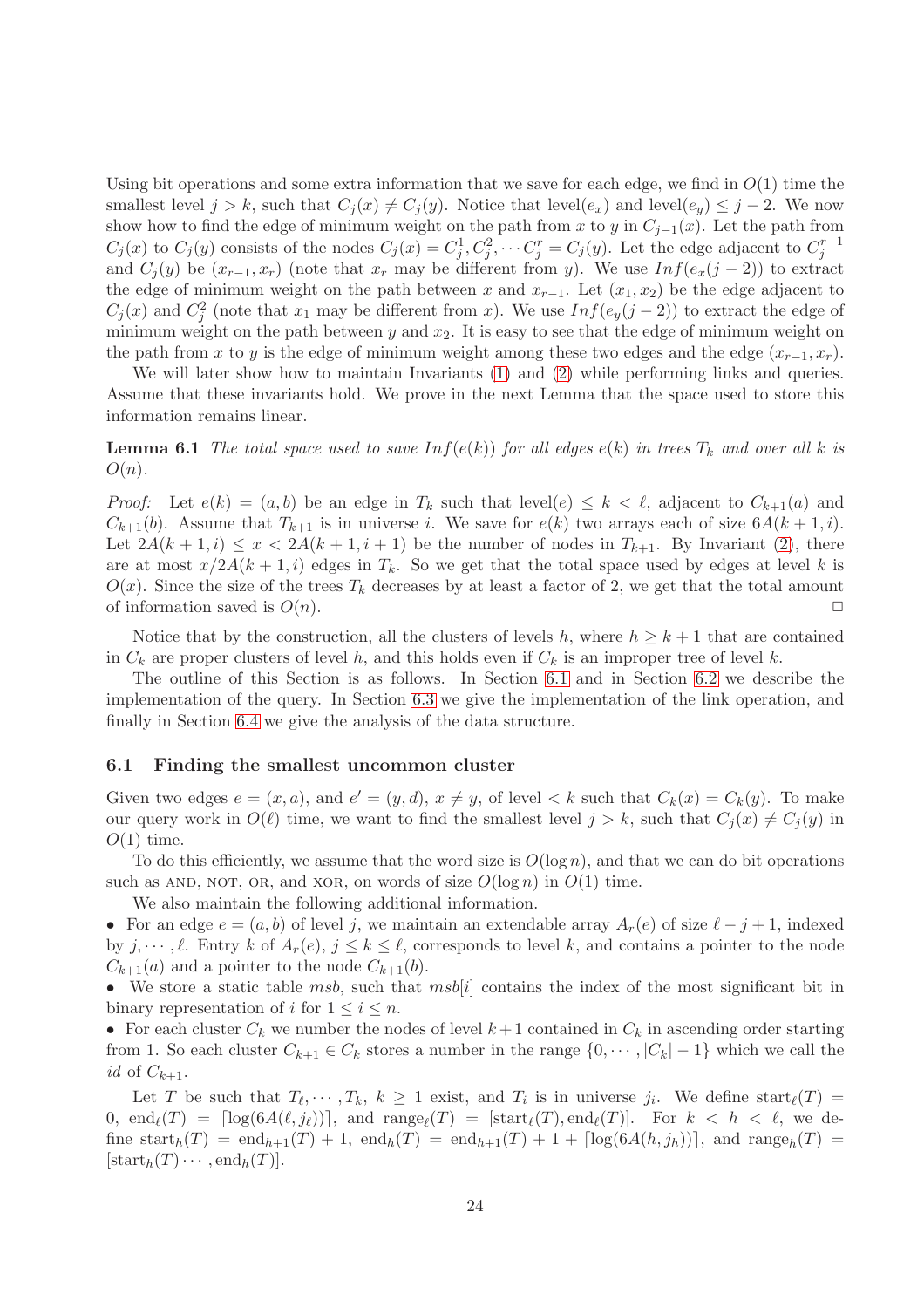Using bit operations and some extra information that we save for each edge, we find in $O(1)$ time the smallest level $j > k$, such that $C_j(x) \neq C_j(y)$. Notice that level$(e_x)$ and level$(e_y) \leq j-2$. We now show how to find the edge of minimum weight on the path from $x$ to $y$ in $C_{j-1}(x)$. Let the path from $C_j(x)$ to $C_j(y)$ consists of the nodes $C_j(x) = C_j^1, C_j^2, \cdots C_j^r = C_j(y)$. Let the edge adjacent to $C_j^{r-1}$ and $C_j(y)$ be $(x_{r-1}, x_r)$ (note that $x_r$ may be different from $y$). We use $Inf(e_x(j-2))$ to extract the edge of minimum weight on the path between $x$ and $x_{r-1}$. Let $(x_1, x_2)$ be the edge adjacent to $C_j(x)$ and $C_j^2$ (note that $x_1$ may be different from $x$). We use $Inf(e_y(j-2))$ to extract the edge of minimum weight on the path between $y$ and $x_2$. It is easy to see that the edge of minimum weight on the path from $x$ to $y$ is the edge of minimum weight among these two edges and the edge $(x_{r-1}, x_r)$.

We will later show how to maintain Invariants (1) and (2) while performing links and queries. Assume that these invariants hold. We prove in the next Lemma that the space used to store this information remains linear.

**Lemma 6.1** *The total space used to save $Inf(e(k))$ for all edges $e(k)$ in trees $T_k$ and over all $k$ is $O(n)$.*

*Proof:* Let $e(k) = (a, b)$ be an edge in $T_k$ such that level$(e) \leq k < \ell$, adjacent to $C_{k+1}(a)$ and $C_{k+1}(b)$. Assume that $T_{k+1}$ is in universe $i$. We save for $e(k)$ two arrays each of size $6A(k+1, i)$. Let $2A(k+1, i) \leq x < 2A(k+1, i+1)$ be the number of nodes in $T_{k+1}$. By Invariant (2), there are at most $x/2A(k+1, i)$ edges in $T_k$. So we get that the total space used by edges at level $k$ is $O(x)$. Since the size of the trees $T_k$ decreases by at least a factor of 2, we get that the total amount of information saved is $O(n)$. □

Notice that by the construction, all the clusters of levels $h$, where $h \geq k+1$ that are contained in $C_k$ are proper clusters of level $h$, and this holds even if $C_k$ is an improper tree of level $k$.

The outline of this Section is as follows. In Section 6.1 and in Section 6.2 we describe the implementation of the query. In Section 6.3 we give the implementation of the link operation, and finally in Section 6.4 we give the analysis of the data structure.

### 6.1 Finding the smallest uncommon cluster

Given two edges $e = (x, a)$, and $e' = (y, d)$, $x \neq y$, of level $< k$ such that $C_k(x) = C_k(y)$. To make our query work in $O(\ell)$ time, we want to find the smallest level $j > k$, such that $C_j(x) \neq C_j(y)$ in $O(1)$ time.

To do this efficiently, we assume that the word size is $O(\log n)$, and that we can do bit operations such as AND, NOT, OR, and XOR, on words of size $O(\log n)$ in $O(1)$ time.

We also maintain the following additional information.

- For an edge $e = (a, b)$ of level $j$, we maintain an extendable array $A_r(e)$ of size $\ell - j + 1$, indexed by $j, \cdots, \ell$. Entry $k$ of $A_r(e)$, $j \leq k \leq \ell$, corresponds to level $k$, and contains a pointer to the node $C_{k+1}(a)$ and a pointer to the node $C_{k+1}(b)$.
- We store a static table *msb*, such that *msb*$[i]$ contains the index of the most significant bit in binary representation of $i$ for $1 \leq i \leq n$.
- For each cluster $C_k$ we number the nodes of level $k+1$ contained in $C_k$ in ascending order starting from 1. So each cluster $C_{k+1} \in C_k$ stores a number in the range $\{0, \cdots, |C_k| - 1\}$ which we call the *id* of $C_{k+1}$.

Let $T$ be such that $T_\ell, \cdots, T_k$, $k \geq 1$ exist, and $T_i$ is in universe $j_i$. We define start$_\ell(T) = 0$, end$_\ell(T) = \lceil \log(6A(\ell, j_\ell)) \rceil$, and range$_\ell(T) = [\text{start}_\ell(T), \text{end}_\ell(T)]$. For $k < h < \ell$, we define start$_h(T) = \text{end}_{h+1}(T) + 1$, end$_h(T) = \text{end}_{h+1}(T) + 1 + \lceil \log(6A(h, j_h)) \rceil$, and range$_h(T) = [\text{start}_h(T) \cdots, \text{end}_h(T)]$.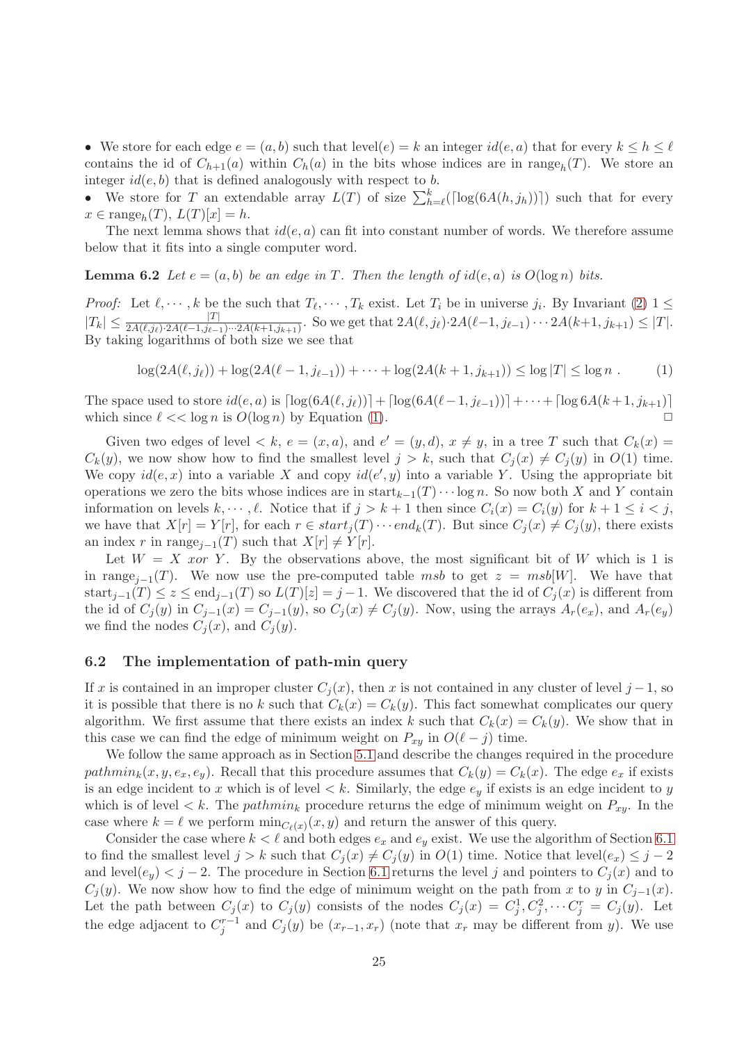- We store for each edge $e = (a, b)$ such that level$(e) = k$ an integer $id(e, a)$ that for every $k \le h \le \ell$ contains the id of $C_{h+1}(a)$ within $C_h(a)$ in the bits whose indices are in range$_h(T)$. We store an integer $id(e, b)$ that is defined analogously with respect to $b$.
- We store for $T$ an extendable array $L(T)$ of size $\sum_{h=\ell}^{k}(\lceil \log(6A(h, j_h))\rceil)$ such that for every $x \in$ range$_h(T)$, $L(T)[x] = h$.

The next lemma shows that $id(e, a)$ can fit into constant number of words. We therefore assume below that it fits into a single computer word.

**Lemma 6.2** *Let $e = (a, b)$ be an edge in $T$. Then the length of $id(e, a)$ is $O(\log n)$ bits.*

*Proof:* Let $\ell, \cdots, k$ be the such that $T_\ell, \cdots, T_k$ exist. Let $T_i$ be in universe $j_i$. By Invariant (2) $1 \le |T_k| \le \frac{|T|}{2A(\ell,j_\ell)\cdot 2A(\ell-1,j_{\ell-1})\cdots 2A(k+1,j_{k+1})}$. So we get that $2A(\ell, j_\ell)\cdot 2A(\ell-1, j_{\ell-1})\cdots 2A(k+1, j_{k+1}) \le |T|$. By taking logarithms of both size we see that

$$\log(2A(\ell, j_\ell)) + \log(2A(\ell-1, j_{\ell-1})) + \cdots + \log(2A(k+1, j_{k+1})) \le \log|T| \le \log n\ . \qquad (1)$$

The space used to store $id(e, a)$ is $\lceil \log(6A(\ell, j_\ell))\rceil + \lceil \log(6A(\ell-1, j_{\ell-1}))\rceil + \cdots + \lceil \log 6A(k+1, j_{k+1})\rceil$ which since $\ell << \log n$ is $O(\log n)$ by Equation (1). $\square$

Given two edges of level $< k$, $e = (x, a)$, and $e' = (y, d)$, $x \ne y$, in a tree $T$ such that $C_k(x) = C_k(y)$, we now show how to find the smallest level $j > k$, such that $C_j(x) \ne C_j(y)$ in $O(1)$ time. We copy $id(e, x)$ into a variable $X$ and copy $id(e', y)$ into a variable $Y$. Using the appropriate bit operations we zero the bits whose indices are in start$_{k-1}(T)\cdots\log n$. So now both $X$ and $Y$ contain information on levels $k, \cdots, \ell$. Notice that if $j > k+1$ then since $C_i(x) = C_i(y)$ for $k+1 \le i < j$, we have that $X[r] = Y[r]$, for each $r \in start_j(T)\cdots end_k(T)$. But since $C_j(x) \ne C_j(y)$, there exists an index $r$ in range$_{j-1}(T)$ such that $X[r] \ne Y[r]$.

Let $W = X$ *xor* $Y$. By the observations above, the most significant bit of $W$ which is 1 is in range$_{j-1}(T)$. We now use the pre-computed table *msb* to get $z = msb[W]$. We have that start$_{j-1}(T) \le z \le$ end$_{j-1}(T)$ so $L(T)[z] = j-1$. We discovered that the id of $C_j(x)$ is different from the id of $C_j(y)$ in $C_{j-1}(x) = C_{j-1}(y)$, so $C_j(x) \ne C_j(y)$. Now, using the arrays $A_r(e_x)$, and $A_r(e_y)$ we find the nodes $C_j(x)$, and $C_j(y)$.

### 6.2 The implementation of path-min query

If $x$ is contained in an improper cluster $C_j(x)$, then $x$ is not contained in any cluster of level $j-1$, so it is possible that there is no $k$ such that $C_k(x) = C_k(y)$. This fact somewhat complicates our query algorithm. We first assume that there exists an index $k$ such that $C_k(x) = C_k(y)$. We show that in this case we can find the edge of minimum weight on $P_{xy}$ in $O(\ell - j)$ time.

We follow the same approach as in Section 5.1 and describe the changes required in the procedure $pathmin_k(x, y, e_x, e_y)$. Recall that this procedure assumes that $C_k(y) = C_k(x)$. The edge $e_x$ if exists is an edge incident to $x$ which is of level $< k$. Similarly, the edge $e_y$ if exists is an edge incident to $y$ which is of level $< k$. The $pathmin_k$ procedure returns the edge of minimum weight on $P_{xy}$. In the case where $k = \ell$ we perform $\min_{C_\ell(x)}(x, y)$ and return the answer of this query.

Consider the case where $k < \ell$ and both edges $e_x$ and $e_y$ exist. We use the algorithm of Section 6.1 to find the smallest level $j > k$ such that $C_j(x) \ne C_j(y)$ in $O(1)$ time. Notice that level$(e_x) \le j-2$ and level$(e_y) < j-2$. The procedure in Section 6.1 returns the level $j$ and pointers to $C_j(x)$ and to $C_j(y)$. We now show how to find the edge of minimum weight on the path from $x$ to $y$ in $C_{j-1}(x)$. Let the path between $C_j(x)$ to $C_j(y)$ consists of the nodes $C_j(x) = C_j^1, C_j^2, \cdots C_j^r = C_j(y)$. Let the edge adjacent to $C_j^{r-1}$ and $C_j(y)$ be $(x_{r-1}, x_r)$ (note that $x_r$ may be different from $y$). We use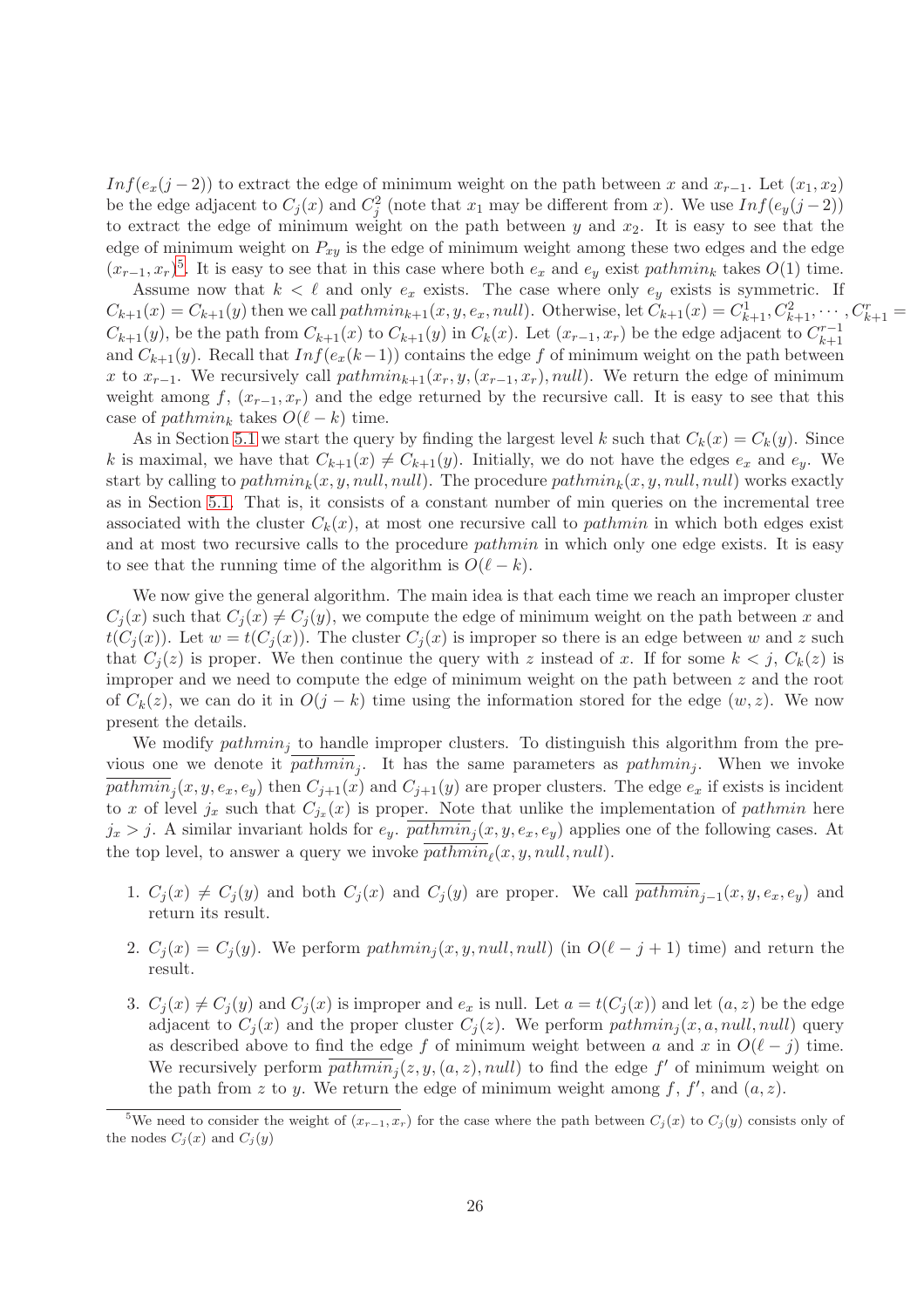$Inf(e_x(j-2))$ to extract the edge of minimum weight on the path between $x$ and $x_{r-1}$. Let $(x_1, x_2)$ be the edge adjacent to $C_j(x)$ and $C_j^2$ (note that $x_1$ may be different from $x$). We use $Inf(e_y(j-2))$ to extract the edge of minimum weight on the path between $y$ and $x_2$. It is easy to see that the edge of minimum weight on $P_{xy}$ is the edge of minimum weight among these two edges and the edge $(x_{r-1}, x_r)$[5]. It is easy to see that in this case where both $e_x$ and $e_y$ exist $pathmin_k$ takes $O(1)$ time.

Assume now that $k < \ell$ and only $e_x$ exists. The case where only $e_y$ exists is symmetric. If $C_{k+1}(x) = C_{k+1}(y)$ then we call $pathmin_{k+1}(x, y, e_x, null)$. Otherwise, let $C_{k+1}(x) = C_{k+1}^1, C_{k+1}^2, \cdots, C_{k+1}^r = C_{k+1}(y)$, be the path from $C_{k+1}(x)$ to $C_{k+1}(y)$ in $C_k(x)$. Let $(x_{r-1}, x_r)$ be the edge adjacent to $C_{k+1}^{r-1}$ and $C_{k+1}(y)$. Recall that $Inf(e_x(k-1))$ contains the edge $f$ of minimum weight on the path between $x$ to $x_{r-1}$. We recursively call $pathmin_{k+1}(x_r, y, (x_{r-1}, x_r), null)$. We return the edge of minimum weight among $f$, $(x_{r-1}, x_r)$ and the edge returned by the recursive call. It is easy to see that this case of $pathmin_k$ takes $O(\ell - k)$ time.

As in Section 5.1 we start the query by finding the largest level $k$ such that $C_k(x) = C_k(y)$. Since $k$ is maximal, we have that $C_{k+1}(x) \neq C_{k+1}(y)$. Initially, we do not have the edges $e_x$ and $e_y$. We start by calling to $pathmin_k(x, y, null, null)$. The procedure $pathmin_k(x, y, null, null)$ works exactly as in Section 5.1. That is, it consists of a constant number of min queries on the incremental tree associated with the cluster $C_k(x)$, at most one recursive call to $pathmin$ in which both edges exist and at most two recursive calls to the procedure $pathmin$ in which only one edge exists. It is easy to see that the running time of the algorithm is $O(\ell - k)$.

We now give the general algorithm. The main idea is that each time we reach an improper cluster $C_j(x)$ such that $C_j(x) \neq C_j(y)$, we compute the edge of minimum weight on the path between $x$ and $t(C_j(x))$. Let $w = t(C_j(x))$. The cluster $C_j(x)$ is improper so there is an edge between $w$ and $z$ such that $C_j(z)$ is proper. We then continue the query with $z$ instead of $x$. If for some $k < j$, $C_k(z)$ is improper and we need to compute the edge of minimum weight on the path between $z$ and the root of $C_k(z)$, we can do it in $O(j - k)$ time using the information stored for the edge $(w, z)$. We now present the details.

We modify $pathmin_j$ to handle improper clusters. To distinguish this algorithm from the previous one we denote it $\overline{pathmin}_j$. It has the same parameters as $pathmin_j$. When we invoke $\overline{pathmin}_j(x, y, e_x, e_y)$ then $C_{j+1}(x)$ and $C_{j+1}(y)$ are proper clusters. The edge $e_x$ if exists is incident to $x$ of level $j_x$ such that $C_{j_x}(x)$ is proper. Note that unlike the implementation of $pathmin$ here $j_x > j$. A similar invariant holds for $e_y$. $\overline{pathmin}_j(x, y, e_x, e_y)$ applies one of the following cases. At the top level, to answer a query we invoke $\overline{pathmin}_\ell(x, y, null, null)$.

1. $C_j(x) \neq C_j(y)$ and both $C_j(x)$ and $C_j(y)$ are proper. We call $\overline{pathmin}_{j-1}(x, y, e_x, e_y)$ and return its result.
2. $C_j(x) = C_j(y)$. We perform $pathmin_j(x, y, null, null)$ (in $O(\ell - j + 1)$ time) and return the result.
3. $C_j(x) \neq C_j(y)$ and $C_j(x)$ is improper and $e_x$ is null. Let $a = t(C_j(x))$ and let $(a, z)$ be the edge adjacent to $C_j(x)$ and the proper cluster $C_j(z)$. We perform $pathmin_j(x, a, null, null)$ query as described above to find the edge $f$ of minimum weight between $a$ and $x$ in $O(\ell - j)$ time. We recursively perform $\overline{pathmin}_j(z, y, (a, z), null)$ to find the edge $f'$ of minimum weight on the path from $z$ to $y$. We return the edge of minimum weight among $f$, $f'$, and $(a, z)$.

[5]We need to consider the weight of $(x_{r-1}, x_r)$ for the case where the path between $C_j(x)$ to $C_j(y)$ consists only of the nodes $C_j(x)$ and $C_j(y)$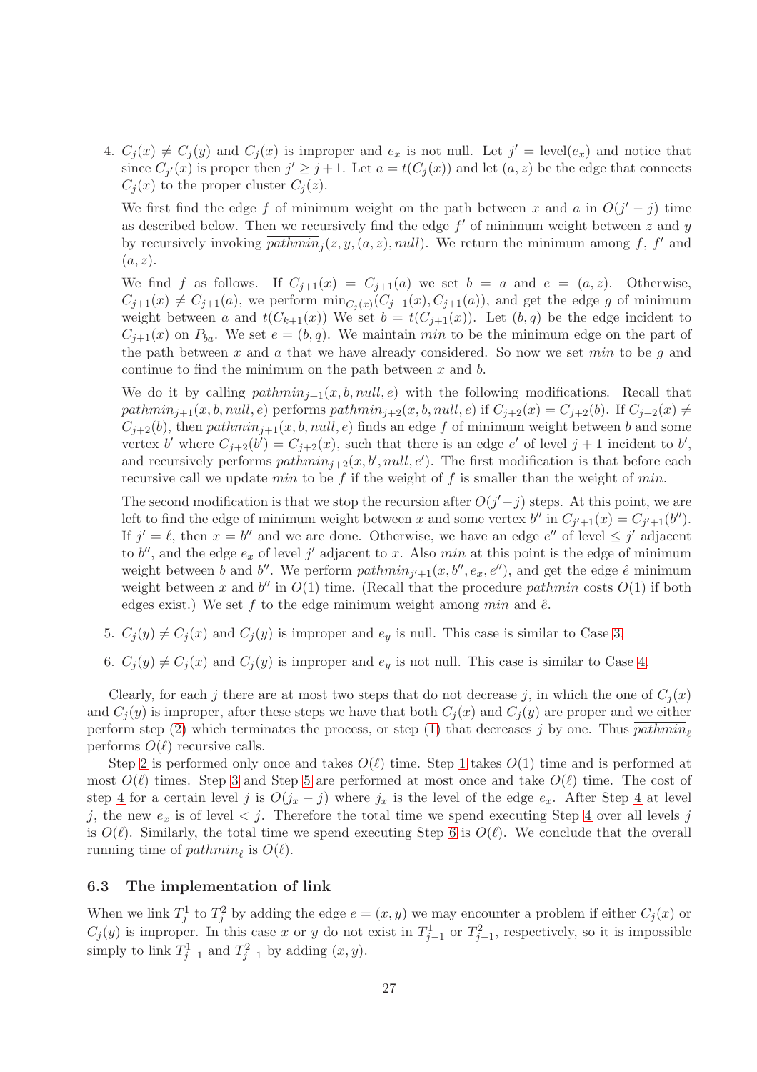4. $C_j(x) \neq C_j(y)$ and $C_j(x)$ is improper and $e_x$ is not null. Let $j' = \text{level}(e_x)$ and notice that since $C_{j'}(x)$ is proper then $j' \geq j+1$. Let $a = t(C_j(x))$ and let $(a, z)$ be the edge that connects $C_j(x)$ to the proper cluster $C_j(z)$.

   We first find the edge $f$ of minimum weight on the path between $x$ and $a$ in $O(j' - j)$ time as described below. Then we recursively find the edge $f'$ of minimum weight between $z$ and $y$ by recursively invoking $\overline{pathmin}_j(z, y, (a, z), null)$. We return the minimum among $f$, $f'$ and $(a, z)$.

   We find $f$ as follows. If $C_{j+1}(x) = C_{j+1}(a)$ we set $b = a$ and $e = (a, z)$. Otherwise, $C_{j+1}(x) \neq C_{j+1}(a)$, we perform $\min_{C_j(x)}(C_{j+1}(x), C_{j+1}(a))$, and get the edge $g$ of minimum weight between $a$ and $t(C_{k+1}(x))$ We set $b = t(C_{j+1}(x))$. Let $(b, q)$ be the edge incident to $C_{j+1}(x)$ on $P_{ba}$. We set $e = (b, q)$. We maintain $min$ to be the minimum edge on the part of the path between $x$ and $a$ that we have already considered. So now we set $min$ to be $g$ and continue to find the minimum on the path between $x$ and $b$.

   We do it by calling $pathmin_{j+1}(x, b, null, e)$ with the following modifications. Recall that $pathmin_{j+1}(x, b, null, e)$ performs $pathmin_{j+2}(x, b, null, e)$ if $C_{j+2}(x) = C_{j+2}(b)$. If $C_{j+2}(x) \neq C_{j+2}(b)$, then $pathmin_{j+1}(x, b, null, e)$ finds an edge $f$ of minimum weight between $b$ and some vertex $b'$ where $C_{j+2}(b') = C_{j+2}(x)$, such that there is an edge $e'$ of level $j+1$ incident to $b'$, and recursively performs $pathmin_{j+2}(x, b', null, e')$. The first modification is that before each recursive call we update $min$ to be $f$ if the weight of $f$ is smaller than the weight of $min$.

   The second modification is that we stop the recursion after $O(j' - j)$ steps. At this point, we are left to find the edge of minimum weight between $x$ and some vertex $b''$ in $C_{j'+1}(x) = C_{j'+1}(b'')$. If $j' = \ell$, then $x = b''$ and we are done. Otherwise, we have an edge $e''$ of level $\leq j'$ adjacent to $b''$, and the edge $e_x$ of level $j'$ adjacent to $x$. Also $min$ at this point is the edge of minimum weight between $b$ and $b''$. We perform $pathmin_{j'+1}(x, b'', e_x, e'')$, and get the edge $\hat{e}$ minimum weight between $x$ and $b''$ in $O(1)$ time. (Recall that the procedure $pathmin$ costs $O(1)$ if both edges exist.) We set $f$ to the edge minimum weight among $min$ and $\hat{e}$.

5. $C_j(y) \neq C_j(x)$ and $C_j(y)$ is improper and $e_y$ is null. This case is similar to Case 3.

6. $C_j(y) \neq C_j(x)$ and $C_j(y)$ is improper and $e_y$ is not null. This case is similar to Case 4.

Clearly, for each $j$ there are at most two steps that do not decrease $j$, in which the one of $C_j(x)$ and $C_j(y)$ is improper, after these steps we have that both $C_j(x)$ and $C_j(y)$ are proper and we either perform step (2) which terminates the process, or step (1) that decreases $j$ by one. Thus $\overline{pathmin}_\ell$ performs $O(\ell)$ recursive calls.

Step 2 is performed only once and takes $O(\ell)$ time. Step 1 takes $O(1)$ time and is performed at most $O(\ell)$ times. Step 3 and Step 5 are performed at most once and take $O(\ell)$ time. The cost of step 4 for a certain level $j$ is $O(j_x - j)$ where $j_x$ is the level of the edge $e_x$. After Step 4 at level $j$, the new $e_x$ is of level $< j$. Therefore the total time we spend executing Step 4 over all levels $j$ is $O(\ell)$. Similarly, the total time we spend executing Step 6 is $O(\ell)$. We conclude that the overall running time of $\overline{pathmin}_\ell$ is $O(\ell)$.

### 6.3 The implementation of link

When we link $T_j^1$ to $T_j^2$ by adding the edge $e = (x, y)$ we may encounter a problem if either $C_j(x)$ or $C_j(y)$ is improper. In this case $x$ or $y$ do not exist in $T_{j-1}^1$ or $T_{j-1}^2$, respectively, so it is impossible simply to link $T_{j-1}^1$ and $T_{j-1}^2$ by adding $(x, y)$.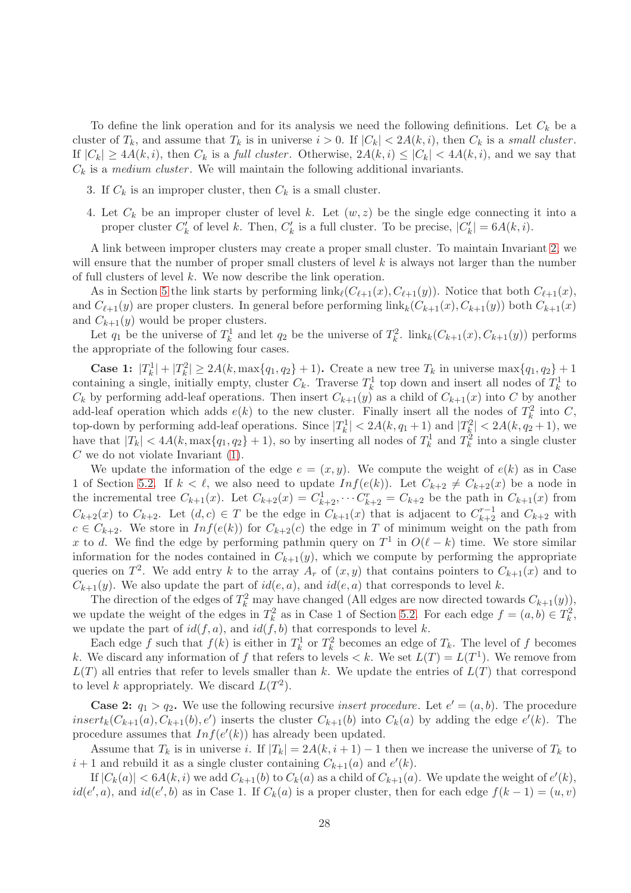To define the link operation and for its analysis we need the following definitions. Let $C_k$ be a cluster of $T_k$, and assume that $T_k$ is in universe $i > 0$. If $|C_k| < 2A(k,i)$, then $C_k$ is a *small cluster*. If $|C_k| \geq 4A(k,i)$, then $C_k$ is a *full cluster*. Otherwise, $2A(k,i) \leq |C_k| < 4A(k,i)$, and we say that $C_k$ is a *medium cluster*. We will maintain the following additional invariants.

3. If $C_k$ is an improper cluster, then $C_k$ is a small cluster.
4. Let $C_k$ be an improper cluster of level $k$. Let $(w,z)$ be the single edge connecting it into a proper cluster $C'_k$ of level $k$. Then, $C'_k$ is a full cluster. To be precise, $|C'_k| = 6A(k,i)$.

A link between improper clusters may create a proper small cluster. To maintain Invariant 2, we will ensure that the number of proper small clusters of level $k$ is always not larger than the number of full clusters of level $k$. We now describe the link operation.

As in Section 5 the link starts by performing $\text{link}_\ell(C_{\ell+1}(x), C_{\ell+1}(y))$. Notice that both $C_{\ell+1}(x)$, and $C_{\ell+1}(y)$ are proper clusters. In general before performing $\text{link}_k(C_{k+1}(x), C_{k+1}(y))$ both $C_{k+1}(x)$ and $C_{k+1}(y)$ would be proper clusters.

Let $q_1$ be the universe of $T^1_k$ and let $q_2$ be the universe of $T^2_k$. $\text{link}_k(C_{k+1}(x), C_{k+1}(y))$ performs the appropriate of the following four cases.

**Case 1:** $|T^1_k| + |T^2_k| \geq 2A(k, \max\{q_1, q_2\} + 1)$**.** Create a new tree $T_k$ in universe $\max\{q_1, q_2\} + 1$ containing a single, initially empty, cluster $C_k$. Traverse $T^1_k$ top down and insert all nodes of $T^1_k$ to $C_k$ by performing add-leaf operations. Then insert $C_{k+1}(y)$ as a child of $C_{k+1}(x)$ into $C$ by another add-leaf operation which adds $e(k)$ to the new cluster. Finally insert all the nodes of $T^2_k$ into $C$, top-down by performing add-leaf operations. Since $|T^1_k| < 2A(k, q_1 + 1)$ and $|T^2_k| < 2A(k, q_2 + 1)$, we have that $|T_k| < 4A(k, \max\{q_1, q_2\} + 1)$, so by inserting all nodes of $T^1_k$ and $T^2_k$ into a single cluster $C$ we do not violate Invariant (1).

We update the information of the edge $e = (x,y)$. We compute the weight of $e(k)$ as in Case 1 of Section 5.2. If $k < \ell$, we also need to update $Inf(e(k))$. Let $C_{k+2} \neq C_{k+2}(x)$ be a node in the incremental tree $C_{k+1}(x)$. Let $C_{k+2}(x) = C^1_{k+2}, \cdots C^r_{k+2} = C_{k+2}$ be the path in $C_{k+1}(x)$ from $C_{k+2}(x)$ to $C_{k+2}$. Let $(d,c) \in T$ be the edge in $C_{k+1}(x)$ that is adjacent to $C^{r-1}_{k+2}$ and $C_{k+2}$ with $c \in C_{k+2}$. We store in $Inf(e(k))$ for $C_{k+2}(c)$ the edge in $T$ of minimum weight on the path from $x$ to $d$. We find the edge by performing pathmin query on $T^1$ in $O(\ell - k)$ time. We store similar information for the nodes contained in $C_{k+1}(y)$, which we compute by performing the appropriate queries on $T^2$. We add entry $k$ to the array $A_r$ of $(x,y)$ that contains pointers to $C_{k+1}(x)$ and to $C_{k+1}(y)$. We also update the part of $id(e,a)$, and $id(e,a)$ that corresponds to level $k$.

The direction of the edges of $T^2_k$ may have changed (All edges are now directed towards $C_{k+1}(y)$), we update the weight of the edges in $T^2_k$ as in Case 1 of Section 5.2. For each edge $f = (a,b) \in T^2_k$, we update the part of $id(f,a)$, and $id(f,b)$ that corresponds to level $k$.

Each edge $f$ such that $f(k)$ is either in $T^1_k$ or $T^2_k$ becomes an edge of $T_k$. The level of $f$ becomes $k$. We discard any information of $f$ that refers to levels $< k$. We set $L(T) = L(T^1)$. We remove from $L(T)$ all entries that refer to levels smaller than $k$. We update the entries of $L(T)$ that correspond to level $k$ appropriately. We discard $L(T^2)$.

**Case 2:** $q_1 > q_2$**.** We use the following recursive *insert procedure*. Let $e' = (a,b)$. The procedure $insert_k(C_{k+1}(a), C_{k+1}(b), e')$ inserts the cluster $C_{k+1}(b)$ into $C_k(a)$ by adding the edge $e'(k)$. The procedure assumes that $Inf(e'(k))$ has already been updated.

Assume that $T_k$ is in universe $i$. If $|T_k| = 2A(k, i+1) - 1$ then we increase the universe of $T_k$ to $i+1$ and rebuild it as a single cluster containing $C_{k+1}(a)$ and $e'(k)$.

If $|C_k(a)| < 6A(k,i)$ we add $C_{k+1}(b)$ to $C_k(a)$ as a child of $C_{k+1}(a)$. We update the weight of $e'(k)$, $id(e', a)$, and $id(e', b)$ as in Case 1. If $C_k(a)$ is a proper cluster, then for each edge $f(k-1) = (u,v)$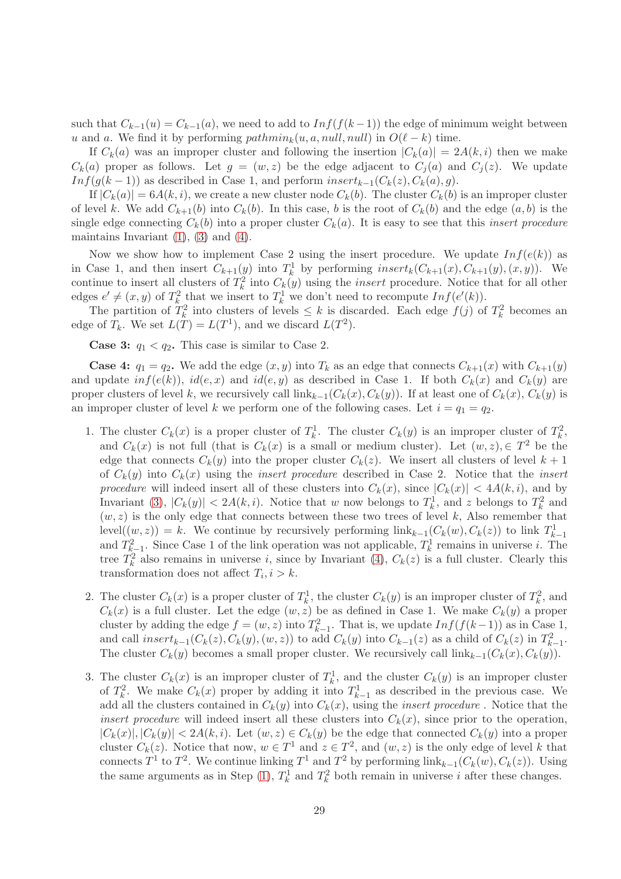such that $C_{k-1}(u) = C_{k-1}(a)$, we need to add to $Inf(f(k-1))$ the edge of minimum weight between $u$ and $a$. We find it by performing $pathmin_k(u, a, null, null)$ in $O(\ell - k)$ time.

If $C_k(a)$ was an improper cluster and following the insertion $|C_k(a)| = 2A(k, i)$ then we make $C_k(a)$ proper as follows. Let $g = (w, z)$ be the edge adjacent to $C_j(a)$ and $C_j(z)$. We update $Inf(g(k-1))$ as described in Case 1, and perform $insert_{k-1}(C_k(z), C_k(a), g)$.

If $|C_k(a)| = 6A(k, i)$, we create a new cluster node $C_k(b)$. The cluster $C_k(b)$ is an improper cluster of level $k$. We add $C_{k+1}(b)$ into $C_k(b)$. In this case, $b$ is the root of $C_k(b)$ and the edge $(a, b)$ is the single edge connecting $C_k(b)$ into a proper cluster $C_k(a)$. It is easy to see that this *insert procedure* maintains Invariant (1), (3) and (4).

Now we show how to implement Case 2 using the insert procedure. We update $Inf(e(k))$ as in Case 1, and then insert $C_{k+1}(y)$ into $T_k^1$ by performing $insert_k(C_{k+1}(x), C_{k+1}(y), (x, y))$. We continue to insert all clusters of $T_k^2$ into $C_k(y)$ using the *insert* procedure. Notice that for all other edges $e' \neq (x, y)$ of $T_k^2$ that we insert to $T_k^1$ we don't need to recompute $Inf(e'(k))$.

The partition of $T_k^2$ into clusters of levels $\leq k$ is discarded. Each edge $f(j)$ of $T_k^2$ becomes an edge of $T_k$. We set $L(T) = L(T^1)$, and we discard $L(T^2)$.

**Case 3:** $q_1 < q_2$**.** This case is similar to Case 2.

**Case 4:** $q_1 = q_2$**.** We add the edge $(x, y)$ into $T_k$ as an edge that connects $C_{k+1}(x)$ with $C_{k+1}(y)$ and update $inf(e(k))$, $id(e, x)$ and $id(e, y)$ as described in Case 1. If both $C_k(x)$ and $C_k(y)$ are proper clusters of level $k$, we recursively call $\text{link}_{k-1}(C_k(x), C_k(y))$. If at least one of $C_k(x)$, $C_k(y)$ is an improper cluster of level $k$ we perform one of the following cases. Let $i = q_1 = q_2$.

1. The cluster $C_k(x)$ is a proper cluster of $T_k^1$. The cluster $C_k(y)$ is an improper cluster of $T_k^2$, and $C_k(x)$ is not full (that is $C_k(x)$ is a small or medium cluster). Let $(w, z), \in T^2$ be the edge that connects $C_k(y)$ into the proper cluster $C_k(z)$. We insert all clusters of level $k+1$ of $C_k(y)$ into $C_k(x)$ using the *insert procedure* described in Case 2. Notice that the *insert procedure* will indeed insert all of these clusters into $C_k(x)$, since $|C_k(x)| < 4A(k, i)$, and by Invariant (3), $|C_k(y)| < 2A(k, i)$. Notice that $w$ now belongs to $T_k^1$, and $z$ belongs to $T_k^2$ and $(w, z)$ is the only edge that connects between these two trees of level $k$, Also remember that $\text{level}((w, z)) = k$. We continue by recursively performing $\text{link}_{k-1}(C_k(w), C_k(z))$ to link $T_{k-1}^1$ and $T_{k-1}^2$. Since Case 1 of the link operation was not applicable, $T_k^1$ remains in universe $i$. The tree $T_k^2$ also remains in universe $i$, since by Invariant (4), $C_k(z)$ is a full cluster. Clearly this transformation does not affect $T_i, i > k$.

2. The cluster $C_k(x)$ is a proper cluster of $T_k^1$, the cluster $C_k(y)$ is an improper cluster of $T_k^2$, and $C_k(x)$ is a full cluster. Let the edge $(w, z)$ be as defined in Case 1. We make $C_k(y)$ a proper cluster by adding the edge $f = (w, z)$ into $T_{k-1}^2$. That is, we update $Inf(f(k-1))$ as in Case 1, and call $insert_{k-1}(C_k(z), C_k(y), (w, z))$ to add $C_k(y)$ into $C_{k-1}(z)$ as a child of $C_k(z)$ in $T_{k-1}^2$. The cluster $C_k(y)$ becomes a small proper cluster. We recursively call $\text{link}_{k-1}(C_k(x), C_k(y))$.

3. The cluster $C_k(x)$ is an improper cluster of $T_k^1$, and the cluster $C_k(y)$ is an improper cluster of $T_k^2$. We make $C_k(x)$ proper by adding it into $T_{k-1}^1$ as described in the previous case. We add all the clusters contained in $C_k(y)$ into $C_k(x)$, using the *insert procedure* . Notice that the *insert procedure* will indeed insert all these clusters into $C_k(x)$, since prior to the operation, $|C_k(x)|, |C_k(y)| < 2A(k, i)$. Let $(w, z) \in C_k(y)$ be the edge that connected $C_k(y)$ into a proper cluster $C_k(z)$. Notice that now, $w \in T^1$ and $z \in T^2$, and $(w, z)$ is the only edge of level $k$ that connects $T^1$ to $T^2$. We continue linking $T^1$ and $T^2$ by performing $\text{link}_{k-1}(C_k(w), C_k(z))$. Using the same arguments as in Step (1), $T_k^1$ and $T_k^2$ both remain in universe $i$ after these changes.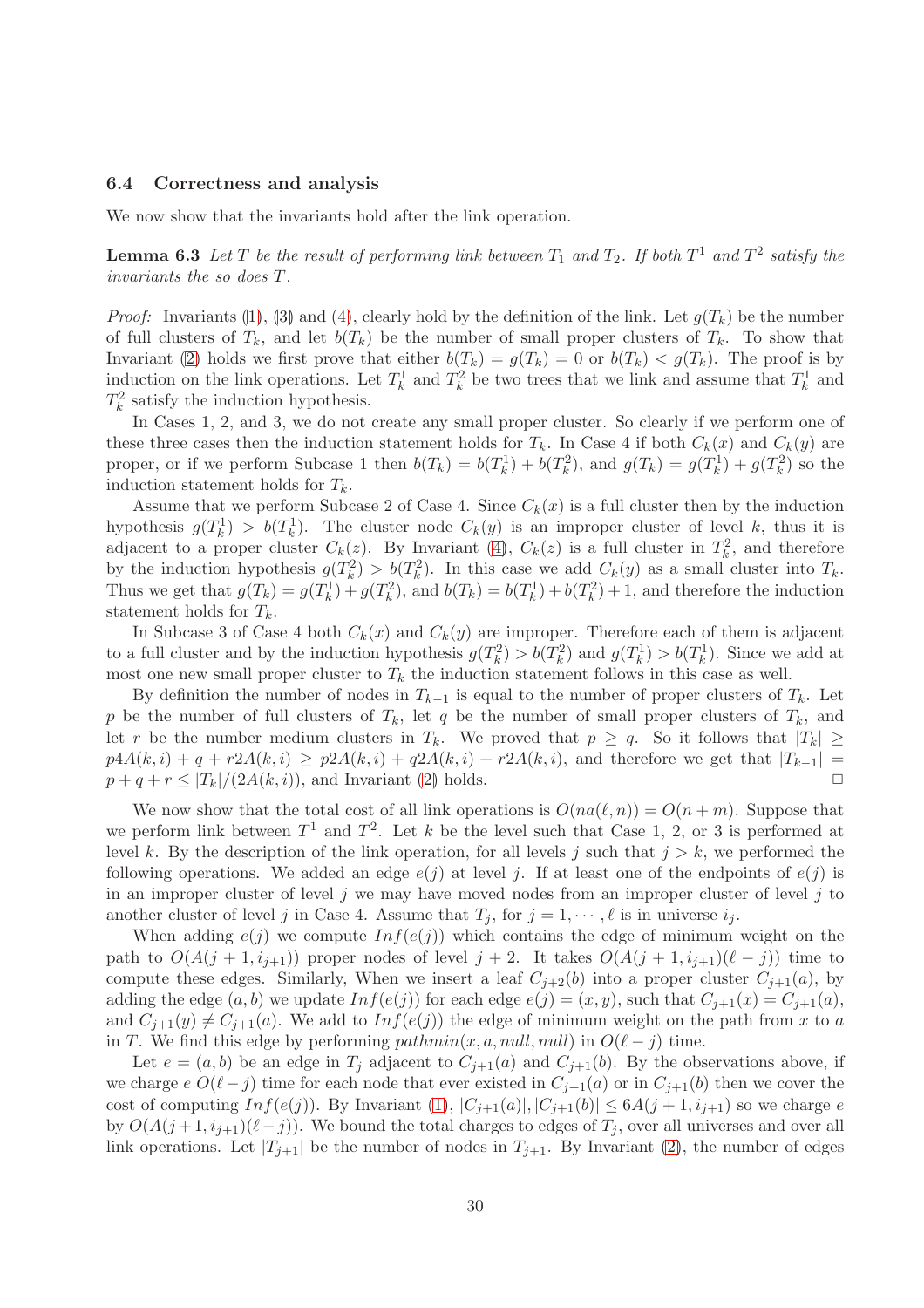### 6.4 Correctness and analysis

We now show that the invariants hold after the link operation.

**Lemma 6.3** *Let $T$ be the result of performing link between $T_1$ and $T_2$. If both $T^1$ and $T^2$ satisfy the invariants the so does $T$.*

*Proof:* Invariants (1), (3) and (4), clearly hold by the definition of the link. Let $g(T_k)$ be the number of full clusters of $T_k$, and let $b(T_k)$ be the number of small proper clusters of $T_k$. To show that Invariant (2) holds we first prove that either $b(T_k) = g(T_k) = 0$ or $b(T_k) < g(T_k)$. The proof is by induction on the link operations. Let $T_k^1$ and $T_k^2$ be two trees that we link and assume that $T_k^1$ and $T_k^2$ satisfy the induction hypothesis.

In Cases 1, 2, and 3, we do not create any small proper cluster. So clearly if we perform one of these three cases then the induction statement holds for $T_k$. In Case 4 if both $C_k(x)$ and $C_k(y)$ are proper, or if we perform Subcase 1 then $b(T_k) = b(T_k^1) + b(T_k^2)$, and $g(T_k) = g(T_k^1) + g(T_k^2)$ so the induction statement holds for $T_k$.

Assume that we perform Subcase 2 of Case 4. Since $C_k(x)$ is a full cluster then by the induction hypothesis $g(T_k^1) > b(T_k^1)$. The cluster node $C_k(y)$ is an improper cluster of level $k$, thus it is adjacent to a proper cluster $C_k(z)$. By Invariant (4), $C_k(z)$ is a full cluster in $T_k^2$, and therefore by the induction hypothesis $g(T_k^2) > b(T_k^2)$. In this case we add $C_k(y)$ as a small cluster into $T_k$. Thus we get that $g(T_k) = g(T_k^1) + g(T_k^2)$, and $b(T_k) = b(T_k^1) + b(T_k^2) + 1$, and therefore the induction statement holds for $T_k$.

In Subcase 3 of Case 4 both $C_k(x)$ and $C_k(y)$ are improper. Therefore each of them is adjacent to a full cluster and by the induction hypothesis $g(T_k^2) > b(T_k^2)$ and $g(T_k^1) > b(T_k^1)$. Since we add at most one new small proper cluster to $T_k$ the induction statement follows in this case as well.

By definition the number of nodes in $T_{k-1}$ is equal to the number of proper clusters of $T_k$. Let $p$ be the number of full clusters of $T_k$, let $q$ be the number of small proper clusters of $T_k$, and let $r$ be the number medium clusters in $T_k$. We proved that $p \geq q$. So it follows that $|T_k| \geq p4A(k,i) + q + r2A(k,i) \geq p2A(k,i) + q2A(k,i) + r2A(k,i)$, and therefore we get that $|T_{k-1}| = p + q + r \leq |T_k|/(2A(k,i))$, and Invariant (2) holds. □

We now show that the total cost of all link operations is $O(na(\ell, n)) = O(n + m)$. Suppose that we perform link between $T^1$ and $T^2$. Let $k$ be the level such that Case 1, 2, or 3 is performed at level $k$. By the description of the link operation, for all levels $j$ such that $j > k$, we performed the following operations. We added an edge $e(j)$ at level $j$. If at least one of the endpoints of $e(j)$ is in an improper cluster of level $j$ we may have moved nodes from an improper cluster of level $j$ to another cluster of level $j$ in Case 4. Assume that $T_j$, for $j = 1, \cdots, \ell$ is in universe $i_j$.

When adding $e(j)$ we compute $Inf(e(j))$ which contains the edge of minimum weight on the path to $O(A(j+1, i_{j+1}))$ proper nodes of level $j+2$. It takes $O(A(j+1, i_{j+1})(\ell - j))$ time to compute these edges. Similarly, When we insert a leaf $C_{j+2}(b)$ into a proper cluster $C_{j+1}(a)$, by adding the edge $(a, b)$ we update $Inf(e(j))$ for each edge $e(j) = (x, y)$, such that $C_{j+1}(x) = C_{j+1}(a)$, and $C_{j+1}(y) \neq C_{j+1}(a)$. We add to $Inf(e(j))$ the edge of minimum weight on the path from $x$ to $a$ in $T$. We find this edge by performing $pathmin(x, a, null, null)$ in $O(\ell - j)$ time.

Let $e = (a, b)$ be an edge in $T_j$ adjacent to $C_{j+1}(a)$ and $C_{j+1}(b)$. By the observations above, if we charge $e$ $O(\ell - j)$ time for each node that ever existed in $C_{j+1}(a)$ or in $C_{j+1}(b)$ then we cover the cost of computing $Inf(e(j))$. By Invariant (1), $|C_{j+1}(a)|, |C_{j+1}(b)| \leq 6A(j+1, i_{j+1})$ so we charge $e$ by $O(A(j+1, i_{j+1})(\ell - j))$. We bound the total charges to edges of $T_j$, over all universes and over all link operations. Let $|T_{j+1}|$ be the number of nodes in $T_{j+1}$. By Invariant (2), the number of edges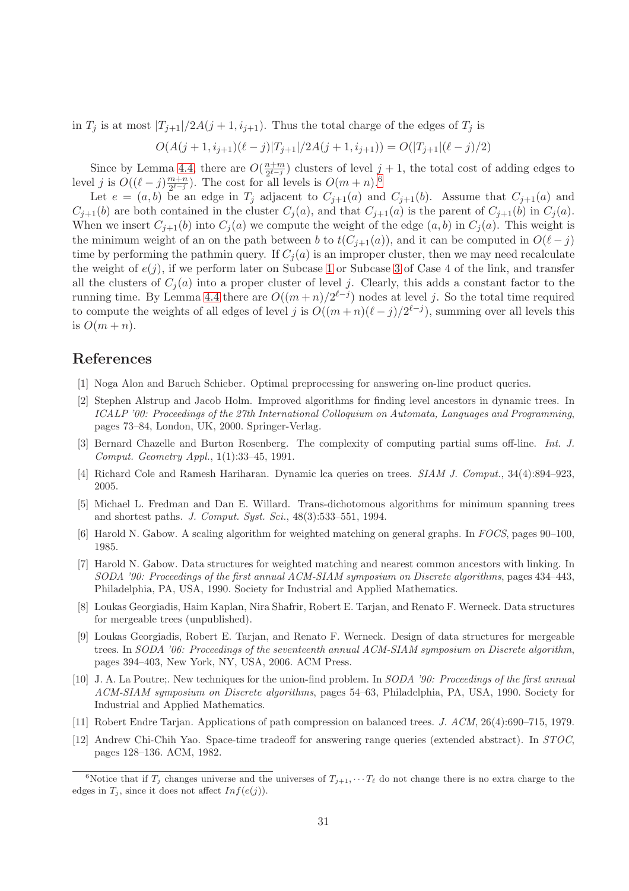in $T_j$ is at most $|T_{j+1}|/2A(j+1, i_{j+1})$. Thus the total charge of the edges of $T_j$ is

$$O(A(j+1, i_{j+1})(\ell - j)|T_{j+1}|/2A(j+1, i_{j+1})) = O(|T_{j+1}|(\ell - j)/2)$$

Since by Lemma 4.4, there are $O(\frac{n+m}{2^{\ell-j}})$ clusters of level $j+1$, the total cost of adding edges to level $j$ is $O((\ell - j)\frac{m+n}{2^{\ell-j}})$. The cost for all levels is $O(m+n)$.[6]

Let $e = (a, b)$ be an edge in $T_j$ adjacent to $C_{j+1}(a)$ and $C_{j+1}(b)$. Assume that $C_{j+1}(a)$ and $C_{j+1}(b)$ are both contained in the cluster $C_j(a)$, and that $C_{j+1}(a)$ is the parent of $C_{j+1}(b)$ in $C_j(a)$. When we insert $C_{j+1}(b)$ into $C_j(a)$ we compute the weight of the edge $(a, b)$ in $C_j(a)$. This weight is the minimum weight of an on the path between $b$ to $t(C_{j+1}(a))$, and it can be computed in $O(\ell - j)$ time by performing the pathmin query. If $C_j(a)$ is an improper cluster, then we may need recalculate the weight of $e(j)$, if we perform later on Subcase 1 or Subcase 3 of Case 4 of the link, and transfer all the clusters of $C_j(a)$ into a proper cluster of level $j$. Clearly, this adds a constant factor to the running time. By Lemma 4.4 there are $O((m+n)/2^{\ell-j})$ nodes at level $j$. So the total time required to compute the weights of all edges of level $j$ is $O((m+n)(\ell - j)/2^{\ell-j})$, summing over all levels this is $O(m+n)$.

## References

[1] Noga Alon and Baruch Schieber. Optimal preprocessing for answering on-line product queries.

[2] Stephen Alstrup and Jacob Holm. Improved algorithms for finding level ancestors in dynamic trees. In *ICALP '00: Proceedings of the 27th International Colloquium on Automata, Languages and Programming*, pages 73–84, London, UK, 2000. Springer-Verlag.

[3] Bernard Chazelle and Burton Rosenberg. The complexity of computing partial sums off-line. *Int. J. Comput. Geometry Appl.*, 1(1):33–45, 1991.

[4] Richard Cole and Ramesh Hariharan. Dynamic lca queries on trees. *SIAM J. Comput.*, 34(4):894–923, 2005.

[5] Michael L. Fredman and Dan E. Willard. Trans-dichotomous algorithms for minimum spanning trees and shortest paths. *J. Comput. Syst. Sci.*, 48(3):533–551, 1994.

[6] Harold N. Gabow. A scaling algorithm for weighted matching on general graphs. In *FOCS*, pages 90–100, 1985.

[7] Harold N. Gabow. Data structures for weighted matching and nearest common ancestors with linking. In *SODA '90: Proceedings of the first annual ACM-SIAM symposium on Discrete algorithms*, pages 434–443, Philadelphia, PA, USA, 1990. Society for Industrial and Applied Mathematics.

[8] Loukas Georgiadis, Haim Kaplan, Nira Shafrir, Robert E. Tarjan, and Renato F. Werneck. Data structures for mergeable trees (unpublished).

[9] Loukas Georgiadis, Robert E. Tarjan, and Renato F. Werneck. Design of data structures for mergeable trees. In *SODA '06: Proceedings of the seventeenth annual ACM-SIAM symposium on Discrete algorithm*, pages 394–403, New York, NY, USA, 2006. ACM Press.

[10] J. A. La Poutre;. New techniques for the union-find problem. In *SODA '90: Proceedings of the first annual ACM-SIAM symposium on Discrete algorithms*, pages 54–63, Philadelphia, PA, USA, 1990. Society for Industrial and Applied Mathematics.

[11] Robert Endre Tarjan. Applications of path compression on balanced trees. *J. ACM*, 26(4):690–715, 1979.

[12] Andrew Chi-Chih Yao. Space-time tradeoff for answering range queries (extended abstract). In *STOC*, pages 128–136. ACM, 1982.

---

[6] Notice that if $T_j$ changes universe and the universes of $T_{j+1}, \cdots T_\ell$ do not change there is no extra charge to the edges in $T_j$, since it does not affect $Inf(e(j))$.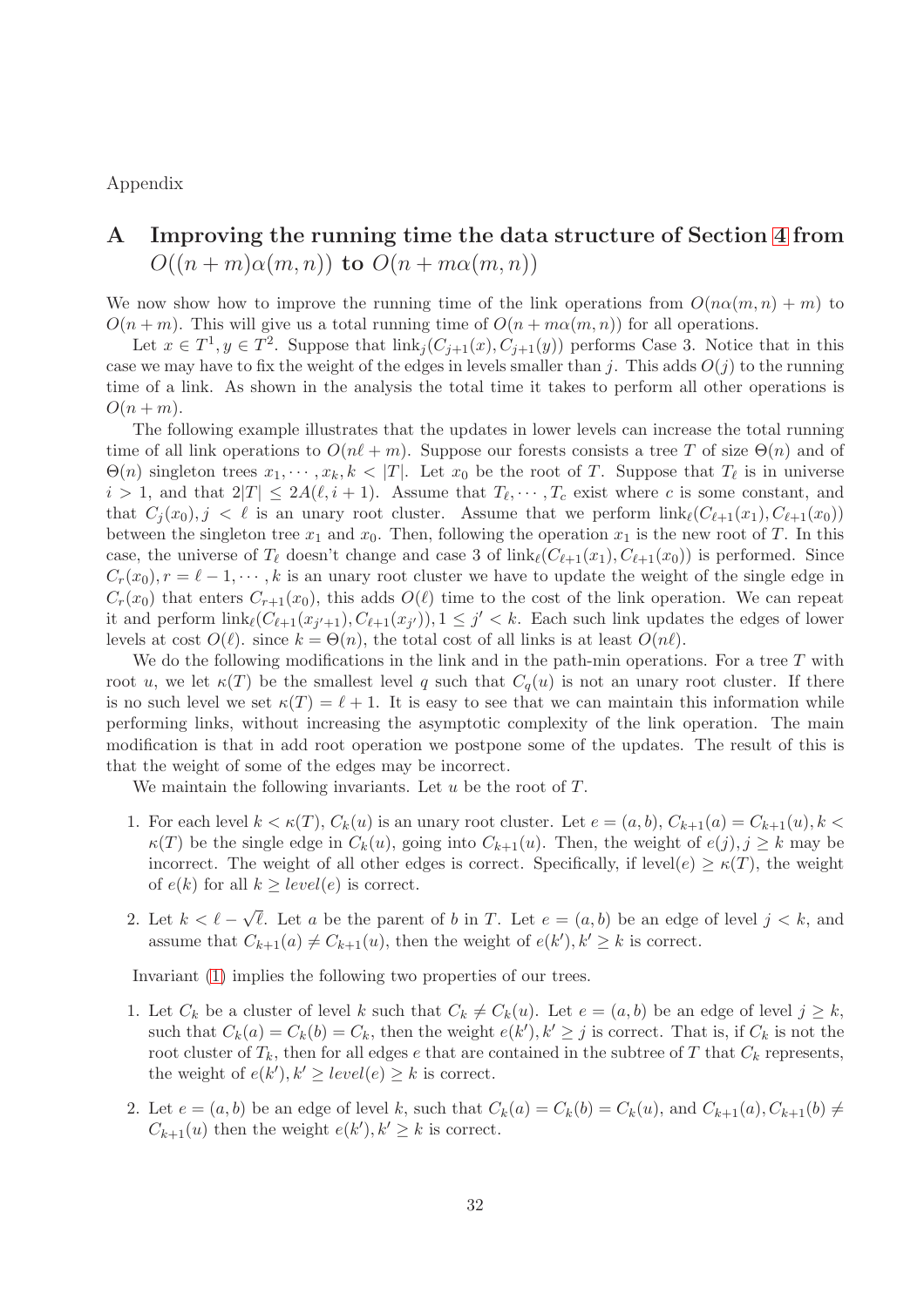Appendix

# A Improving the running time the data structure of Section 4 from $O((n+m)\alpha(m,n))$ to $O(n+m\alpha(m,n))$

We now show how to improve the running time of the link operations from $O(n\alpha(m,n)+m)$ to $O(n+m)$. This will give us a total running time of $O(n+m\alpha(m,n))$ for all operations.

Let $x \in T^1, y \in T^2$. Suppose that $\text{link}_j(C_{j+1}(x), C_{j+1}(y))$ performs Case 3. Notice that in this case we may have to fix the weight of the edges in levels smaller than $j$. This adds $O(j)$ to the running time of a link. As shown in the analysis the total time it takes to perform all other operations is $O(n+m)$.

The following example illustrates that the updates in lower levels can increase the total running time of all link operations to $O(n\ell + m)$. Suppose our forests consists a tree $T$ of size $\Theta(n)$ and of $\Theta(n)$ singleton trees $x_1, \cdots, x_k, k < |T|$. Let $x_0$ be the root of $T$. Suppose that $T_\ell$ is in universe $i > 1$, and that $2|T| \le 2A(\ell, i+1)$. Assume that $T_\ell, \cdots, T_c$ exist where $c$ is some constant, and that $C_j(x_0), j < \ell$ is an unary root cluster. Assume that we perform $\text{link}_\ell(C_{\ell+1}(x_1), C_{\ell+1}(x_0))$ between the singleton tree $x_1$ and $x_0$. Then, following the operation $x_1$ is the new root of $T$. In this case, the universe of $T_\ell$ doesn't change and case 3 of $\text{link}_\ell(C_{\ell+1}(x_1), C_{\ell+1}(x_0))$ is performed. Since $C_r(x_0), r = \ell-1, \cdots, k$ is an unary root cluster we have to update the weight of the single edge in $C_r(x_0)$ that enters $C_{r+1}(x_0)$, this adds $O(\ell)$ time to the cost of the link operation. We can repeat it and perform $\text{link}_\ell(C_{\ell+1}(x_{j'+1}), C_{\ell+1}(x_{j'})), 1 \le j' < k$. Each such link updates the edges of lower levels at cost $O(\ell)$. since $k = \Theta(n)$, the total cost of all links is at least $O(n\ell)$.

We do the following modifications in the link and in the path-min operations. For a tree $T$ with root $u$, we let $\kappa(T)$ be the smallest level $q$ such that $C_q(u)$ is not an unary root cluster. If there is no such level we set $\kappa(T) = \ell + 1$. It is easy to see that we can maintain this information while performing links, without increasing the asymptotic complexity of the link operation. The main modification is that in add root operation we postpone some of the updates. The result of this is that the weight of some of the edges may be incorrect.

We maintain the following invariants. Let $u$ be the root of $T$.

1. For each level $k < \kappa(T)$, $C_k(u)$ is an unary root cluster. Let $e = (a,b)$, $C_{k+1}(a) = C_{k+1}(u), k < \kappa(T)$ be the single edge in $C_k(u)$, going into $C_{k+1}(u)$. Then, the weight of $e(j), j \ge k$ may be incorrect. The weight of all other edges is correct. Specifically, if $\text{level}(e) \ge \kappa(T)$, the weight of $e(k)$ for all $k \ge \text{level}(e)$ is correct.

2. Let $k < \ell - \sqrt{\ell}$. Let $a$ be the parent of $b$ in $T$. Let $e = (a,b)$ be an edge of level $j < k$, and assume that $C_{k+1}(a) \ne C_{k+1}(u)$, then the weight of $e(k'), k' \ge k$ is correct.

Invariant (1) implies the following two properties of our trees.

1. Let $C_k$ be a cluster of level $k$ such that $C_k \ne C_k(u)$. Let $e = (a,b)$ be an edge of level $j \ge k$, such that $C_k(a) = C_k(b) = C_k$, then the weight $e(k'), k' \ge j$ is correct. That is, if $C_k$ is not the root cluster of $T_k$, then for all edges $e$ that are contained in the subtree of $T$ that $C_k$ represents, the weight of $e(k'), k' \ge \text{level}(e) \ge k$ is correct.

2. Let $e = (a,b)$ be an edge of level $k$, such that $C_k(a) = C_k(b) = C_k(u)$, and $C_{k+1}(a), C_{k+1}(b) \ne C_{k+1}(u)$ then the weight $e(k'), k' \ge k$ is correct.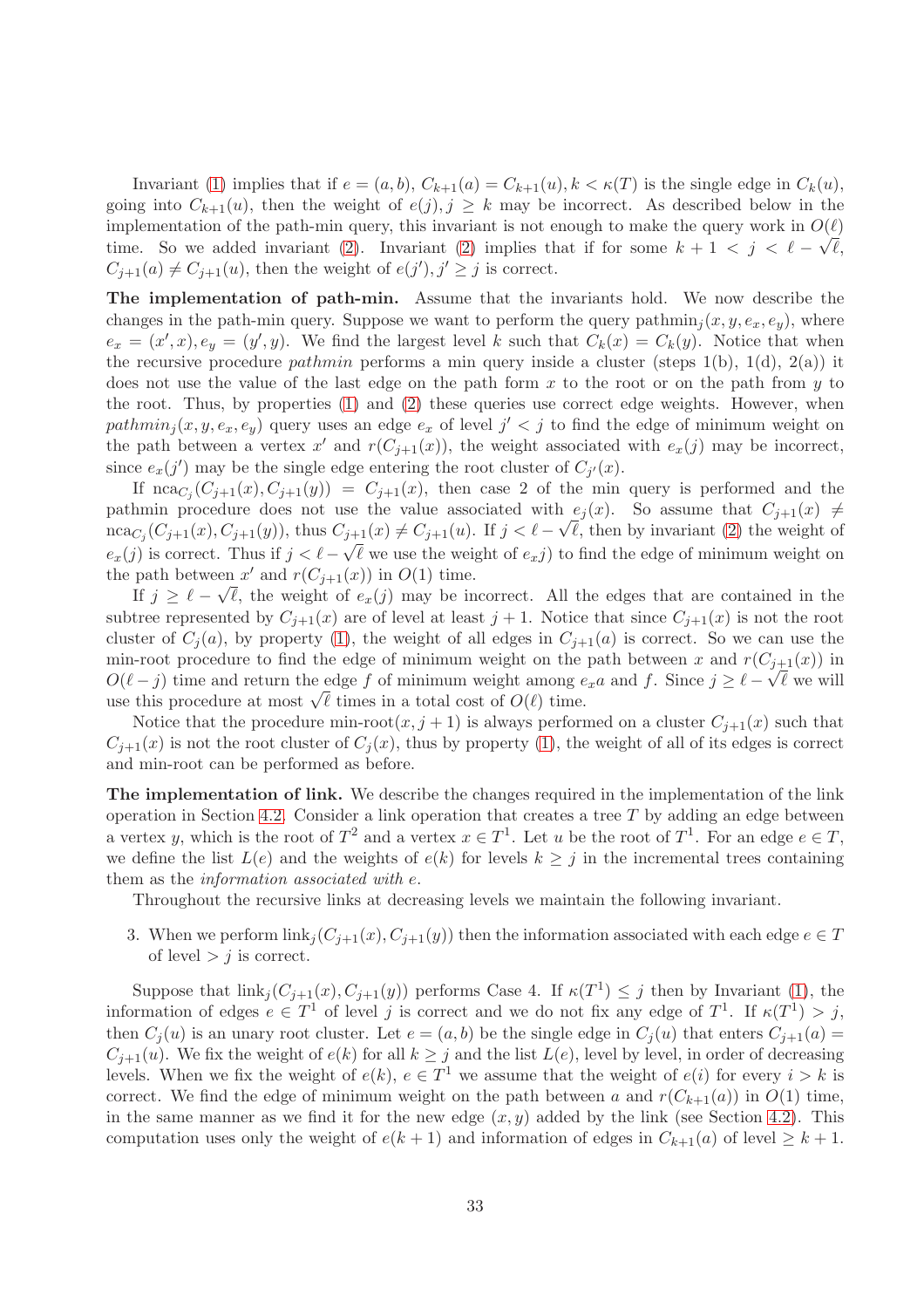Invariant (1) implies that if $e = (a, b)$, $C_{k+1}(a) = C_{k+1}(u), k < \kappa(T)$ is the single edge in $C_k(u)$, going into $C_{k+1}(u)$, then the weight of $e(j), j \geq k$ may be incorrect. As described below in the implementation of the path-min query, this invariant is not enough to make the query work in $O(\ell)$ time. So we added invariant (2). Invariant (2) implies that if for some $k + 1 < j < \ell - \sqrt{\ell}$, $C_{j+1}(a) \neq C_{j+1}(u)$, then the weight of $e(j'), j' \geq j$ is correct.

**The implementation of path-min.** Assume that the invariants hold. We now describe the changes in the path-min query. Suppose we want to perform the query $\text{pathmin}_j(x, y, e_x, e_y)$, where $e_x = (x', x), e_y = (y', y)$. We find the largest level $k$ such that $C_k(x) = C_k(y)$. Notice that when the recursive procedure *pathmin* performs a min query inside a cluster (steps 1(b), 1(d), 2(a)) it does not use the value of the last edge on the path form $x$ to the root or on the path from $y$ to the root. Thus, by properties (1) and (2) these queries use correct edge weights. However, when $pathmin_j(x, y, e_x, e_y)$ query uses an edge $e_x$ of level $j' < j$ to find the edge of minimum weight on the path between a vertex $x'$ and $r(C_{j+1}(x))$, the weight associated with $e_x(j)$ may be incorrect, since $e_x(j')$ may be the single edge entering the root cluster of $C_{j'}(x)$.

If $\text{nca}_{C_j}(C_{j+1}(x), C_{j+1}(y)) = C_{j+1}(x)$, then case 2 of the min query is performed and the pathmin procedure does not use the value associated with $e_j(x)$. So assume that $C_{j+1}(x) \neq \text{nca}_{C_j}(C_{j+1}(x), C_{j+1}(y))$, thus $C_{j+1}(x) \neq C_{j+1}(u)$. If $j < \ell - \sqrt{\ell}$, then by invariant (2) the weight of $e_x(j)$ is correct. Thus if $j < \ell - \sqrt{\ell}$ we use the weight of $e_x j)$ to find the edge of minimum weight on the path between $x'$ and $r(C_{j+1}(x))$ in $O(1)$ time.

If $j \geq \ell - \sqrt{\ell}$, the weight of $e_x(j)$ may be incorrect. All the edges that are contained in the subtree represented by $C_{j+1}(x)$ are of level at least $j + 1$. Notice that since $C_{j+1}(x)$ is not the root cluster of $C_j(a)$, by property (1), the weight of all edges in $C_{j+1}(a)$ is correct. So we can use the min-root procedure to find the edge of minimum weight on the path between $x$ and $r(C_{j+1}(x))$ in $O(\ell - j)$ time and return the edge $f$ of minimum weight among $e_x a$ and $f$. Since $j \geq \ell - \sqrt{\ell}$ we will use this procedure at most $\sqrt{\ell}$ times in a total cost of $O(\ell)$ time.

Notice that the procedure min-root$(x, j + 1)$ is always performed on a cluster $C_{j+1}(x)$ such that $C_{j+1}(x)$ is not the root cluster of $C_j(x)$, thus by property (1), the weight of all of its edges is correct and min-root can be performed as before.

**The implementation of link.** We describe the changes required in the implementation of the link operation in Section 4.2. Consider a link operation that creates a tree $T$ by adding an edge between a vertex $y$, which is the root of $T^2$ and a vertex $x \in T^1$. Let $u$ be the root of $T^1$. For an edge $e \in T$, we define the list $L(e)$ and the weights of $e(k)$ for levels $k \geq j$ in the incremental trees containing them as the *information associated with* $e$.

Throughout the recursive links at decreasing levels we maintain the following invariant.

3. When we perform $\text{link}_j(C_{j+1}(x), C_{j+1}(y))$ then the information associated with each edge $e \in T$ of level $> j$ is correct.

Suppose that $\text{link}_j(C_{j+1}(x), C_{j+1}(y))$ performs Case 4. If $\kappa(T^1) \leq j$ then by Invariant (1), the information of edges $e \in T^1$ of level $j$ is correct and we do not fix any edge of $T^1$. If $\kappa(T^1) > j$, then $C_j(u)$ is an unary root cluster. Let $e = (a, b)$ be the single edge in $C_j(u)$ that enters $C_{j+1}(a) = C_{j+1}(u)$. We fix the weight of $e(k)$ for all $k \geq j$ and the list $L(e)$, level by level, in order of decreasing levels. When we fix the weight of $e(k)$, $e \in T^1$ we assume that the weight of $e(i)$ for every $i > k$ is correct. We find the edge of minimum weight on the path between $a$ and $r(C_{k+1}(a))$ in $O(1)$ time, in the same manner as we find it for the new edge $(x, y)$ added by the link (see Section 4.2). This computation uses only the weight of $e(k + 1)$ and information of edges in $C_{k+1}(a)$ of level $\geq k + 1$.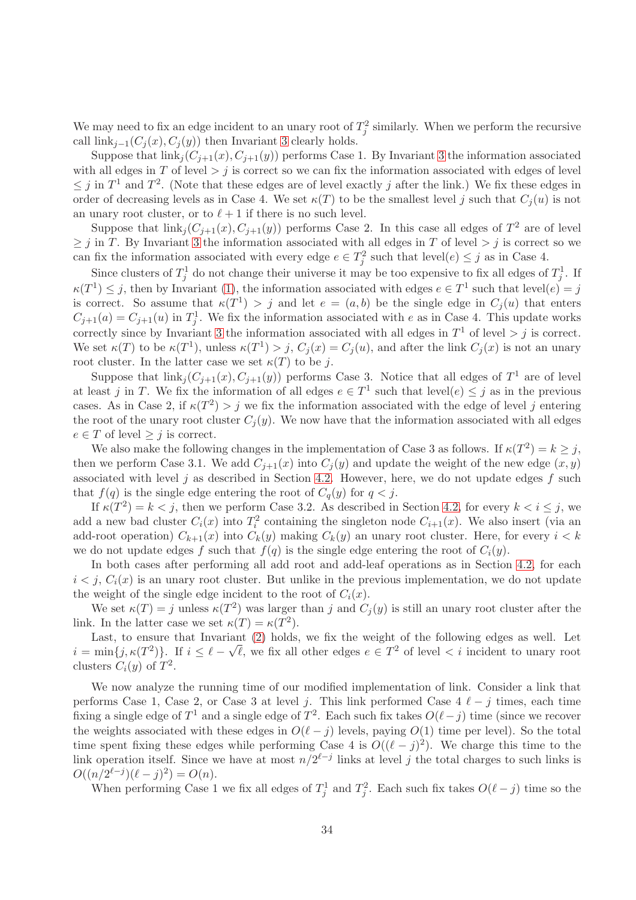We may need to fix an edge incident to an unary root of $T^2_j$ similarly. When we perform the recursive call $\text{link}_{j-1}(C_j(x), C_j(y))$ then Invariant 3 clearly holds.

Suppose that $\text{link}_j(C_{j+1}(x), C_{j+1}(y))$ performs Case 1. By Invariant 3 the information associated with all edges in $T$ of level $> j$ is correct so we can fix the information associated with edges of level $\leq j$ in $T^1$ and $T^2$. (Note that these edges are of level exactly $j$ after the link.) We fix these edges in order of decreasing levels as in Case 4. We set $\kappa(T)$ to be the smallest level $j$ such that $C_j(u)$ is not an unary root cluster, or to $\ell + 1$ if there is no such level.

Suppose that $\text{link}_j(C_{j+1}(x), C_{j+1}(y))$ performs Case 2. In this case all edges of $T^2$ are of level $\geq j$ in $T$. By Invariant 3 the information associated with all edges in $T$ of level $> j$ is correct so we can fix the information associated with every edge $e \in T^2_j$ such that $\text{level}(e) \leq j$ as in Case 4.

Since clusters of $T^1_j$ do not change their universe it may be too expensive to fix all edges of $T^1_j$. If $\kappa(T^1) \leq j$, then by Invariant (1), the information associated with edges $e \in T^1$ such that $\text{level}(e) = j$ is correct. So assume that $\kappa(T^1) > j$ and let $e = (a, b)$ be the single edge in $C_j(u)$ that enters $C_{j+1}(a) = C_{j+1}(u)$ in $T^1_j$. We fix the information associated with $e$ as in Case 4. This update works correctly since by Invariant 3 the information associated with all edges in $T^1$ of level $> j$ is correct. We set $\kappa(T)$ to be $\kappa(T^1)$, unless $\kappa(T^1) > j$, $C_j(x) = C_j(u)$, and after the link $C_j(x)$ is not an unary root cluster. In the latter case we set $\kappa(T)$ to be $j$.

Suppose that $\text{link}_j(C_{j+1}(x), C_{j+1}(y))$ performs Case 3. Notice that all edges of $T^1$ are of level at least $j$ in $T$. We fix the information of all edges $e \in T^1$ such that $\text{level}(e) \leq j$ as in the previous cases. As in Case 2, if $\kappa(T^2) > j$ we fix the information associated with the edge of level $j$ entering the root of the unary root cluster $C_j(y)$. We now have that the information associated with all edges $e \in T$ of level $\geq j$ is correct.

We also make the following changes in the implementation of Case 3 as follows. If $\kappa(T^2) = k \geq j$, then we perform Case 3.1. We add $C_{j+1}(x)$ into $C_j(y)$ and update the weight of the new edge $(x, y)$ associated with level $j$ as described in Section 4.2. However, here, we do not update edges $f$ such that $f(q)$ is the single edge entering the root of $C_q(y)$ for $q < j$.

If $\kappa(T^2) = k < j$, then we perform Case 3.2. As described in Section 4.2, for every $k < i \leq j$, we add a new bad cluster $C_i(x)$ into $T^2_i$ containing the singleton node $C_{i+1}(x)$. We also insert (via an add-root operation) $C_{k+1}(x)$ into $C_k(y)$ making $C_k(y)$ an unary root cluster. Here, for every $i < k$ we do not update edges $f$ such that $f(q)$ is the single edge entering the root of $C_i(y)$.

In both cases after performing all add root and add-leaf operations as in Section 4.2, for each $i < j$, $C_i(x)$ is an unary root cluster. But unlike in the previous implementation, we do not update the weight of the single edge incident to the root of $C_i(x)$.

We set $\kappa(T) = j$ unless $\kappa(T^2)$ was larger than $j$ and $C_j(y)$ is still an unary root cluster after the link. In the latter case we set $\kappa(T) = \kappa(T^2)$.

Last, to ensure that Invariant (2) holds, we fix the weight of the following edges as well. Let $i = \min\{j, \kappa(T^2)\}$. If $i \leq \ell - \sqrt{\ell}$, we fix all other edges $e \in T^2$ of level $< i$ incident to unary root clusters $C_i(y)$ of $T^2$.

We now analyze the running time of our modified implementation of link. Consider a link that performs Case 1, Case 2, or Case 3 at level $j$. This link performed Case 4 $\ell - j$ times, each time fixing a single edge of $T^1$ and a single edge of $T^2$. Each such fix takes $O(\ell - j)$ time (since we recover the weights associated with these edges in $O(\ell - j)$ levels, paying $O(1)$ time per level). So the total time spent fixing these edges while performing Case 4 is $O((\ell - j)^2)$. We charge this time to the link operation itself. Since we have at most $n/2^{\ell-j}$ links at level $j$ the total charges to such links is $O((n/2^{\ell-j})(\ell - j)^2) = O(n)$.

When performing Case 1 we fix all edges of $T^1_j$ and $T^2_j$. Each such fix takes $O(\ell - j)$ time so the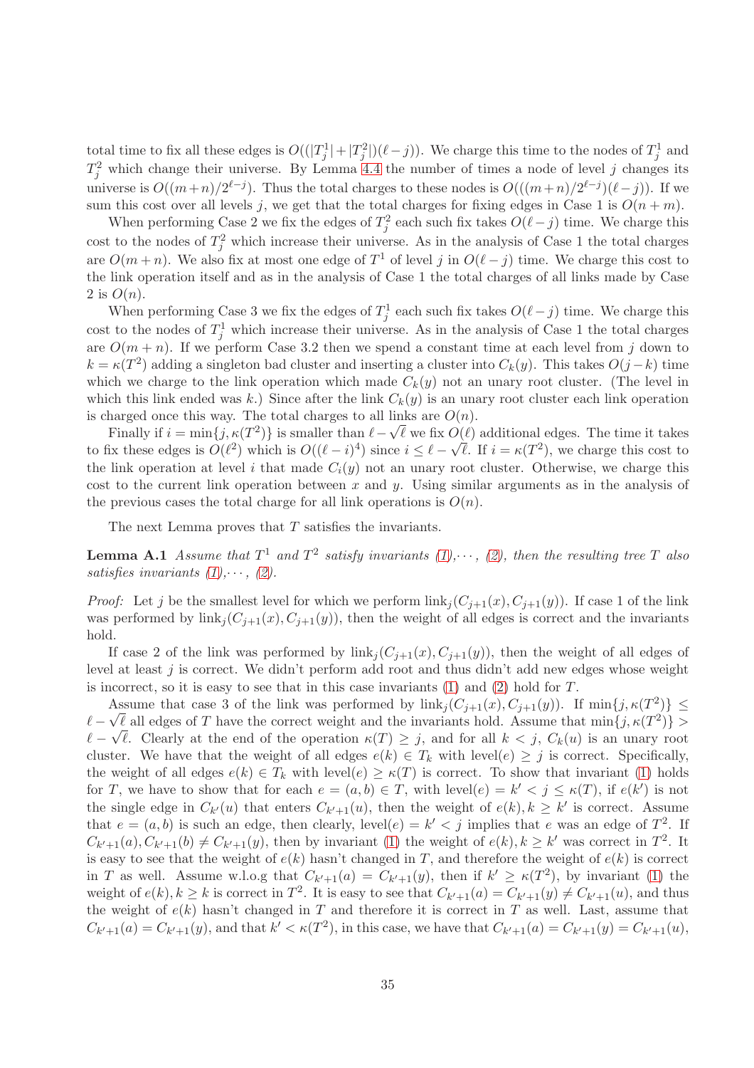total time to fix all these edges is $O((|T_j^1|+|T_j^2|)(\ell-j))$. We charge this time to the nodes of $T_j^1$ and $T_j^2$ which change their universe. By Lemma 4.4 the number of times a node of level $j$ changes its universe is $O((m+n)/2^{\ell-j})$. Thus the total charges to these nodes is $O(((m+n)/2^{\ell-j})(\ell-j))$. If we sum this cost over all levels $j$, we get that the total charges for fixing edges in Case 1 is $O(n+m)$.

When performing Case 2 we fix the edges of $T_j^2$ each such fix takes $O(\ell-j)$ time. We charge this cost to the nodes of $T_j^2$ which increase their universe. As in the analysis of Case 1 the total charges are $O(m+n)$. We also fix at most one edge of $T^1$ of level $j$ in $O(\ell-j)$ time. We charge this cost to the link operation itself and as in the analysis of Case 1 the total charges of all links made by Case 2 is $O(n)$.

When performing Case 3 we fix the edges of $T_j^1$ each such fix takes $O(\ell-j)$ time. We charge this cost to the nodes of $T_j^1$ which increase their universe. As in the analysis of Case 1 the total charges are $O(m+n)$. If we perform Case 3.2 then we spend a constant time at each level from $j$ down to $k=\kappa(T^2)$ adding a singleton bad cluster and inserting a cluster into $C_k(y)$. This takes $O(j-k)$ time which we charge to the link operation which made $C_k(y)$ not an unary root cluster. (The level in which this link ended was $k$.) Since after the link $C_k(y)$ is an unary root cluster each link operation is charged once this way. The total charges to all links are $O(n)$.

Finally if $i=\min\{j,\kappa(T^2)\}$ is smaller than $\ell-\sqrt{\ell}$ we fix $O(\ell)$ additional edges. The time it takes to fix these edges is $O(\ell^2)$ which is $O((\ell-i)^4)$ since $i\le \ell-\sqrt{\ell}$. If $i=\kappa(T^2)$, we charge this cost to the link operation at level $i$ that made $C_i(y)$ not an unary root cluster. Otherwise, we charge this cost to the current link operation between $x$ and $y$. Using similar arguments as in the analysis of the previous cases the total charge for all link operations is $O(n)$.

The next Lemma proves that $T$ satisfies the invariants.

**Lemma A.1** *Assume that $T^1$ and $T^2$ satisfy invariants (1),$\cdots$, (2), then the resulting tree $T$ also satisfies invariants (1),$\cdots$, (2).*

*Proof:* Let $j$ be the smallest level for which we perform $\text{link}_j(C_{j+1}(x),C_{j+1}(y))$. If case 1 of the link was performed by $\text{link}_j(C_{j+1}(x),C_{j+1}(y))$, then the weight of all edges is correct and the invariants hold.

If case 2 of the link was performed by $\text{link}_j(C_{j+1}(x),C_{j+1}(y))$, then the weight of all edges of level at least $j$ is correct. We didn't perform add root and thus didn't add new edges whose weight is incorrect, so it is easy to see that in this case invariants (1) and (2) hold for $T$.

Assume that case 3 of the link was performed by $\text{link}_j(C_{j+1}(x),C_{j+1}(y))$. If $\min\{j,\kappa(T^2)\}\le \ell-\sqrt{\ell}$ all edges of $T$ have the correct weight and the invariants hold. Assume that $\min\{j,\kappa(T^2)\} > \ell-\sqrt{\ell}$. Clearly at the end of the operation $\kappa(T)\ge j$, and for all $k<j$, $C_k(u)$ is an unary root cluster. We have that the weight of all edges $e(k)\in T_k$ with $\text{level}(e)\ge j$ is correct. Specifically, the weight of all edges $e(k)\in T_k$ with $\text{level}(e)\ge\kappa(T)$ is correct. To show that invariant (1) holds for $T$, we have to show that for each $e=(a,b)\in T$, with $\text{level}(e)=k'<j\le\kappa(T)$, if $e(k')$ is not the single edge in $C_{k'}(u)$ that enters $C_{k'+1}(u)$, then the weight of $e(k), k\ge k'$ is correct. Assume that $e=(a,b)$ is such an edge, then clearly, $\text{level}(e)=k'<j$ implies that $e$ was an edge of $T^2$. If $C_{k'+1}(a), C_{k'+1}(b)\neq C_{k'+1}(y)$, then by invariant (1) the weight of $e(k), k\ge k'$ was correct in $T^2$. It is easy to see that the weight of $e(k)$ hasn't changed in $T$, and therefore the weight of $e(k)$ is correct in $T$ as well. Assume w.l.o.g that $C_{k'+1}(a)=C_{k'+1}(y)$, then if $k'\ge\kappa(T^2)$, by invariant (1) the weight of $e(k), k\ge k$ is correct in $T^2$. It is easy to see that $C_{k'+1}(a)=C_{k'+1}(y)\neq C_{k'+1}(u)$, and thus the weight of $e(k)$ hasn't changed in $T$ and therefore it is correct in $T$ as well. Last, assume that $C_{k'+1}(a)=C_{k'+1}(y)$, and that $k'<\kappa(T^2)$, in this case, we have that $C_{k'+1}(a)=C_{k'+1}(y)=C_{k'+1}(u)$,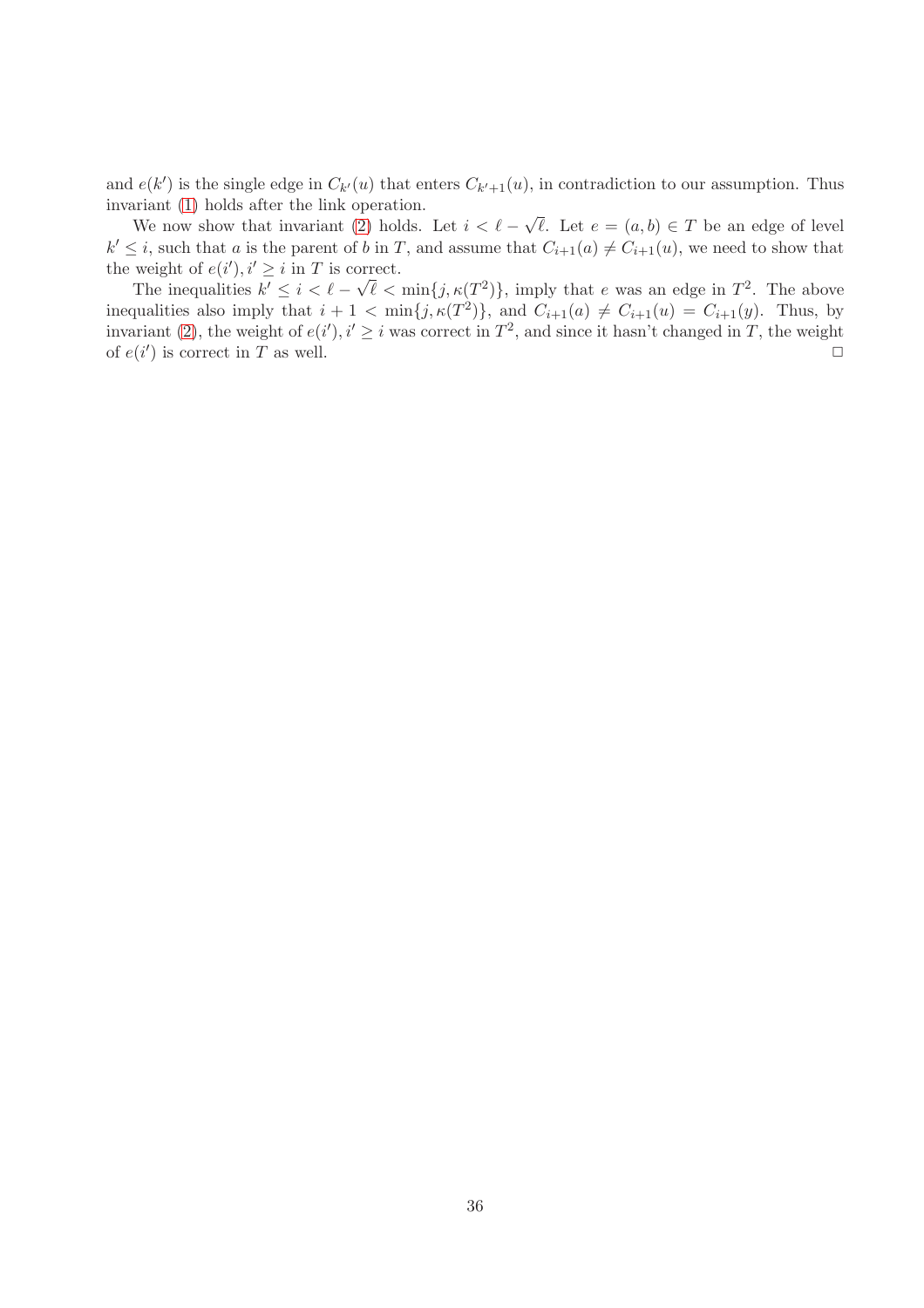and $e(k')$ is the single edge in $C_{k'}(u)$ that enters $C_{k'+1}(u)$, in contradiction to our assumption. Thus invariant (1) holds after the link operation.

We now show that invariant (2) holds. Let $i < \ell - \sqrt{\ell}$. Let $e = (a, b) \in T$ be an edge of level $k' \leq i$, such that $a$ is the parent of $b$ in $T$, and assume that $C_{i+1}(a) \neq C_{i+1}(u)$, we need to show that the weight of $e(i'), i' \geq i$ in $T$ is correct.

The inequalities $k' \leq i < \ell - \sqrt{\ell} < \min\{j, \kappa(T^2)\}$, imply that $e$ was an edge in $T^2$. The above inequalities also imply that $i + 1 < \min\{j, \kappa(T^2)\}$, and $C_{i+1}(a) \neq C_{i+1}(u) = C_{i+1}(y)$. Thus, by invariant (2), the weight of $e(i'), i' \geq i$ was correct in $T^2$, and since it hasn't changed in $T$, the weight of $e(i')$ is correct in $T$ as well. □